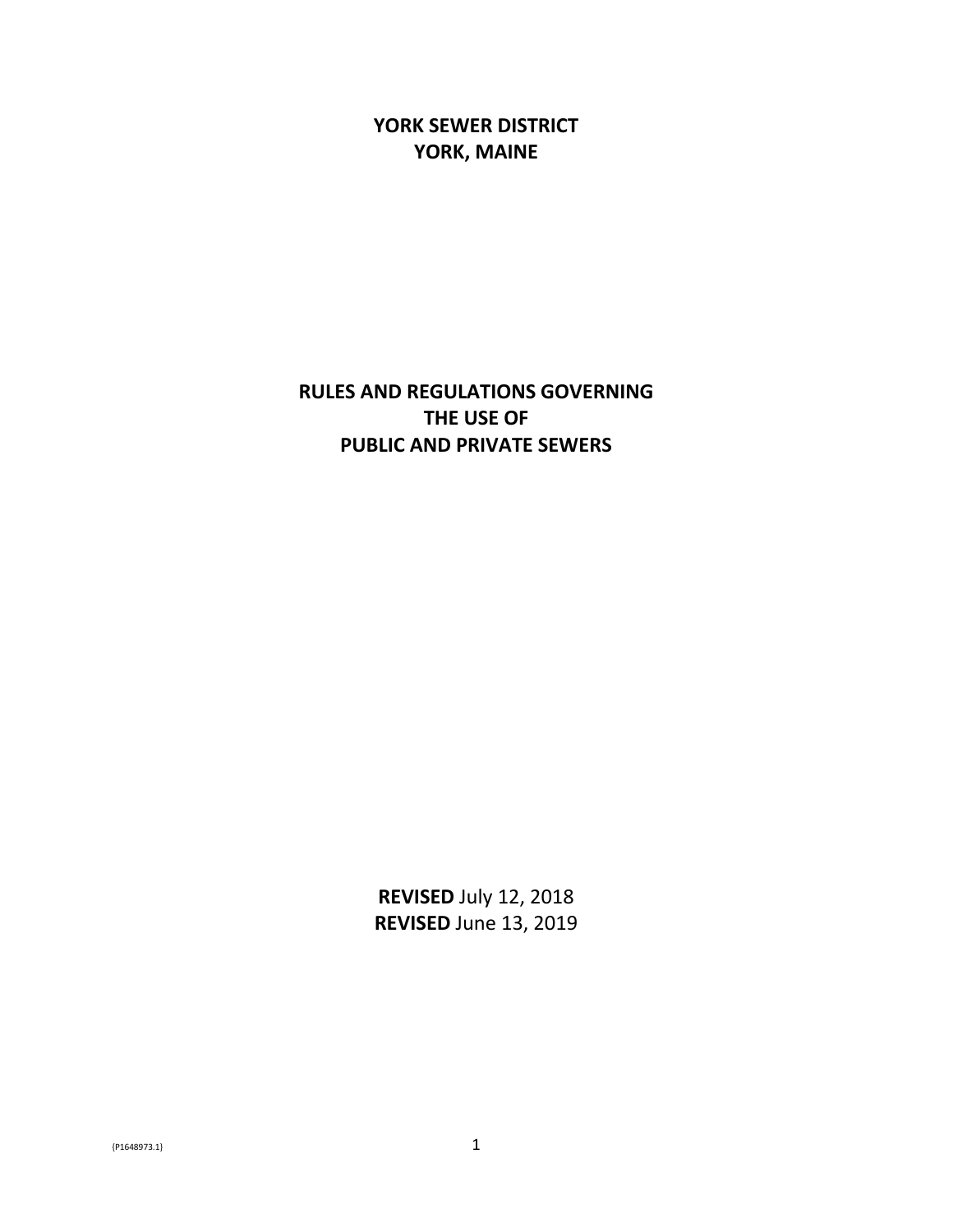# YORK SEWER DISTRICT
# YORK, MAINE

# RULES AND REGULATIONS GOVERNING THE USE OF PUBLIC AND PRIVATE SEWERS

**REVISED** July 12, 2018
**REVISED** June 13, 2019

{P1648973.1}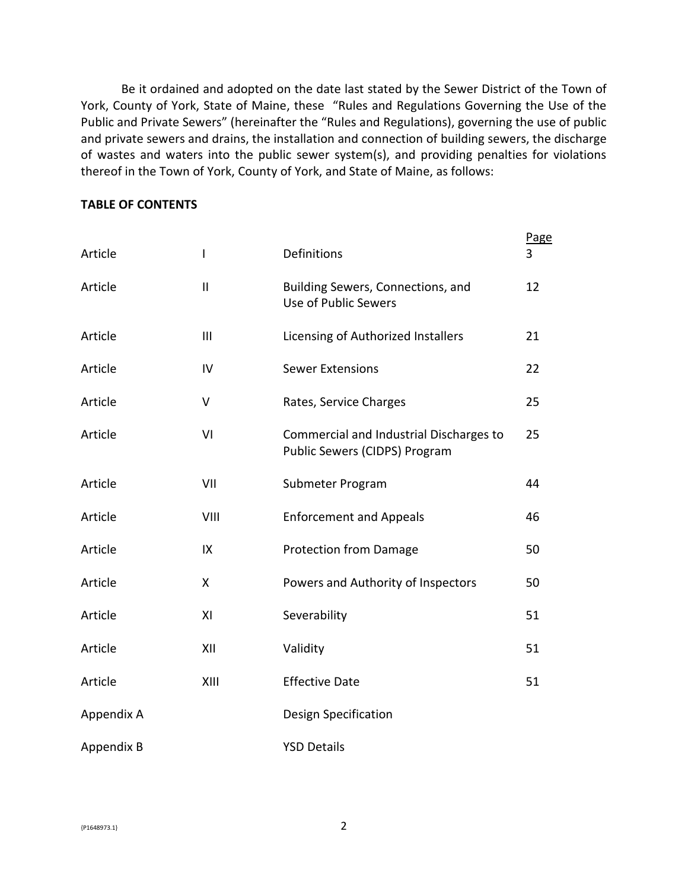Be it ordained and adopted on the date last stated by the Sewer District of the Town of York, County of York, State of Maine, these "Rules and Regulations Governing the Use of the Public and Private Sewers" (hereinafter the "Rules and Regulations), governing the use of public and private sewers and drains, the installation and connection of building sewers, the discharge of wastes and waters into the public sewer system(s), and providing penalties for violations thereof in the Town of York, County of York, and State of Maine, as follows:

**TABLE OF CONTENTS**

| | | | Page |
|---|---|---|---|
| Article | I | Definitions | 3 |
| Article | II | Building Sewers, Connections, and Use of Public Sewers | 12 |
| Article | III | Licensing of Authorized Installers | 21 |
| Article | IV | Sewer Extensions | 22 |
| Article | V | Rates, Service Charges | 25 |
| Article | VI | Commercial and Industrial Discharges to Public Sewers (CIDPS) Program | 25 |
| Article | VII | Submeter Program | 44 |
| Article | VIII | Enforcement and Appeals | 46 |
| Article | IX | Protection from Damage | 50 |
| Article | X | Powers and Authority of Inspectors | 50 |
| Article | XI | Severability | 51 |
| Article | XII | Validity | 51 |
| Article | XIII | Effective Date | 51 |
| Appendix A | | Design Specification | |
| Appendix B | | YSD Details | |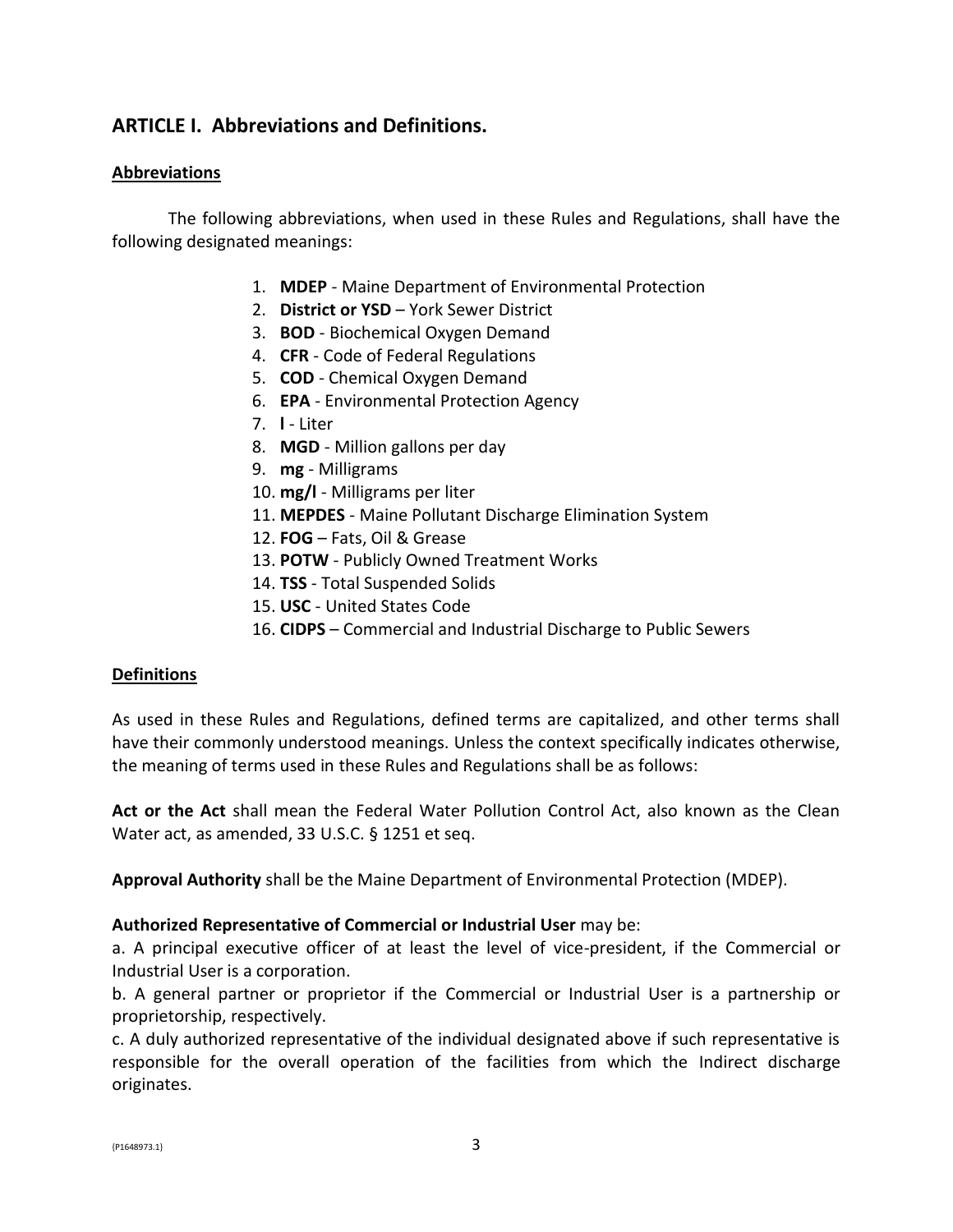## ARTICLE I. Abbreviations and Definitions.

### Abbreviations

The following abbreviations, when used in these Rules and Regulations, shall have the following designated meanings:

1. **MDEP** - Maine Department of Environmental Protection
2. **District or YSD** – York Sewer District
3. **BOD** - Biochemical Oxygen Demand
4. **CFR** - Code of Federal Regulations
5. **COD** - Chemical Oxygen Demand
6. **EPA** - Environmental Protection Agency
7. **l** - Liter
8. **MGD** - Million gallons per day
9. **mg** - Milligrams
10. **mg/l** - Milligrams per liter
11. **MEPDES** - Maine Pollutant Discharge Elimination System
12. **FOG** – Fats, Oil & Grease
13. **POTW** - Publicly Owned Treatment Works
14. **TSS** - Total Suspended Solids
15. **USC** - United States Code
16. **CIDPS** – Commercial and Industrial Discharge to Public Sewers

### Definitions

As used in these Rules and Regulations, defined terms are capitalized, and other terms shall have their commonly understood meanings. Unless the context specifically indicates otherwise, the meaning of terms used in these Rules and Regulations shall be as follows:

**Act or the Act** shall mean the Federal Water Pollution Control Act, also known as the Clean Water act, as amended, 33 U.S.C. § 1251 et seq.

**Approval Authority** shall be the Maine Department of Environmental Protection (MDEP).

**Authorized Representative of Commercial or Industrial User** may be:

a. A principal executive officer of at least the level of vice-president, if the Commercial or Industrial User is a corporation.

b. A general partner or proprietor if the Commercial or Industrial User is a partnership or proprietorship, respectively.

c. A duly authorized representative of the individual designated above if such representative is responsible for the overall operation of the facilities from which the Indirect discharge originates.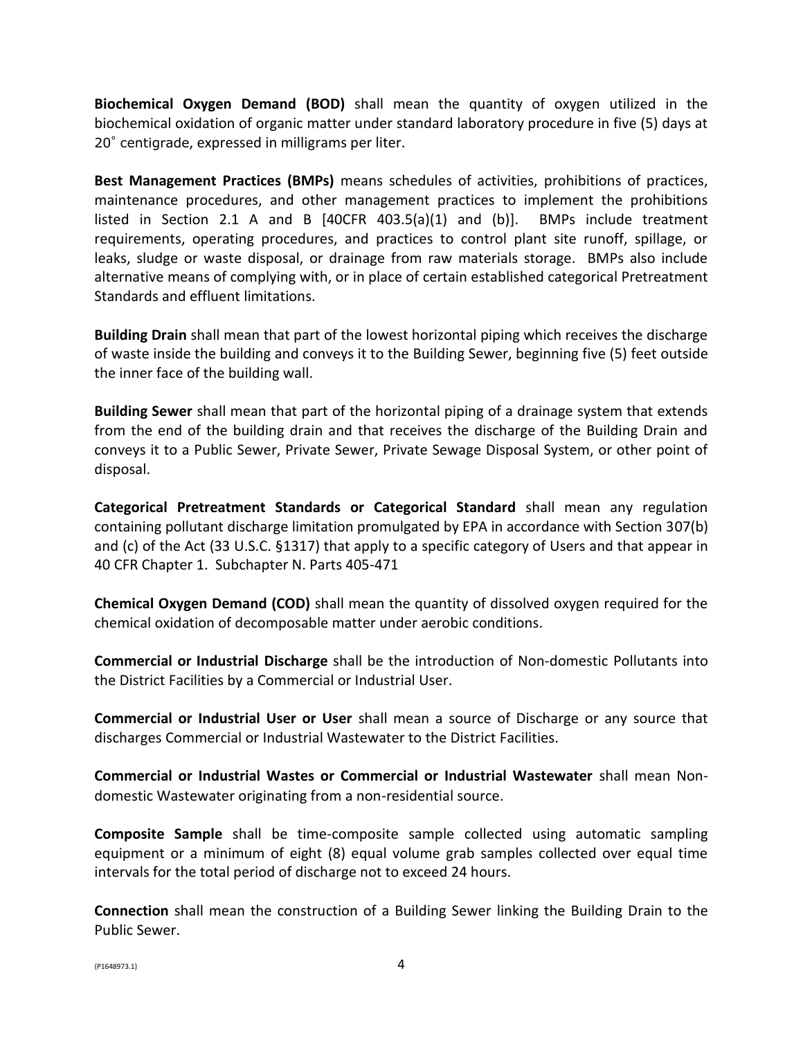**Biochemical Oxygen Demand (BOD)** shall mean the quantity of oxygen utilized in the biochemical oxidation of organic matter under standard laboratory procedure in five (5) days at 20˚ centigrade, expressed in milligrams per liter.

**Best Management Practices (BMPs)** means schedules of activities, prohibitions of practices, maintenance procedures, and other management practices to implement the prohibitions listed in Section 2.1 A and B [40CFR 403.5(a)(1) and (b)]. BMPs include treatment requirements, operating procedures, and practices to control plant site runoff, spillage, or leaks, sludge or waste disposal, or drainage from raw materials storage. BMPs also include alternative means of complying with, or in place of certain established categorical Pretreatment Standards and effluent limitations.

**Building Drain** shall mean that part of the lowest horizontal piping which receives the discharge of waste inside the building and conveys it to the Building Sewer, beginning five (5) feet outside the inner face of the building wall.

**Building Sewer** shall mean that part of the horizontal piping of a drainage system that extends from the end of the building drain and that receives the discharge of the Building Drain and conveys it to a Public Sewer, Private Sewer, Private Sewage Disposal System, or other point of disposal.

**Categorical Pretreatment Standards or Categorical Standard** shall mean any regulation containing pollutant discharge limitation promulgated by EPA in accordance with Section 307(b) and (c) of the Act (33 U.S.C. §1317) that apply to a specific category of Users and that appear in 40 CFR Chapter 1. Subchapter N. Parts 405-471

**Chemical Oxygen Demand (COD)** shall mean the quantity of dissolved oxygen required for the chemical oxidation of decomposable matter under aerobic conditions.

**Commercial or Industrial Discharge** shall be the introduction of Non-domestic Pollutants into the District Facilities by a Commercial or Industrial User.

**Commercial or Industrial User or User** shall mean a source of Discharge or any source that discharges Commercial or Industrial Wastewater to the District Facilities.

**Commercial or Industrial Wastes or Commercial or Industrial Wastewater** shall mean Non-domestic Wastewater originating from a non-residential source.

**Composite Sample** shall be time-composite sample collected using automatic sampling equipment or a minimum of eight (8) equal volume grab samples collected over equal time intervals for the total period of discharge not to exceed 24 hours.

**Connection** shall mean the construction of a Building Sewer linking the Building Drain to the Public Sewer.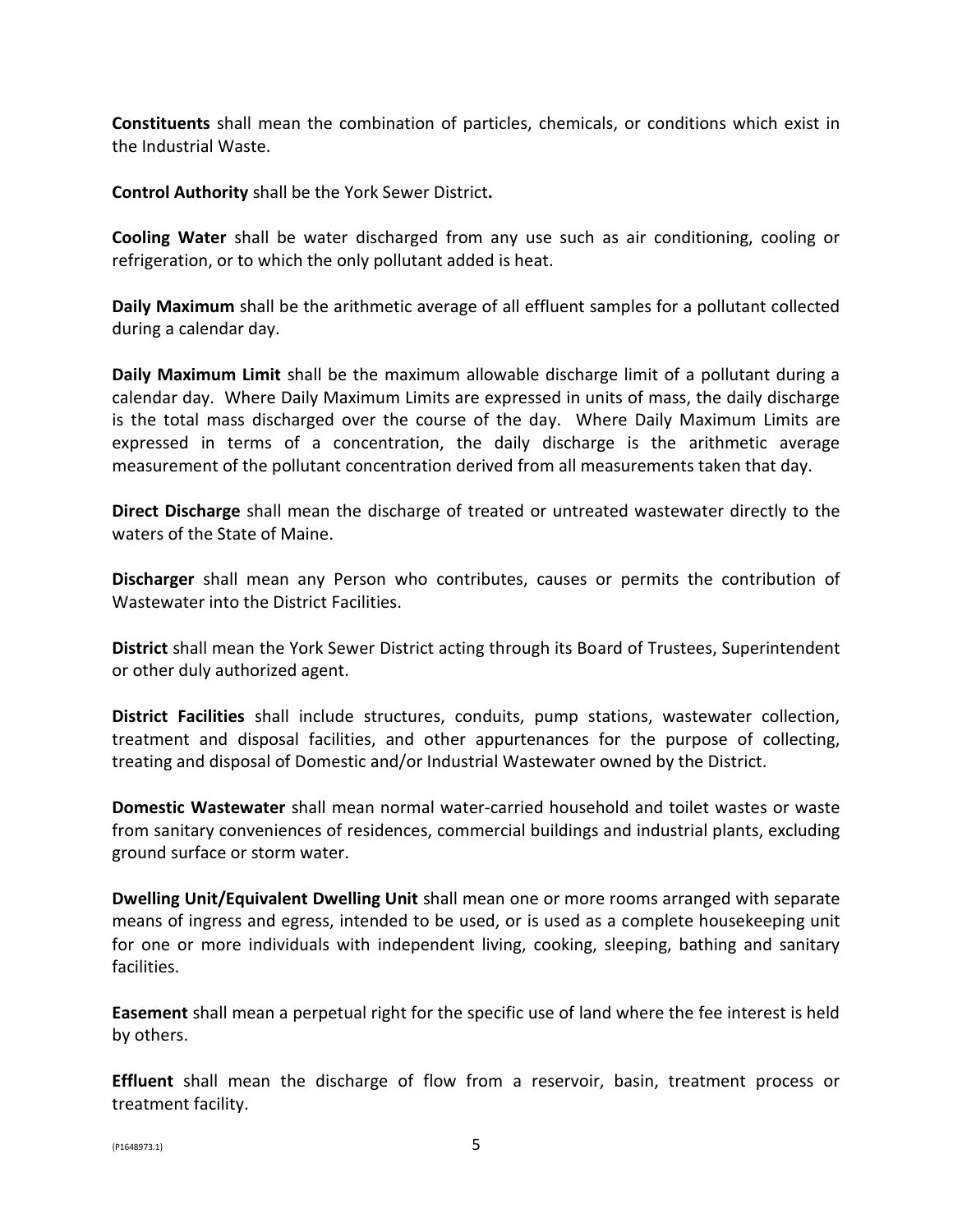**Constituents** shall mean the combination of particles, chemicals, or conditions which exist in the Industrial Waste.

**Control Authority** shall be the York Sewer District**.**

**Cooling Water** shall be water discharged from any use such as air conditioning, cooling or refrigeration, or to which the only pollutant added is heat.

**Daily Maximum** shall be the arithmetic average of all effluent samples for a pollutant collected during a calendar day.

**Daily Maximum Limit** shall be the maximum allowable discharge limit of a pollutant during a calendar day. Where Daily Maximum Limits are expressed in units of mass, the daily discharge is the total mass discharged over the course of the day. Where Daily Maximum Limits are expressed in terms of a concentration, the daily discharge is the arithmetic average measurement of the pollutant concentration derived from all measurements taken that day.

**Direct Discharge** shall mean the discharge of treated or untreated wastewater directly to the waters of the State of Maine.

**Discharger** shall mean any Person who contributes, causes or permits the contribution of Wastewater into the District Facilities.

**District** shall mean the York Sewer District acting through its Board of Trustees, Superintendent or other duly authorized agent.

**District Facilities** shall include structures, conduits, pump stations, wastewater collection, treatment and disposal facilities, and other appurtenances for the purpose of collecting, treating and disposal of Domestic and/or Industrial Wastewater owned by the District.

**Domestic Wastewater** shall mean normal water-carried household and toilet wastes or waste from sanitary conveniences of residences, commercial buildings and industrial plants, excluding ground surface or storm water.

**Dwelling Unit/Equivalent Dwelling Unit** shall mean one or more rooms arranged with separate means of ingress and egress, intended to be used, or is used as a complete housekeeping unit for one or more individuals with independent living, cooking, sleeping, bathing and sanitary facilities.

**Easement** shall mean a perpetual right for the specific use of land where the fee interest is held by others.

**Effluent** shall mean the discharge of flow from a reservoir, basin, treatment process or treatment facility.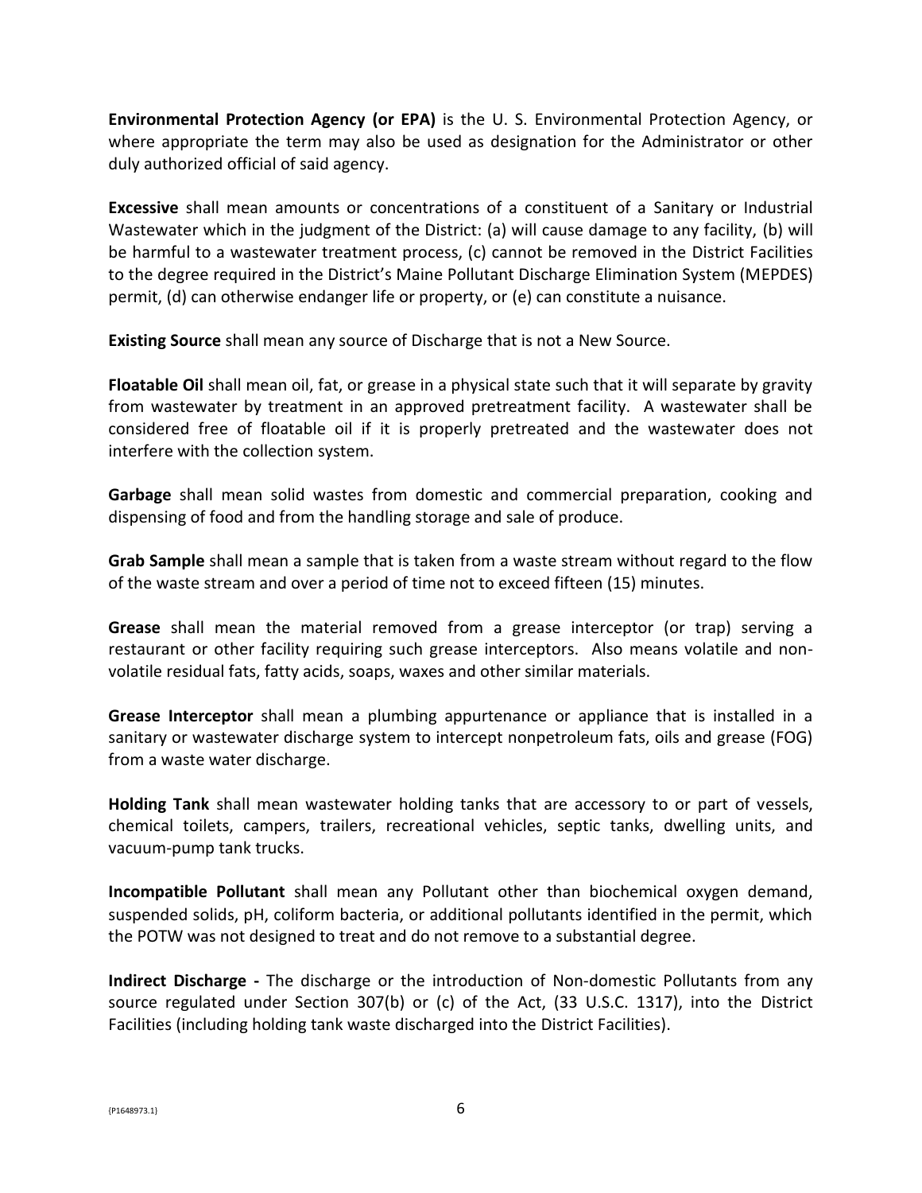**Environmental Protection Agency (or EPA)** is the U. S. Environmental Protection Agency, or where appropriate the term may also be used as designation for the Administrator or other duly authorized official of said agency.

**Excessive** shall mean amounts or concentrations of a constituent of a Sanitary or Industrial Wastewater which in the judgment of the District: (a) will cause damage to any facility, (b) will be harmful to a wastewater treatment process, (c) cannot be removed in the District Facilities to the degree required in the District's Maine Pollutant Discharge Elimination System (MEPDES) permit, (d) can otherwise endanger life or property, or (e) can constitute a nuisance.

**Existing Source** shall mean any source of Discharge that is not a New Source.

**Floatable Oil** shall mean oil, fat, or grease in a physical state such that it will separate by gravity from wastewater by treatment in an approved pretreatment facility. A wastewater shall be considered free of floatable oil if it is properly pretreated and the wastewater does not interfere with the collection system.

**Garbage** shall mean solid wastes from domestic and commercial preparation, cooking and dispensing of food and from the handling storage and sale of produce.

**Grab Sample** shall mean a sample that is taken from a waste stream without regard to the flow of the waste stream and over a period of time not to exceed fifteen (15) minutes.

**Grease** shall mean the material removed from a grease interceptor (or trap) serving a restaurant or other facility requiring such grease interceptors. Also means volatile and non-volatile residual fats, fatty acids, soaps, waxes and other similar materials.

**Grease Interceptor** shall mean a plumbing appurtenance or appliance that is installed in a sanitary or wastewater discharge system to intercept nonpetroleum fats, oils and grease (FOG) from a waste water discharge.

**Holding Tank** shall mean wastewater holding tanks that are accessory to or part of vessels, chemical toilets, campers, trailers, recreational vehicles, septic tanks, dwelling units, and vacuum-pump tank trucks.

**Incompatible Pollutant** shall mean any Pollutant other than biochemical oxygen demand, suspended solids, pH, coliform bacteria, or additional pollutants identified in the permit, which the POTW was not designed to treat and do not remove to a substantial degree.

**Indirect Discharge -** The discharge or the introduction of Non-domestic Pollutants from any source regulated under Section 307(b) or (c) of the Act, (33 U.S.C. 1317), into the District Facilities (including holding tank waste discharged into the District Facilities).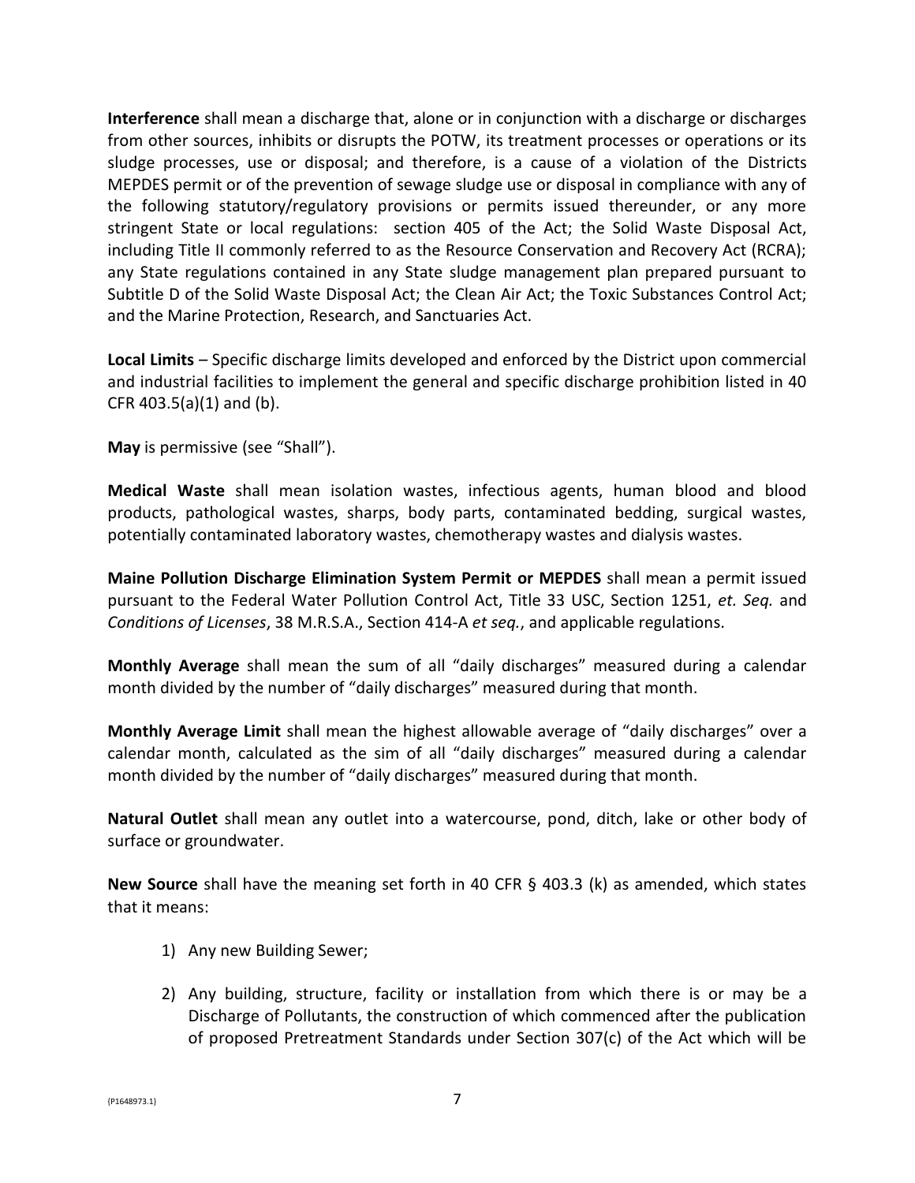**Interference** shall mean a discharge that, alone or in conjunction with a discharge or discharges from other sources, inhibits or disrupts the POTW, its treatment processes or operations or its sludge processes, use or disposal; and therefore, is a cause of a violation of the Districts MEPDES permit or of the prevention of sewage sludge use or disposal in compliance with any of the following statutory/regulatory provisions or permits issued thereunder, or any more stringent State or local regulations: section 405 of the Act; the Solid Waste Disposal Act, including Title II commonly referred to as the Resource Conservation and Recovery Act (RCRA); any State regulations contained in any State sludge management plan prepared pursuant to Subtitle D of the Solid Waste Disposal Act; the Clean Air Act; the Toxic Substances Control Act; and the Marine Protection, Research, and Sanctuaries Act.

**Local Limits** – Specific discharge limits developed and enforced by the District upon commercial and industrial facilities to implement the general and specific discharge prohibition listed in 40 CFR 403.5(a)(1) and (b).

**May** is permissive (see "Shall").

**Medical Waste** shall mean isolation wastes, infectious agents, human blood and blood products, pathological wastes, sharps, body parts, contaminated bedding, surgical wastes, potentially contaminated laboratory wastes, chemotherapy wastes and dialysis wastes.

**Maine Pollution Discharge Elimination System Permit or MEPDES** shall mean a permit issued pursuant to the Federal Water Pollution Control Act, Title 33 USC, Section 1251, *et. Seq.* and *Conditions of Licenses*, 38 M.R.S.A., Section 414-A *et seq.*, and applicable regulations.

**Monthly Average** shall mean the sum of all "daily discharges" measured during a calendar month divided by the number of "daily discharges" measured during that month.

**Monthly Average Limit** shall mean the highest allowable average of "daily discharges" over a calendar month, calculated as the sim of all "daily discharges" measured during a calendar month divided by the number of "daily discharges" measured during that month.

**Natural Outlet** shall mean any outlet into a watercourse, pond, ditch, lake or other body of surface or groundwater.

**New Source** shall have the meaning set forth in 40 CFR § 403.3 (k) as amended, which states that it means:

1) Any new Building Sewer;

2) Any building, structure, facility or installation from which there is or may be a Discharge of Pollutants, the construction of which commenced after the publication of proposed Pretreatment Standards under Section 307(c) of the Act which will be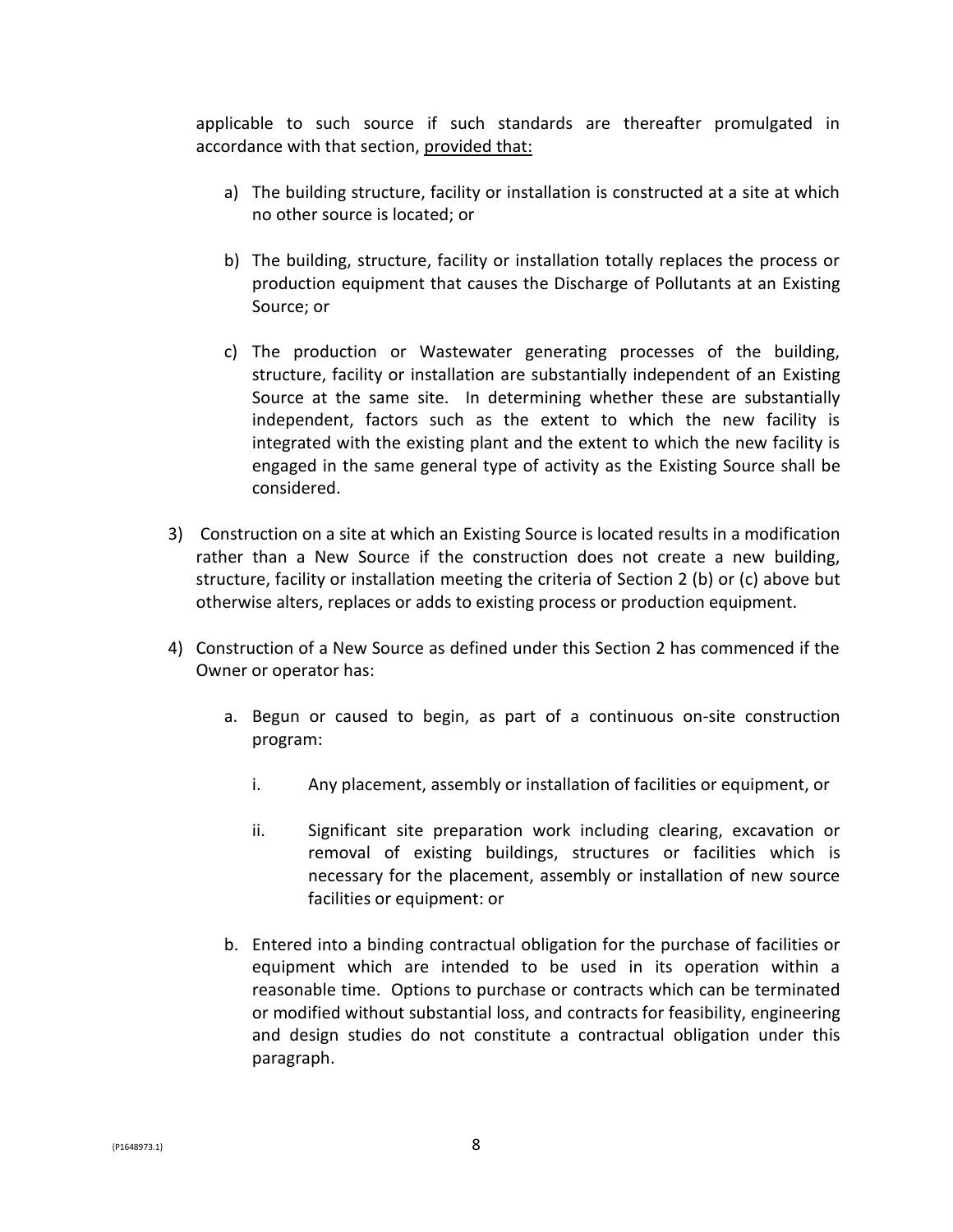applicable to such source if such standards are thereafter promulgated in accordance with that section, provided that:

a) The building structure, facility or installation is constructed at a site at which no other source is located; or

b) The building, structure, facility or installation totally replaces the process or production equipment that causes the Discharge of Pollutants at an Existing Source; or

c) The production or Wastewater generating processes of the building, structure, facility or installation are substantially independent of an Existing Source at the same site. In determining whether these are substantially independent, factors such as the extent to which the new facility is integrated with the existing plant and the extent to which the new facility is engaged in the same general type of activity as the Existing Source shall be considered.

3) Construction on a site at which an Existing Source is located results in a modification rather than a New Source if the construction does not create a new building, structure, facility or installation meeting the criteria of Section 2 (b) or (c) above but otherwise alters, replaces or adds to existing process or production equipment.

4) Construction of a New Source as defined under this Section 2 has commenced if the Owner or operator has:

   a. Begun or caused to begin, as part of a continuous on-site construction program:

      i. Any placement, assembly or installation of facilities or equipment, or

      ii. Significant site preparation work including clearing, excavation or removal of existing buildings, structures or facilities which is necessary for the placement, assembly or installation of new source facilities or equipment: or

   b. Entered into a binding contractual obligation for the purchase of facilities or equipment which are intended to be used in its operation within a reasonable time. Options to purchase or contracts which can be terminated or modified without substantial loss, and contracts for feasibility, engineering and design studies do not constitute a contractual obligation under this paragraph.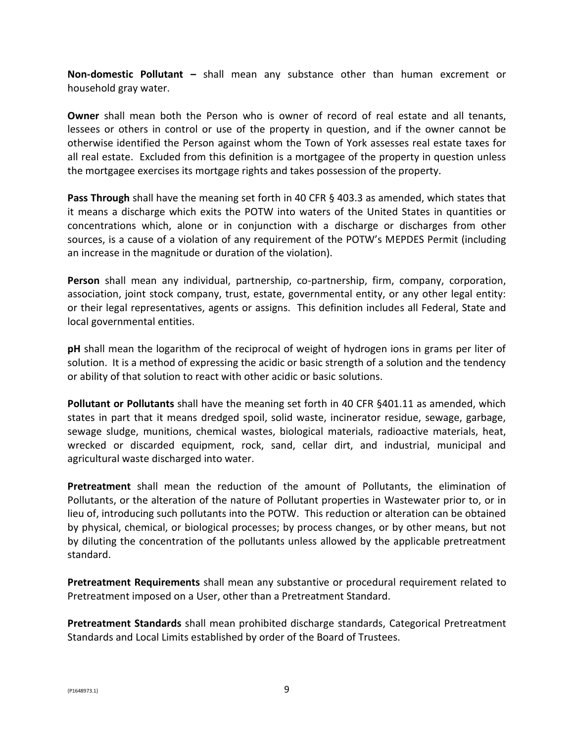**Non-domestic Pollutant –** shall mean any substance other than human excrement or household gray water.

**Owner** shall mean both the Person who is owner of record of real estate and all tenants, lessees or others in control or use of the property in question, and if the owner cannot be otherwise identified the Person against whom the Town of York assesses real estate taxes for all real estate. Excluded from this definition is a mortgagee of the property in question unless the mortgagee exercises its mortgage rights and takes possession of the property.

**Pass Through** shall have the meaning set forth in 40 CFR § 403.3 as amended, which states that it means a discharge which exits the POTW into waters of the United States in quantities or concentrations which, alone or in conjunction with a discharge or discharges from other sources, is a cause of a violation of any requirement of the POTW's MEPDES Permit (including an increase in the magnitude or duration of the violation).

**Person** shall mean any individual, partnership, co-partnership, firm, company, corporation, association, joint stock company, trust, estate, governmental entity, or any other legal entity: or their legal representatives, agents or assigns. This definition includes all Federal, State and local governmental entities.

**pH** shall mean the logarithm of the reciprocal of weight of hydrogen ions in grams per liter of solution. It is a method of expressing the acidic or basic strength of a solution and the tendency or ability of that solution to react with other acidic or basic solutions.

**Pollutant or Pollutants** shall have the meaning set forth in 40 CFR §401.11 as amended, which states in part that it means dredged spoil, solid waste, incinerator residue, sewage, garbage, sewage sludge, munitions, chemical wastes, biological materials, radioactive materials, heat, wrecked or discarded equipment, rock, sand, cellar dirt, and industrial, municipal and agricultural waste discharged into water.

**Pretreatment** shall mean the reduction of the amount of Pollutants, the elimination of Pollutants, or the alteration of the nature of Pollutant properties in Wastewater prior to, or in lieu of, introducing such pollutants into the POTW. This reduction or alteration can be obtained by physical, chemical, or biological processes; by process changes, or by other means, but not by diluting the concentration of the pollutants unless allowed by the applicable pretreatment standard.

**Pretreatment Requirements** shall mean any substantive or procedural requirement related to Pretreatment imposed on a User, other than a Pretreatment Standard.

**Pretreatment Standards** shall mean prohibited discharge standards, Categorical Pretreatment Standards and Local Limits established by order of the Board of Trustees.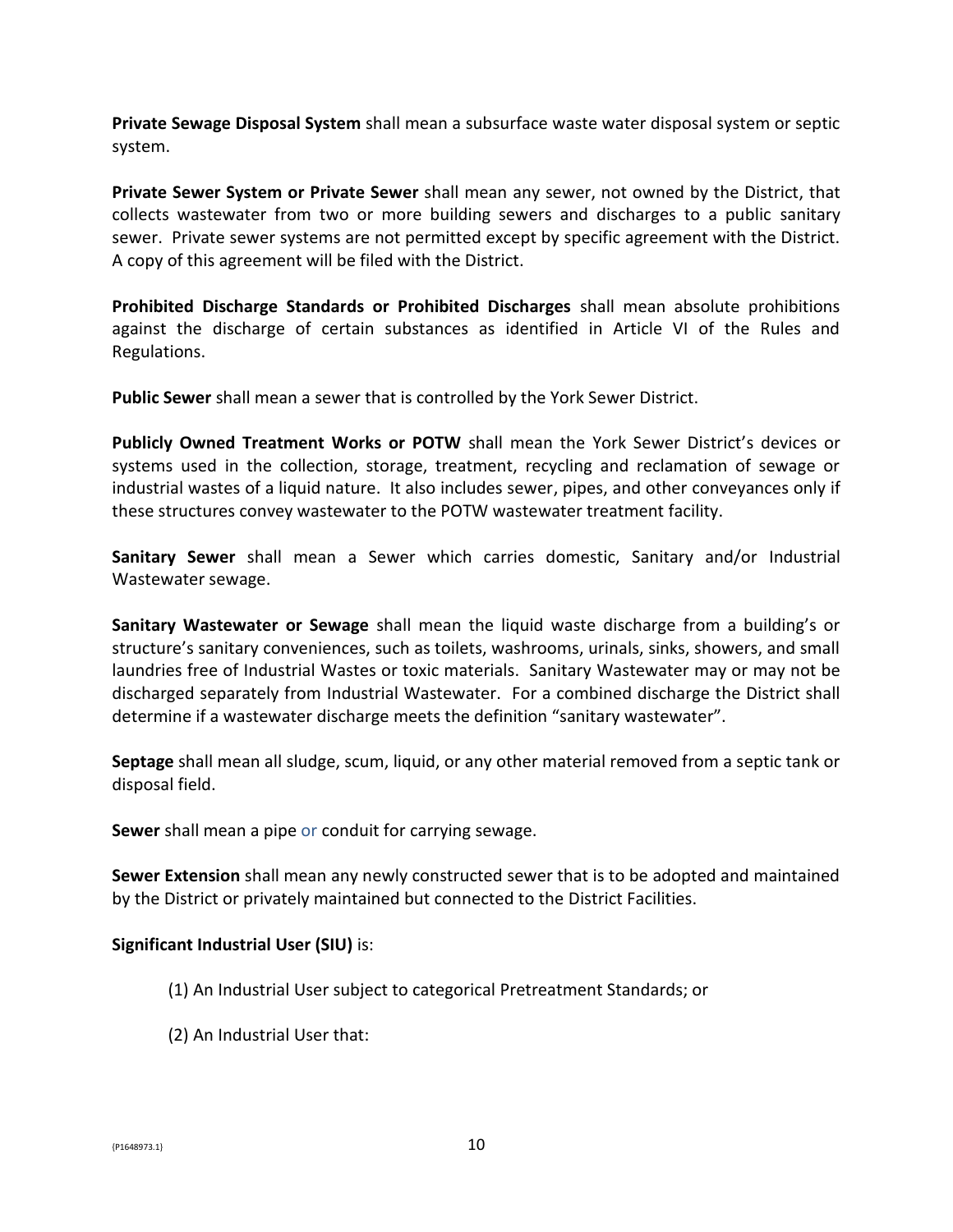**Private Sewage Disposal System** shall mean a subsurface waste water disposal system or septic system.

**Private Sewer System or Private Sewer** shall mean any sewer, not owned by the District, that collects wastewater from two or more building sewers and discharges to a public sanitary sewer. Private sewer systems are not permitted except by specific agreement with the District. A copy of this agreement will be filed with the District.

**Prohibited Discharge Standards or Prohibited Discharges** shall mean absolute prohibitions against the discharge of certain substances as identified in Article VI of the Rules and Regulations.

**Public Sewer** shall mean a sewer that is controlled by the York Sewer District.

**Publicly Owned Treatment Works or POTW** shall mean the York Sewer District's devices or systems used in the collection, storage, treatment, recycling and reclamation of sewage or industrial wastes of a liquid nature. It also includes sewer, pipes, and other conveyances only if these structures convey wastewater to the POTW wastewater treatment facility.

**Sanitary Sewer** shall mean a Sewer which carries domestic, Sanitary and/or Industrial Wastewater sewage.

**Sanitary Wastewater or Sewage** shall mean the liquid waste discharge from a building's or structure's sanitary conveniences, such as toilets, washrooms, urinals, sinks, showers, and small laundries free of Industrial Wastes or toxic materials. Sanitary Wastewater may or may not be discharged separately from Industrial Wastewater. For a combined discharge the District shall determine if a wastewater discharge meets the definition "sanitary wastewater".

**Septage** shall mean all sludge, scum, liquid, or any other material removed from a septic tank or disposal field.

**Sewer** shall mean a pipe or conduit for carrying sewage.

**Sewer Extension** shall mean any newly constructed sewer that is to be adopted and maintained by the District or privately maintained but connected to the District Facilities.

**Significant Industrial User (SIU)** is:

(1) An Industrial User subject to categorical Pretreatment Standards; or

(2) An Industrial User that: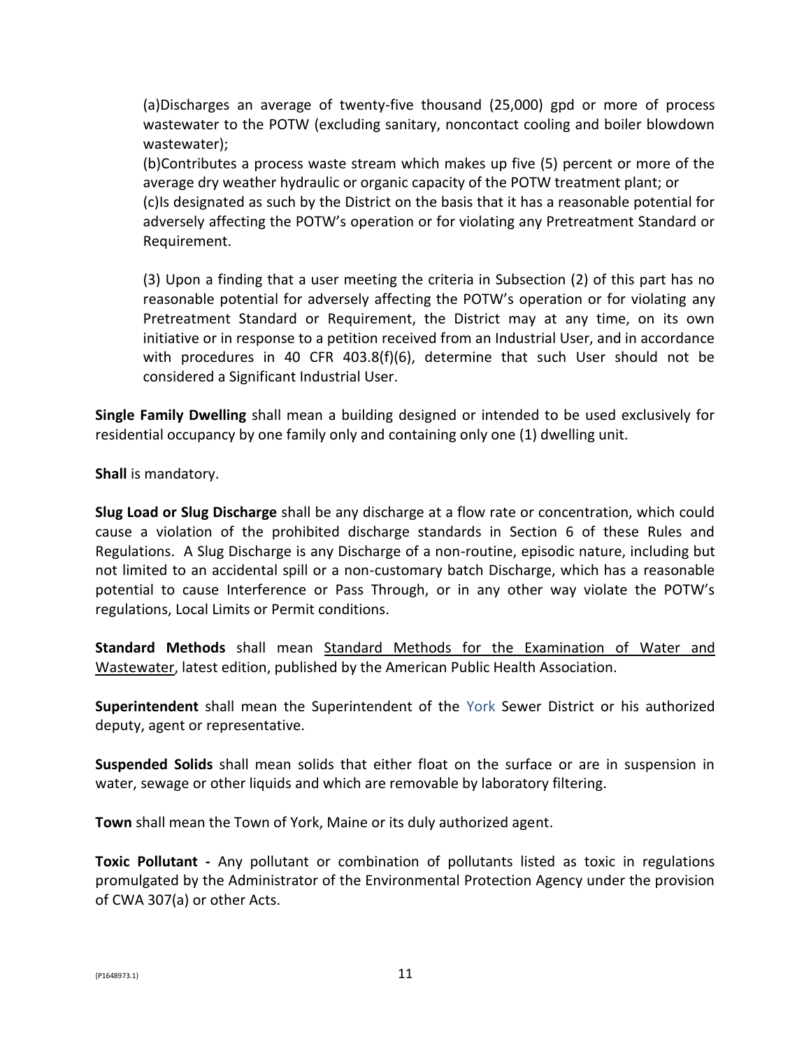(a)Discharges an average of twenty-five thousand (25,000) gpd or more of process wastewater to the POTW (excluding sanitary, noncontact cooling and boiler blowdown wastewater);

(b)Contributes a process waste stream which makes up five (5) percent or more of the average dry weather hydraulic or organic capacity of the POTW treatment plant; or

(c)Is designated as such by the District on the basis that it has a reasonable potential for adversely affecting the POTW's operation or for violating any Pretreatment Standard or Requirement.

(3) Upon a finding that a user meeting the criteria in Subsection (2) of this part has no reasonable potential for adversely affecting the POTW's operation or for violating any Pretreatment Standard or Requirement, the District may at any time, on its own initiative or in response to a petition received from an Industrial User, and in accordance with procedures in 40 CFR 403.8(f)(6), determine that such User should not be considered a Significant Industrial User.

**Single Family Dwelling** shall mean a building designed or intended to be used exclusively for residential occupancy by one family only and containing only one (1) dwelling unit.

**Shall** is mandatory.

**Slug Load or Slug Discharge** shall be any discharge at a flow rate or concentration, which could cause a violation of the prohibited discharge standards in Section 6 of these Rules and Regulations. A Slug Discharge is any Discharge of a non-routine, episodic nature, including but not limited to an accidental spill or a non-customary batch Discharge, which has a reasonable potential to cause Interference or Pass Through, or in any other way violate the POTW's regulations, Local Limits or Permit conditions.

**Standard Methods** shall mean Standard Methods for the Examination of Water and Wastewater, latest edition, published by the American Public Health Association.

**Superintendent** shall mean the Superintendent of the York Sewer District or his authorized deputy, agent or representative.

**Suspended Solids** shall mean solids that either float on the surface or are in suspension in water, sewage or other liquids and which are removable by laboratory filtering.

**Town** shall mean the Town of York, Maine or its duly authorized agent.

**Toxic Pollutant -** Any pollutant or combination of pollutants listed as toxic in regulations promulgated by the Administrator of the Environmental Protection Agency under the provision of CWA 307(a) or other Acts.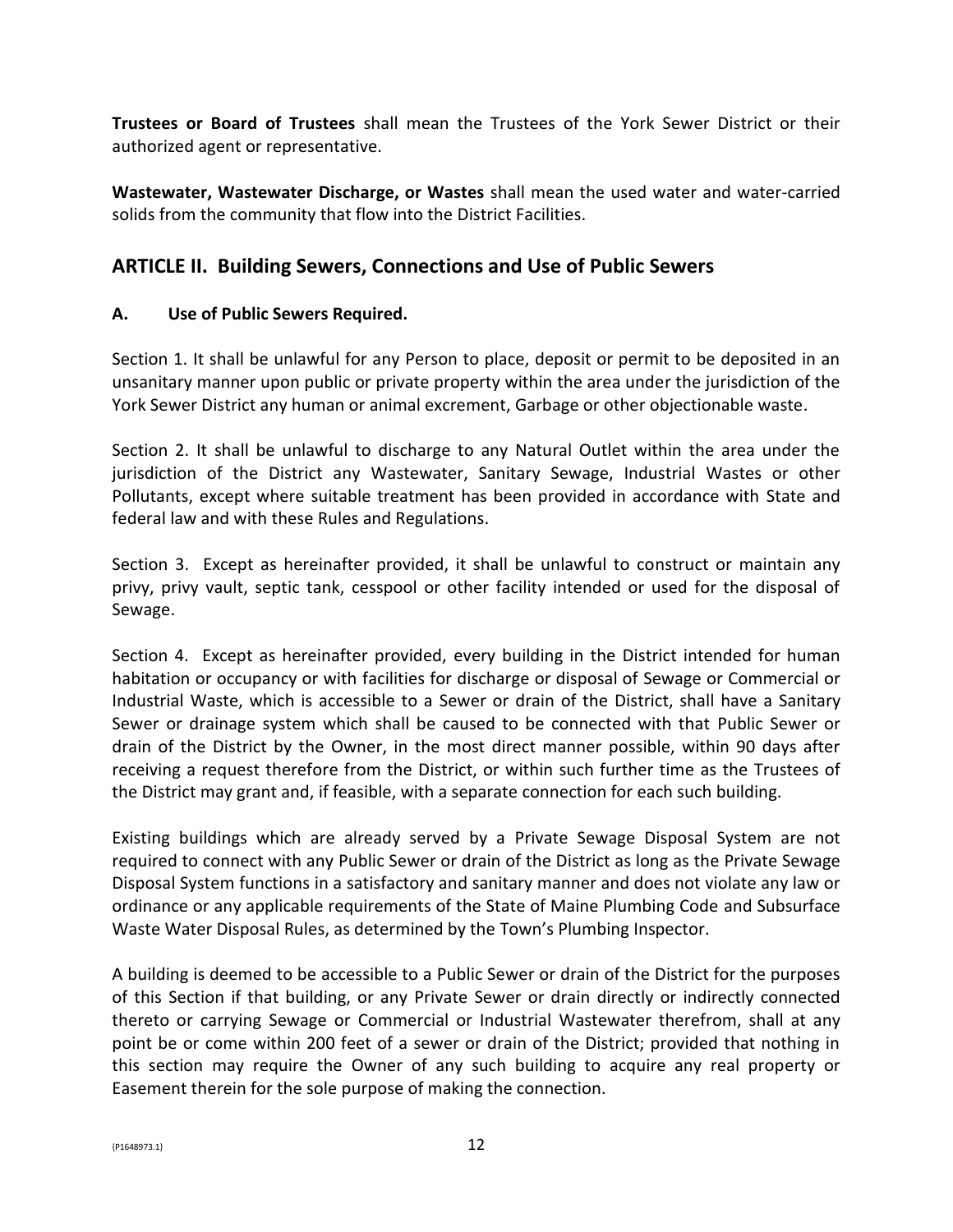**Trustees or Board of Trustees** shall mean the Trustees of the York Sewer District or their authorized agent or representative.

**Wastewater, Wastewater Discharge, or Wastes** shall mean the used water and water-carried solids from the community that flow into the District Facilities.

## ARTICLE II. Building Sewers, Connections and Use of Public Sewers

### A. Use of Public Sewers Required.

Section 1. It shall be unlawful for any Person to place, deposit or permit to be deposited in an unsanitary manner upon public or private property within the area under the jurisdiction of the York Sewer District any human or animal excrement, Garbage or other objectionable waste.

Section 2. It shall be unlawful to discharge to any Natural Outlet within the area under the jurisdiction of the District any Wastewater, Sanitary Sewage, Industrial Wastes or other Pollutants, except where suitable treatment has been provided in accordance with State and federal law and with these Rules and Regulations.

Section 3. Except as hereinafter provided, it shall be unlawful to construct or maintain any privy, privy vault, septic tank, cesspool or other facility intended or used for the disposal of Sewage.

Section 4. Except as hereinafter provided, every building in the District intended for human habitation or occupancy or with facilities for discharge or disposal of Sewage or Commercial or Industrial Waste, which is accessible to a Sewer or drain of the District, shall have a Sanitary Sewer or drainage system which shall be caused to be connected with that Public Sewer or drain of the District by the Owner, in the most direct manner possible, within 90 days after receiving a request therefore from the District, or within such further time as the Trustees of the District may grant and, if feasible, with a separate connection for each such building.

Existing buildings which are already served by a Private Sewage Disposal System are not required to connect with any Public Sewer or drain of the District as long as the Private Sewage Disposal System functions in a satisfactory and sanitary manner and does not violate any law or ordinance or any applicable requirements of the State of Maine Plumbing Code and Subsurface Waste Water Disposal Rules, as determined by the Town's Plumbing Inspector.

A building is deemed to be accessible to a Public Sewer or drain of the District for the purposes of this Section if that building, or any Private Sewer or drain directly or indirectly connected thereto or carrying Sewage or Commercial or Industrial Wastewater therefrom, shall at any point be or come within 200 feet of a sewer or drain of the District; provided that nothing in this section may require the Owner of any such building to acquire any real property or Easement therein for the sole purpose of making the connection.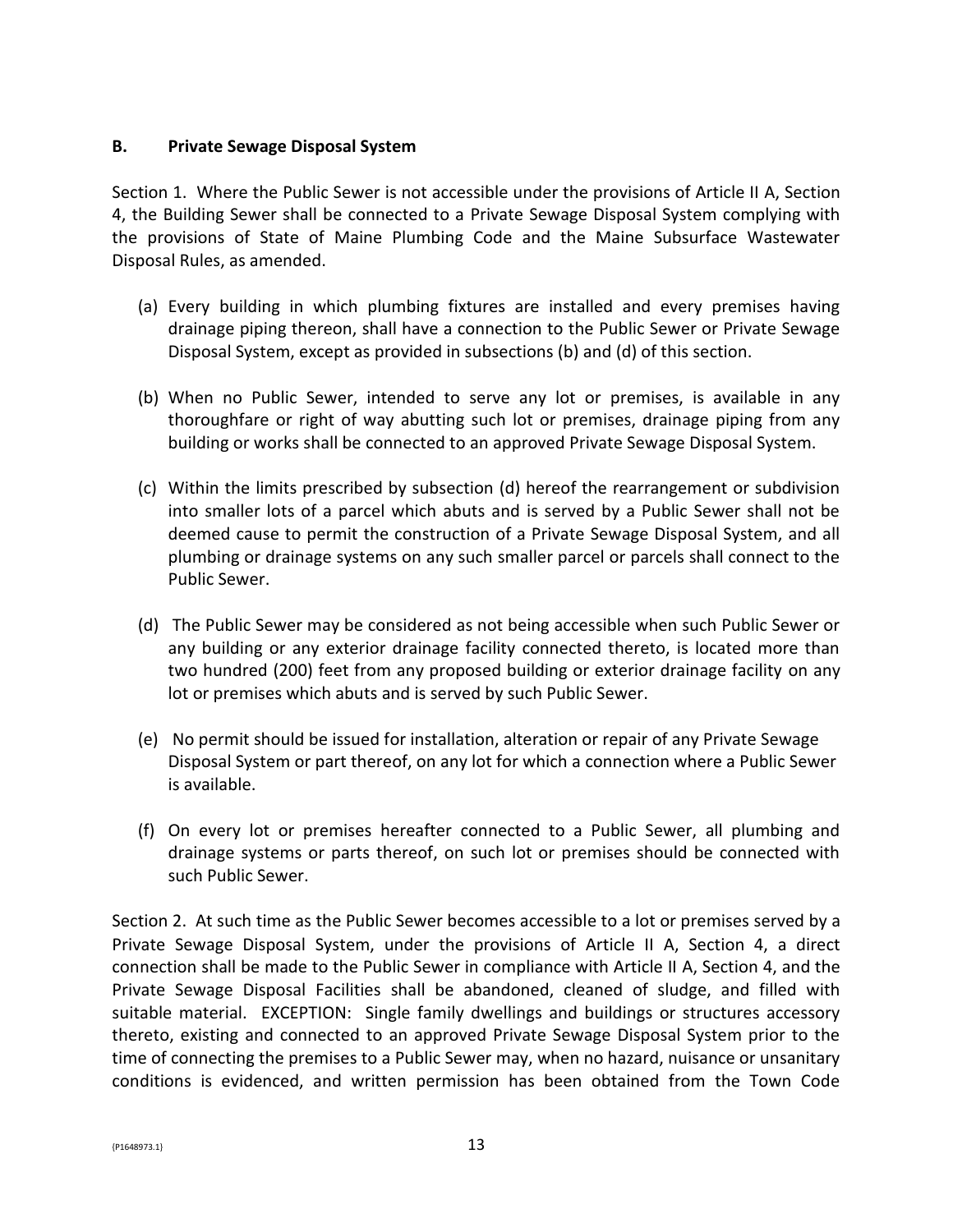## B. Private Sewage Disposal System

Section 1. Where the Public Sewer is not accessible under the provisions of Article II A, Section 4, the Building Sewer shall be connected to a Private Sewage Disposal System complying with the provisions of State of Maine Plumbing Code and the Maine Subsurface Wastewater Disposal Rules, as amended.

(a) Every building in which plumbing fixtures are installed and every premises having drainage piping thereon, shall have a connection to the Public Sewer or Private Sewage Disposal System, except as provided in subsections (b) and (d) of this section.

(b) When no Public Sewer, intended to serve any lot or premises, is available in any thoroughfare or right of way abutting such lot or premises, drainage piping from any building or works shall be connected to an approved Private Sewage Disposal System.

(c) Within the limits prescribed by subsection (d) hereof the rearrangement or subdivision into smaller lots of a parcel which abuts and is served by a Public Sewer shall not be deemed cause to permit the construction of a Private Sewage Disposal System, and all plumbing or drainage systems on any such smaller parcel or parcels shall connect to the Public Sewer.

(d) The Public Sewer may be considered as not being accessible when such Public Sewer or any building or any exterior drainage facility connected thereto, is located more than two hundred (200) feet from any proposed building or exterior drainage facility on any lot or premises which abuts and is served by such Public Sewer.

(e) No permit should be issued for installation, alteration or repair of any Private Sewage Disposal System or part thereof, on any lot for which a connection where a Public Sewer is available.

(f) On every lot or premises hereafter connected to a Public Sewer, all plumbing and drainage systems or parts thereof, on such lot or premises should be connected with such Public Sewer.

Section 2. At such time as the Public Sewer becomes accessible to a lot or premises served by a Private Sewage Disposal System, under the provisions of Article II A, Section 4, a direct connection shall be made to the Public Sewer in compliance with Article II A, Section 4, and the Private Sewage Disposal Facilities shall be abandoned, cleaned of sludge, and filled with suitable material. EXCEPTION: Single family dwellings and buildings or structures accessory thereto, existing and connected to an approved Private Sewage Disposal System prior to the time of connecting the premises to a Public Sewer may, when no hazard, nuisance or unsanitary conditions is evidenced, and written permission has been obtained from the Town Code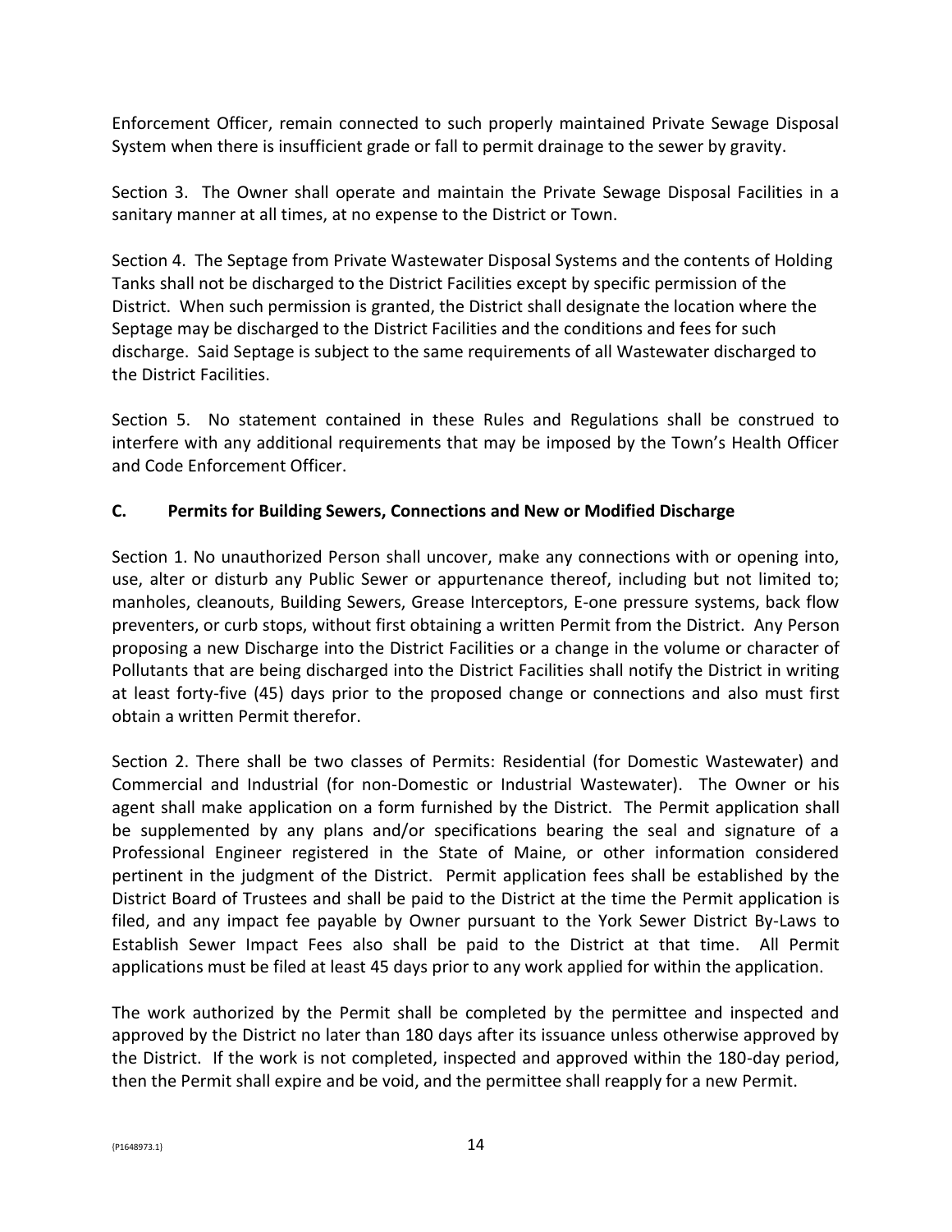Enforcement Officer, remain connected to such properly maintained Private Sewage Disposal System when there is insufficient grade or fall to permit drainage to the sewer by gravity.

Section 3. The Owner shall operate and maintain the Private Sewage Disposal Facilities in a sanitary manner at all times, at no expense to the District or Town.

Section 4. The Septage from Private Wastewater Disposal Systems and the contents of Holding Tanks shall not be discharged to the District Facilities except by specific permission of the District. When such permission is granted, the District shall designate the location where the Septage may be discharged to the District Facilities and the conditions and fees for such discharge. Said Septage is subject to the same requirements of all Wastewater discharged to the District Facilities.

Section 5. No statement contained in these Rules and Regulations shall be construed to interfere with any additional requirements that may be imposed by the Town's Health Officer and Code Enforcement Officer.

## C. Permits for Building Sewers, Connections and New or Modified Discharge

Section 1. No unauthorized Person shall uncover, make any connections with or opening into, use, alter or disturb any Public Sewer or appurtenance thereof, including but not limited to; manholes, cleanouts, Building Sewers, Grease Interceptors, E-one pressure systems, back flow preventers, or curb stops, without first obtaining a written Permit from the District. Any Person proposing a new Discharge into the District Facilities or a change in the volume or character of Pollutants that are being discharged into the District Facilities shall notify the District in writing at least forty-five (45) days prior to the proposed change or connections and also must first obtain a written Permit therefor.

Section 2. There shall be two classes of Permits: Residential (for Domestic Wastewater) and Commercial and Industrial (for non-Domestic or Industrial Wastewater). The Owner or his agent shall make application on a form furnished by the District. The Permit application shall be supplemented by any plans and/or specifications bearing the seal and signature of a Professional Engineer registered in the State of Maine, or other information considered pertinent in the judgment of the District. Permit application fees shall be established by the District Board of Trustees and shall be paid to the District at the time the Permit application is filed, and any impact fee payable by Owner pursuant to the York Sewer District By-Laws to Establish Sewer Impact Fees also shall be paid to the District at that time. All Permit applications must be filed at least 45 days prior to any work applied for within the application.

The work authorized by the Permit shall be completed by the permittee and inspected and approved by the District no later than 180 days after its issuance unless otherwise approved by the District. If the work is not completed, inspected and approved within the 180-day period, then the Permit shall expire and be void, and the permittee shall reapply for a new Permit.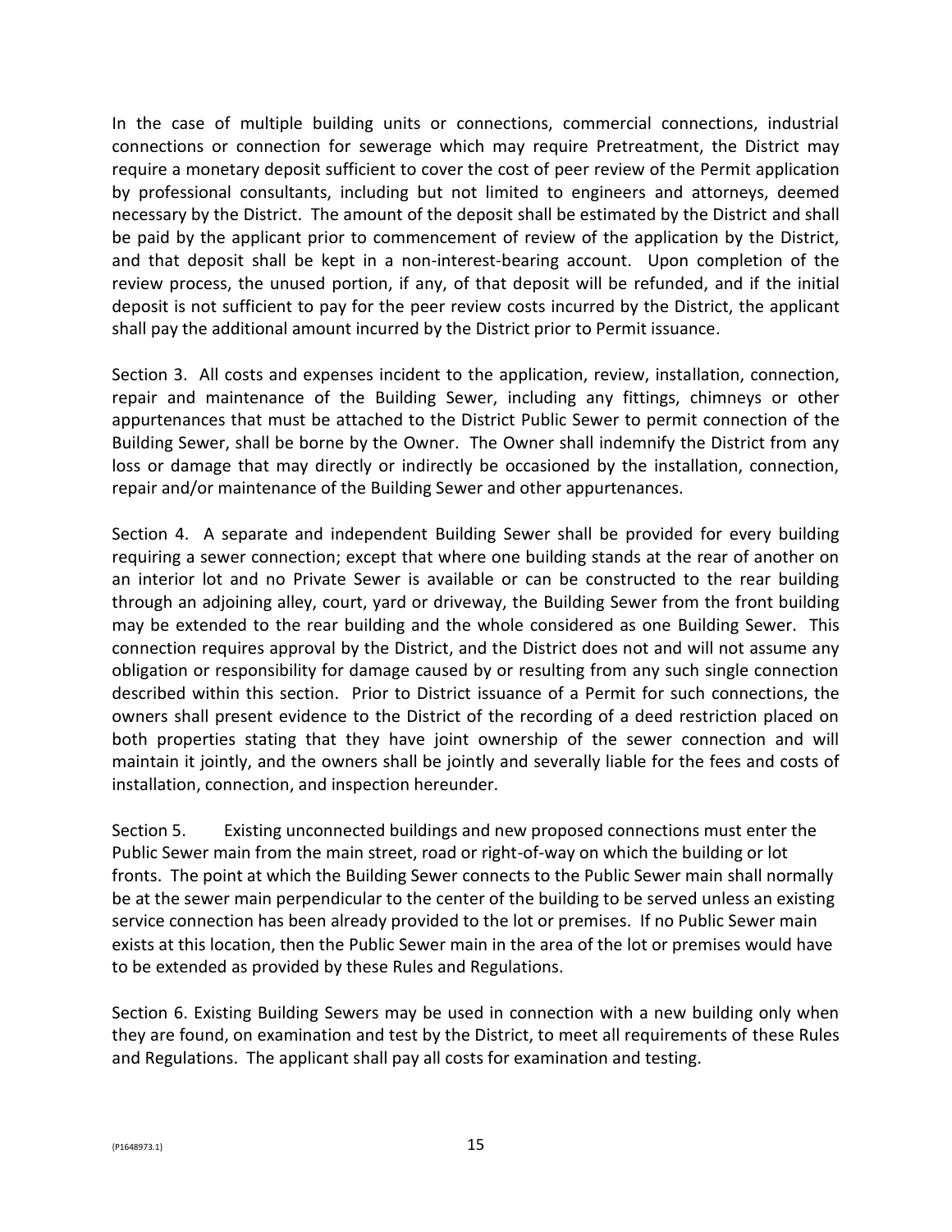In the case of multiple building units or connections, commercial connections, industrial connections or connection for sewerage which may require Pretreatment, the District may require a monetary deposit sufficient to cover the cost of peer review of the Permit application by professional consultants, including but not limited to engineers and attorneys, deemed necessary by the District. The amount of the deposit shall be estimated by the District and shall be paid by the applicant prior to commencement of review of the application by the District, and that deposit shall be kept in a non-interest-bearing account. Upon completion of the review process, the unused portion, if any, of that deposit will be refunded, and if the initial deposit is not sufficient to pay for the peer review costs incurred by the District, the applicant shall pay the additional amount incurred by the District prior to Permit issuance.

Section 3. All costs and expenses incident to the application, review, installation, connection, repair and maintenance of the Building Sewer, including any fittings, chimneys or other appurtenances that must be attached to the District Public Sewer to permit connection of the Building Sewer, shall be borne by the Owner. The Owner shall indemnify the District from any loss or damage that may directly or indirectly be occasioned by the installation, connection, repair and/or maintenance of the Building Sewer and other appurtenances.

Section 4. A separate and independent Building Sewer shall be provided for every building requiring a sewer connection; except that where one building stands at the rear of another on an interior lot and no Private Sewer is available or can be constructed to the rear building through an adjoining alley, court, yard or driveway, the Building Sewer from the front building may be extended to the rear building and the whole considered as one Building Sewer. This connection requires approval by the District, and the District does not and will not assume any obligation or responsibility for damage caused by or resulting from any such single connection described within this section. Prior to District issuance of a Permit for such connections, the owners shall present evidence to the District of the recording of a deed restriction placed on both properties stating that they have joint ownership of the sewer connection and will maintain it jointly, and the owners shall be jointly and severally liable for the fees and costs of installation, connection, and inspection hereunder.

Section 5. Existing unconnected buildings and new proposed connections must enter the Public Sewer main from the main street, road or right-of-way on which the building or lot fronts. The point at which the Building Sewer connects to the Public Sewer main shall normally be at the sewer main perpendicular to the center of the building to be served unless an existing service connection has been already provided to the lot or premises. If no Public Sewer main exists at this location, then the Public Sewer main in the area of the lot or premises would have to be extended as provided by these Rules and Regulations.

Section 6. Existing Building Sewers may be used in connection with a new building only when they are found, on examination and test by the District, to meet all requirements of these Rules and Regulations. The applicant shall pay all costs for examination and testing.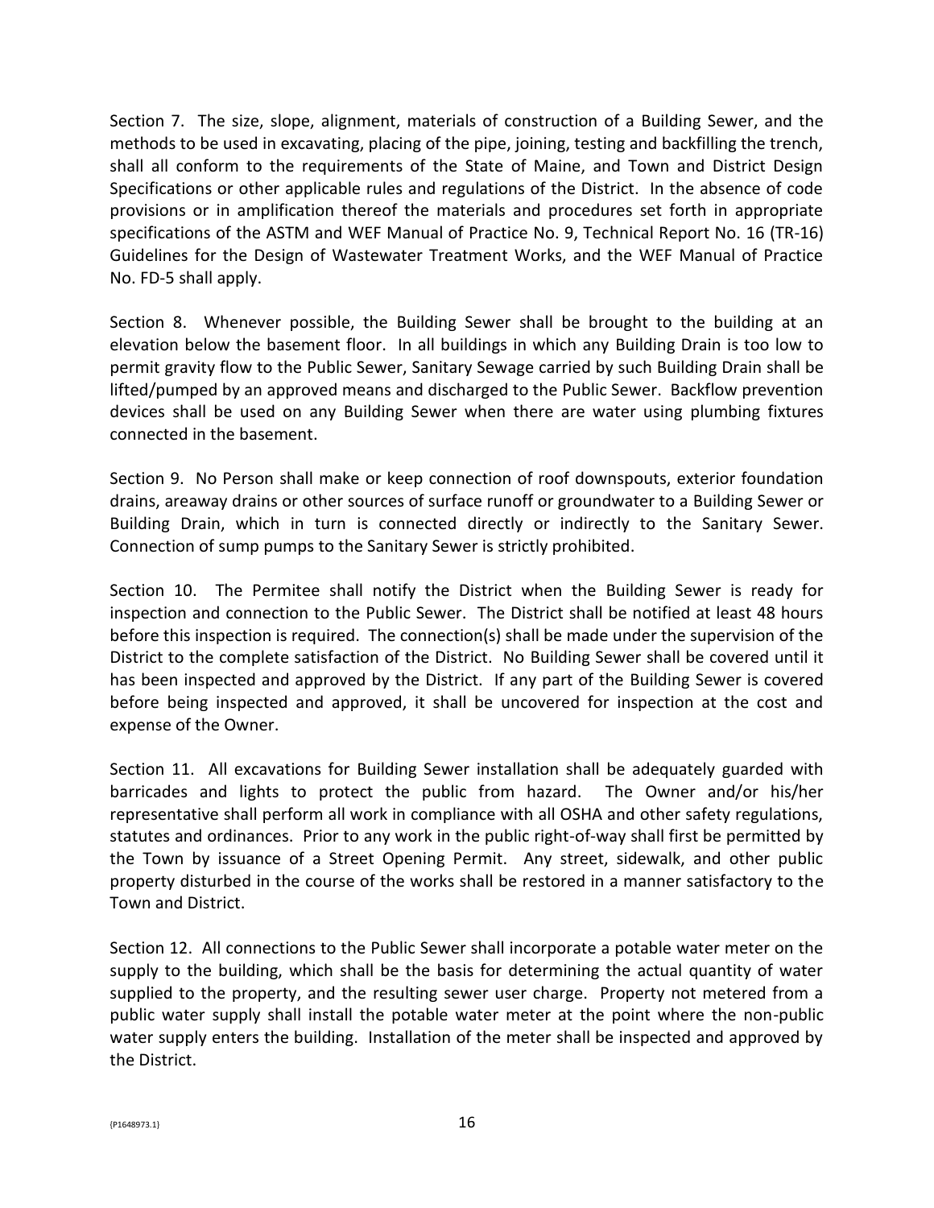Section 7. The size, slope, alignment, materials of construction of a Building Sewer, and the methods to be used in excavating, placing of the pipe, joining, testing and backfilling the trench, shall all conform to the requirements of the State of Maine, and Town and District Design Specifications or other applicable rules and regulations of the District. In the absence of code provisions or in amplification thereof the materials and procedures set forth in appropriate specifications of the ASTM and WEF Manual of Practice No. 9, Technical Report No. 16 (TR-16) Guidelines for the Design of Wastewater Treatment Works, and the WEF Manual of Practice No. FD-5 shall apply.

Section 8. Whenever possible, the Building Sewer shall be brought to the building at an elevation below the basement floor. In all buildings in which any Building Drain is too low to permit gravity flow to the Public Sewer, Sanitary Sewage carried by such Building Drain shall be lifted/pumped by an approved means and discharged to the Public Sewer. Backflow prevention devices shall be used on any Building Sewer when there are water using plumbing fixtures connected in the basement.

Section 9. No Person shall make or keep connection of roof downspouts, exterior foundation drains, areaway drains or other sources of surface runoff or groundwater to a Building Sewer or Building Drain, which in turn is connected directly or indirectly to the Sanitary Sewer. Connection of sump pumps to the Sanitary Sewer is strictly prohibited.

Section 10. The Permitee shall notify the District when the Building Sewer is ready for inspection and connection to the Public Sewer. The District shall be notified at least 48 hours before this inspection is required. The connection(s) shall be made under the supervision of the District to the complete satisfaction of the District. No Building Sewer shall be covered until it has been inspected and approved by the District. If any part of the Building Sewer is covered before being inspected and approved, it shall be uncovered for inspection at the cost and expense of the Owner.

Section 11. All excavations for Building Sewer installation shall be adequately guarded with barricades and lights to protect the public from hazard. The Owner and/or his/her representative shall perform all work in compliance with all OSHA and other safety regulations, statutes and ordinances. Prior to any work in the public right-of-way shall first be permitted by the Town by issuance of a Street Opening Permit. Any street, sidewalk, and other public property disturbed in the course of the works shall be restored in a manner satisfactory to the Town and District.

Section 12. All connections to the Public Sewer shall incorporate a potable water meter on the supply to the building, which shall be the basis for determining the actual quantity of water supplied to the property, and the resulting sewer user charge. Property not metered from a public water supply shall install the potable water meter at the point where the non-public water supply enters the building. Installation of the meter shall be inspected and approved by the District.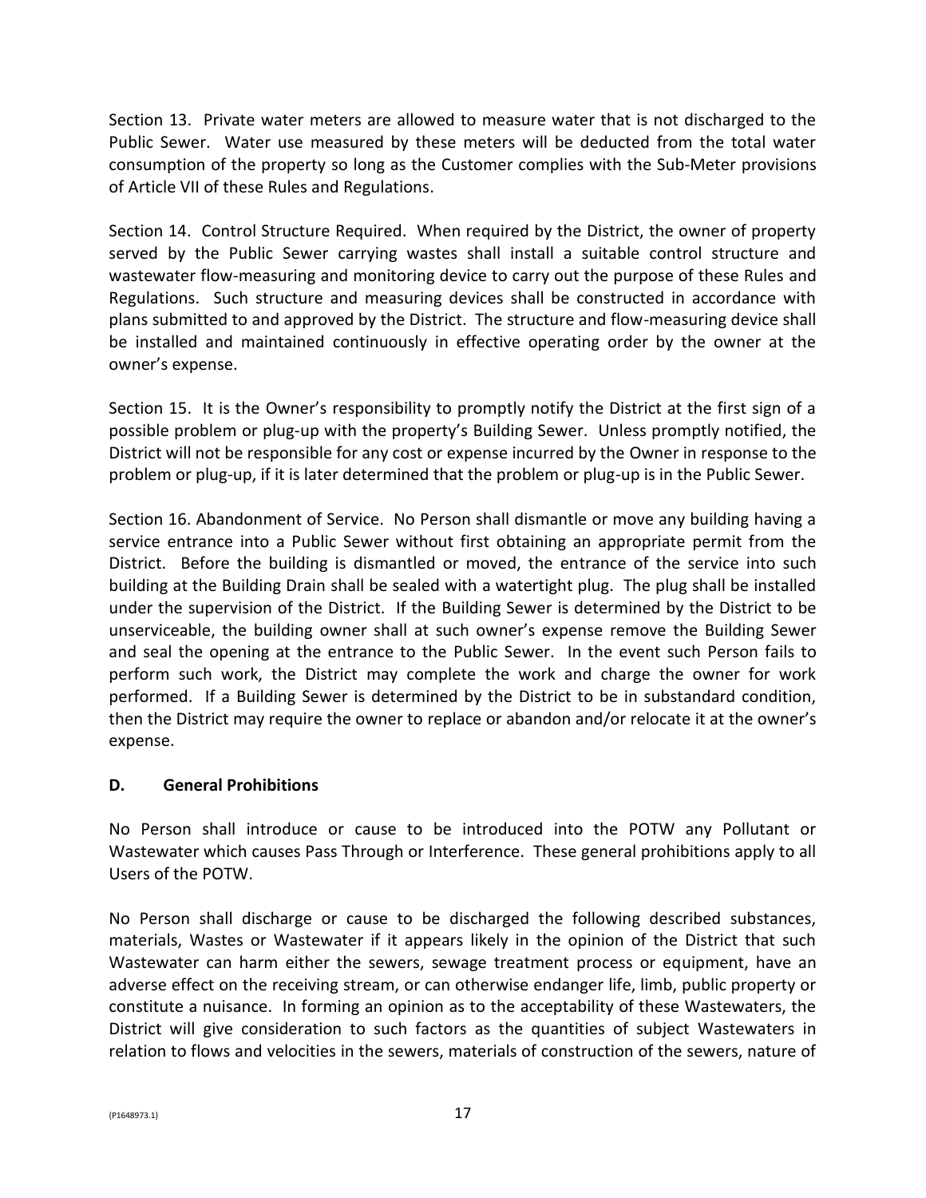Section 13. Private water meters are allowed to measure water that is not discharged to the Public Sewer. Water use measured by these meters will be deducted from the total water consumption of the property so long as the Customer complies with the Sub-Meter provisions of Article VII of these Rules and Regulations.

Section 14. Control Structure Required. When required by the District, the owner of property served by the Public Sewer carrying wastes shall install a suitable control structure and wastewater flow-measuring and monitoring device to carry out the purpose of these Rules and Regulations. Such structure and measuring devices shall be constructed in accordance with plans submitted to and approved by the District. The structure and flow-measuring device shall be installed and maintained continuously in effective operating order by the owner at the owner's expense.

Section 15. It is the Owner's responsibility to promptly notify the District at the first sign of a possible problem or plug-up with the property's Building Sewer. Unless promptly notified, the District will not be responsible for any cost or expense incurred by the Owner in response to the problem or plug-up, if it is later determined that the problem or plug-up is in the Public Sewer.

Section 16. Abandonment of Service. No Person shall dismantle or move any building having a service entrance into a Public Sewer without first obtaining an appropriate permit from the District. Before the building is dismantled or moved, the entrance of the service into such building at the Building Drain shall be sealed with a watertight plug. The plug shall be installed under the supervision of the District. If the Building Sewer is determined by the District to be unserviceable, the building owner shall at such owner's expense remove the Building Sewer and seal the opening at the entrance to the Public Sewer. In the event such Person fails to perform such work, the District may complete the work and charge the owner for work performed. If a Building Sewer is determined by the District to be in substandard condition, then the District may require the owner to replace or abandon and/or relocate it at the owner's expense.

### D. General Prohibitions

No Person shall introduce or cause to be introduced into the POTW any Pollutant or Wastewater which causes Pass Through or Interference. These general prohibitions apply to all Users of the POTW.

No Person shall discharge or cause to be discharged the following described substances, materials, Wastes or Wastewater if it appears likely in the opinion of the District that such Wastewater can harm either the sewers, sewage treatment process or equipment, have an adverse effect on the receiving stream, or can otherwise endanger life, limb, public property or constitute a nuisance. In forming an opinion as to the acceptability of these Wastewaters, the District will give consideration to such factors as the quantities of subject Wastewaters in relation to flows and velocities in the sewers, materials of construction of the sewers, nature of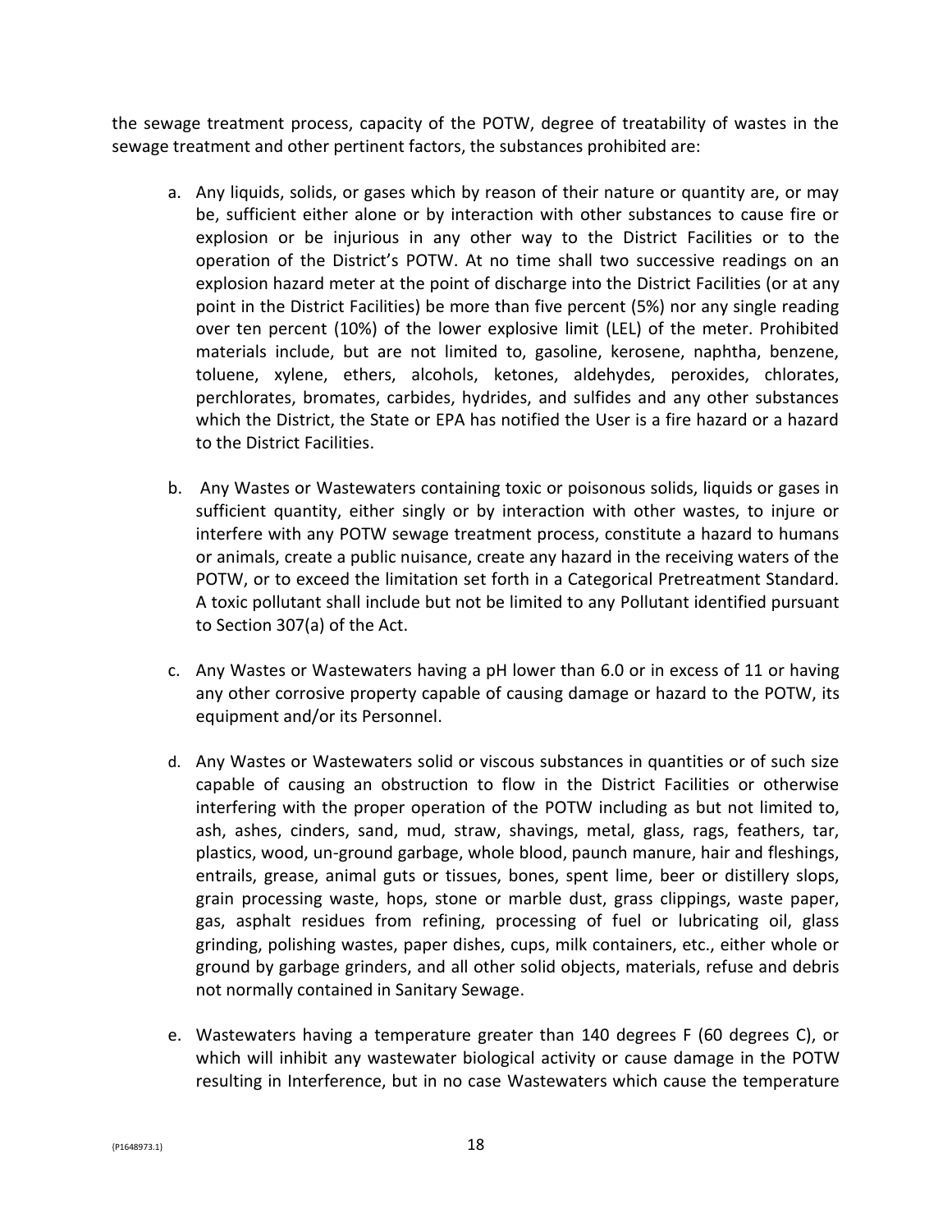the sewage treatment process, capacity of the POTW, degree of treatability of wastes in the sewage treatment and other pertinent factors, the substances prohibited are:

a. Any liquids, solids, or gases which by reason of their nature or quantity are, or may be, sufficient either alone or by interaction with other substances to cause fire or explosion or be injurious in any other way to the District Facilities or to the operation of the District's POTW. At no time shall two successive readings on an explosion hazard meter at the point of discharge into the District Facilities (or at any point in the District Facilities) be more than five percent (5%) nor any single reading over ten percent (10%) of the lower explosive limit (LEL) of the meter. Prohibited materials include, but are not limited to, gasoline, kerosene, naphtha, benzene, toluene, xylene, ethers, alcohols, ketones, aldehydes, peroxides, chlorates, perchlorates, bromates, carbides, hydrides, and sulfides and any other substances which the District, the State or EPA has notified the User is a fire hazard or a hazard to the District Facilities.

b. Any Wastes or Wastewaters containing toxic or poisonous solids, liquids or gases in sufficient quantity, either singly or by interaction with other wastes, to injure or interfere with any POTW sewage treatment process, constitute a hazard to humans or animals, create a public nuisance, create any hazard in the receiving waters of the POTW, or to exceed the limitation set forth in a Categorical Pretreatment Standard. A toxic pollutant shall include but not be limited to any Pollutant identified pursuant to Section 307(a) of the Act.

c. Any Wastes or Wastewaters having a pH lower than 6.0 or in excess of 11 or having any other corrosive property capable of causing damage or hazard to the POTW, its equipment and/or its Personnel.

d. Any Wastes or Wastewaters solid or viscous substances in quantities or of such size capable of causing an obstruction to flow in the District Facilities or otherwise interfering with the proper operation of the POTW including as but not limited to, ash, ashes, cinders, sand, mud, straw, shavings, metal, glass, rags, feathers, tar, plastics, wood, un-ground garbage, whole blood, paunch manure, hair and fleshings, entrails, grease, animal guts or tissues, bones, spent lime, beer or distillery slops, grain processing waste, hops, stone or marble dust, grass clippings, waste paper, gas, asphalt residues from refining, processing of fuel or lubricating oil, glass grinding, polishing wastes, paper dishes, cups, milk containers, etc., either whole or ground by garbage grinders, and all other solid objects, materials, refuse and debris not normally contained in Sanitary Sewage.

e. Wastewaters having a temperature greater than 140 degrees F (60 degrees C), or which will inhibit any wastewater biological activity or cause damage in the POTW resulting in Interference, but in no case Wastewaters which cause the temperature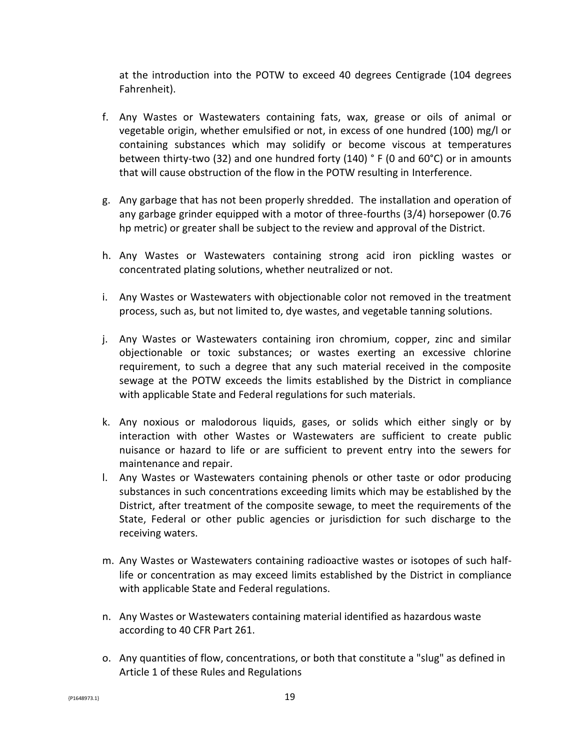at the introduction into the POTW to exceed 40 degrees Centigrade (104 degrees Fahrenheit).

f. Any Wastes or Wastewaters containing fats, wax, grease or oils of animal or vegetable origin, whether emulsified or not, in excess of one hundred (100) mg/l or containing substances which may solidify or become viscous at temperatures between thirty-two (32) and one hundred forty (140) ° F (0 and 60°C) or in amounts that will cause obstruction of the flow in the POTW resulting in Interference.

g. Any garbage that has not been properly shredded. The installation and operation of any garbage grinder equipped with a motor of three-fourths (3/4) horsepower (0.76 hp metric) or greater shall be subject to the review and approval of the District.

h. Any Wastes or Wastewaters containing strong acid iron pickling wastes or concentrated plating solutions, whether neutralized or not.

i. Any Wastes or Wastewaters with objectionable color not removed in the treatment process, such as, but not limited to, dye wastes, and vegetable tanning solutions.

j. Any Wastes or Wastewaters containing iron chromium, copper, zinc and similar objectionable or toxic substances; or wastes exerting an excessive chlorine requirement, to such a degree that any such material received in the composite sewage at the POTW exceeds the limits established by the District in compliance with applicable State and Federal regulations for such materials.

k. Any noxious or malodorous liquids, gases, or solids which either singly or by interaction with other Wastes or Wastewaters are sufficient to create public nuisance or hazard to life or are sufficient to prevent entry into the sewers for maintenance and repair.

l. Any Wastes or Wastewaters containing phenols or other taste or odor producing substances in such concentrations exceeding limits which may be established by the District, after treatment of the composite sewage, to meet the requirements of the State, Federal or other public agencies or jurisdiction for such discharge to the receiving waters.

m. Any Wastes or Wastewaters containing radioactive wastes or isotopes of such half-life or concentration as may exceed limits established by the District in compliance with applicable State and Federal regulations.

n. Any Wastes or Wastewaters containing material identified as hazardous waste according to 40 CFR Part 261.

o. Any quantities of flow, concentrations, or both that constitute a "slug" as defined in Article 1 of these Rules and Regulations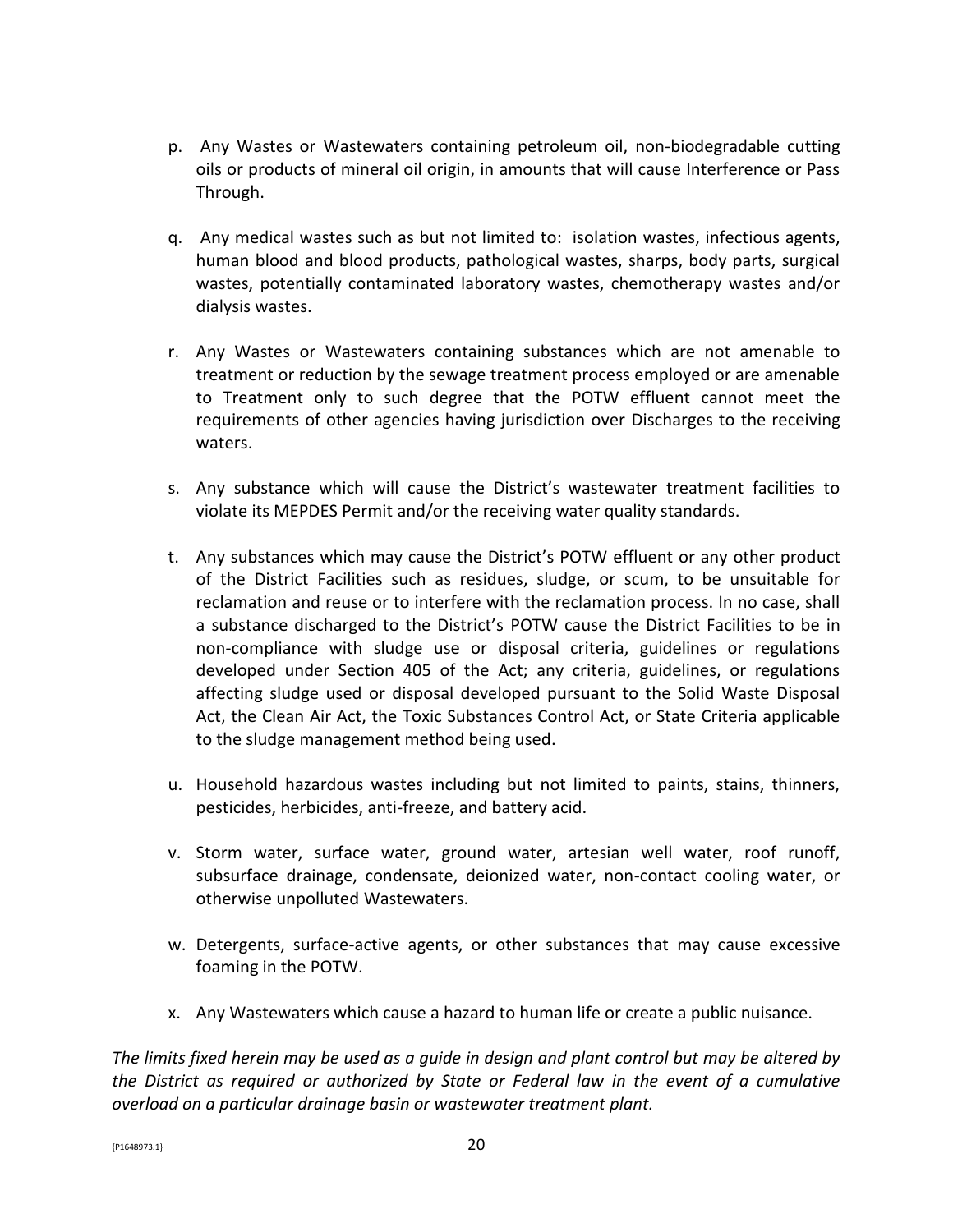p. Any Wastes or Wastewaters containing petroleum oil, non-biodegradable cutting oils or products of mineral oil origin, in amounts that will cause Interference or Pass Through.

q. Any medical wastes such as but not limited to: isolation wastes, infectious agents, human blood and blood products, pathological wastes, sharps, body parts, surgical wastes, potentially contaminated laboratory wastes, chemotherapy wastes and/or dialysis wastes.

r. Any Wastes or Wastewaters containing substances which are not amenable to treatment or reduction by the sewage treatment process employed or are amenable to Treatment only to such degree that the POTW effluent cannot meet the requirements of other agencies having jurisdiction over Discharges to the receiving waters.

s. Any substance which will cause the District's wastewater treatment facilities to violate its MEPDES Permit and/or the receiving water quality standards.

t. Any substances which may cause the District's POTW effluent or any other product of the District Facilities such as residues, sludge, or scum, to be unsuitable for reclamation and reuse or to interfere with the reclamation process. In no case, shall a substance discharged to the District's POTW cause the District Facilities to be in non-compliance with sludge use or disposal criteria, guidelines or regulations developed under Section 405 of the Act; any criteria, guidelines, or regulations affecting sludge used or disposal developed pursuant to the Solid Waste Disposal Act, the Clean Air Act, the Toxic Substances Control Act, or State Criteria applicable to the sludge management method being used.

u. Household hazardous wastes including but not limited to paints, stains, thinners, pesticides, herbicides, anti-freeze, and battery acid.

v. Storm water, surface water, ground water, artesian well water, roof runoff, subsurface drainage, condensate, deionized water, non-contact cooling water, or otherwise unpolluted Wastewaters.

w. Detergents, surface-active agents, or other substances that may cause excessive foaming in the POTW.

x. Any Wastewaters which cause a hazard to human life or create a public nuisance.

*The limits fixed herein may be used as a guide in design and plant control but may be altered by the District as required or authorized by State or Federal law in the event of a cumulative overload on a particular drainage basin or wastewater treatment plant.*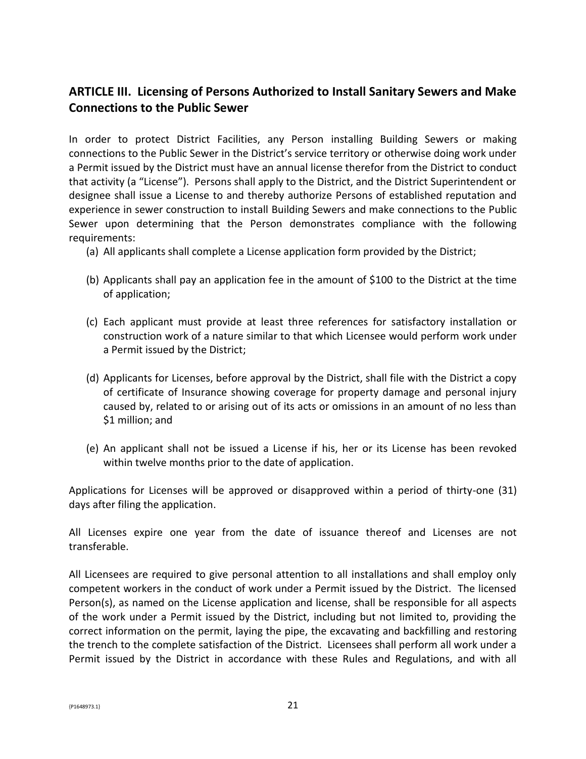## ARTICLE III. Licensing of Persons Authorized to Install Sanitary Sewers and Make Connections to the Public Sewer

In order to protect District Facilities, any Person installing Building Sewers or making connections to the Public Sewer in the District's service territory or otherwise doing work under a Permit issued by the District must have an annual license therefor from the District to conduct that activity (a "License"). Persons shall apply to the District, and the District Superintendent or designee shall issue a License to and thereby authorize Persons of established reputation and experience in sewer construction to install Building Sewers and make connections to the Public Sewer upon determining that the Person demonstrates compliance with the following requirements:

(a) All applicants shall complete a License application form provided by the District;

(b) Applicants shall pay an application fee in the amount of $100 to the District at the time of application;

(c) Each applicant must provide at least three references for satisfactory installation or construction work of a nature similar to that which Licensee would perform work under a Permit issued by the District;

(d) Applicants for Licenses, before approval by the District, shall file with the District a copy of certificate of Insurance showing coverage for property damage and personal injury caused by, related to or arising out of its acts or omissions in an amount of no less than $1 million; and

(e) An applicant shall not be issued a License if his, her or its License has been revoked within twelve months prior to the date of application.

Applications for Licenses will be approved or disapproved within a period of thirty-one (31) days after filing the application.

All Licenses expire one year from the date of issuance thereof and Licenses are not transferable.

All Licensees are required to give personal attention to all installations and shall employ only competent workers in the conduct of work under a Permit issued by the District. The licensed Person(s), as named on the License application and license, shall be responsible for all aspects of the work under a Permit issued by the District, including but not limited to, providing the correct information on the permit, laying the pipe, the excavating and backfilling and restoring the trench to the complete satisfaction of the District. Licensees shall perform all work under a Permit issued by the District in accordance with these Rules and Regulations, and with all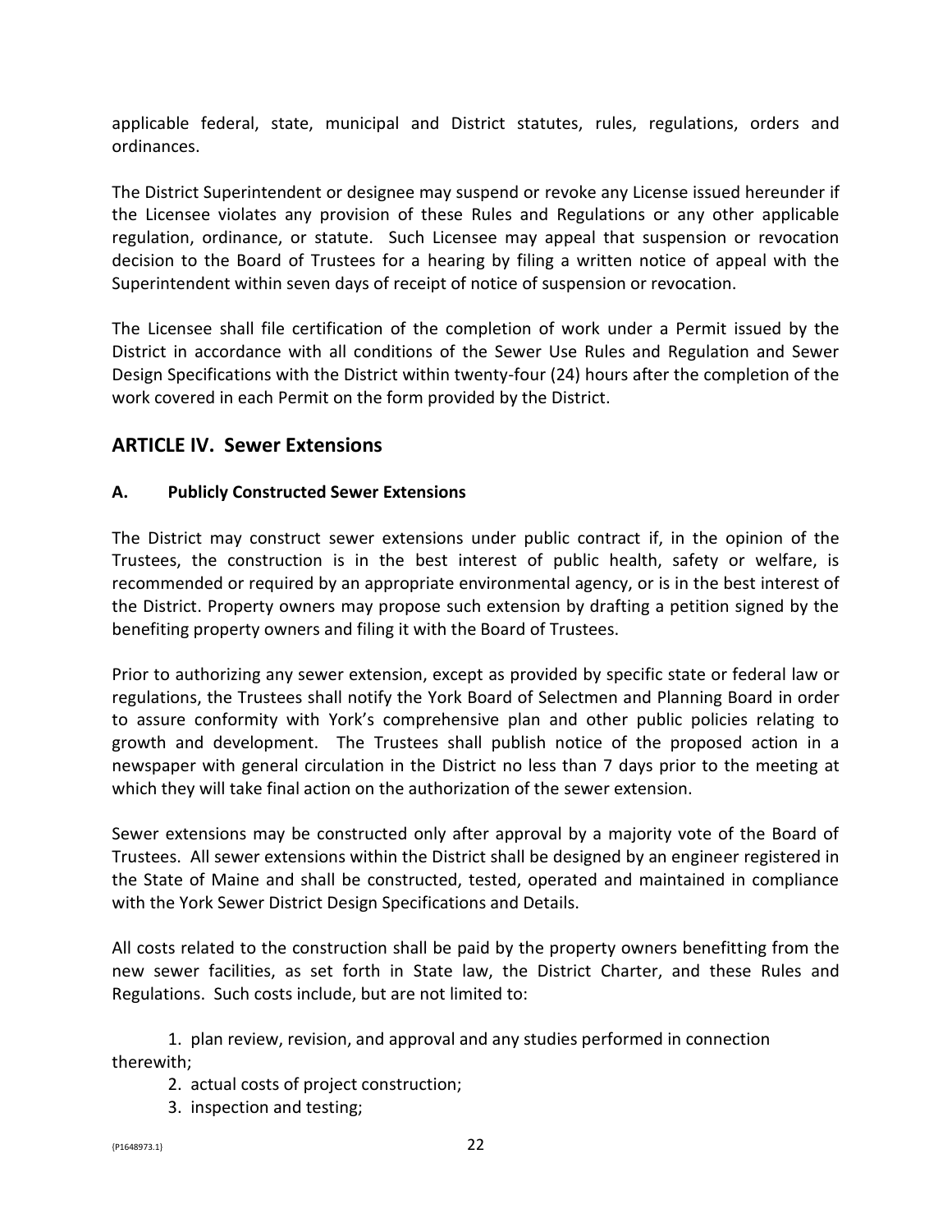applicable federal, state, municipal and District statutes, rules, regulations, orders and ordinances.

The District Superintendent or designee may suspend or revoke any License issued hereunder if the Licensee violates any provision of these Rules and Regulations or any other applicable regulation, ordinance, or statute. Such Licensee may appeal that suspension or revocation decision to the Board of Trustees for a hearing by filing a written notice of appeal with the Superintendent within seven days of receipt of notice of suspension or revocation.

The Licensee shall file certification of the completion of work under a Permit issued by the District in accordance with all conditions of the Sewer Use Rules and Regulation and Sewer Design Specifications with the District within twenty-four (24) hours after the completion of the work covered in each Permit on the form provided by the District.

## ARTICLE IV. Sewer Extensions

### A. Publicly Constructed Sewer Extensions

The District may construct sewer extensions under public contract if, in the opinion of the Trustees, the construction is in the best interest of public health, safety or welfare, is recommended or required by an appropriate environmental agency, or is in the best interest of the District. Property owners may propose such extension by drafting a petition signed by the benefiting property owners and filing it with the Board of Trustees.

Prior to authorizing any sewer extension, except as provided by specific state or federal law or regulations, the Trustees shall notify the York Board of Selectmen and Planning Board in order to assure conformity with York's comprehensive plan and other public policies relating to growth and development. The Trustees shall publish notice of the proposed action in a newspaper with general circulation in the District no less than 7 days prior to the meeting at which they will take final action on the authorization of the sewer extension.

Sewer extensions may be constructed only after approval by a majority vote of the Board of Trustees. All sewer extensions within the District shall be designed by an engineer registered in the State of Maine and shall be constructed, tested, operated and maintained in compliance with the York Sewer District Design Specifications and Details.

All costs related to the construction shall be paid by the property owners benefitting from the new sewer facilities, as set forth in State law, the District Charter, and these Rules and Regulations. Such costs include, but are not limited to:

1. plan review, revision, and approval and any studies performed in connection therewith;
2. actual costs of project construction;
3. inspection and testing;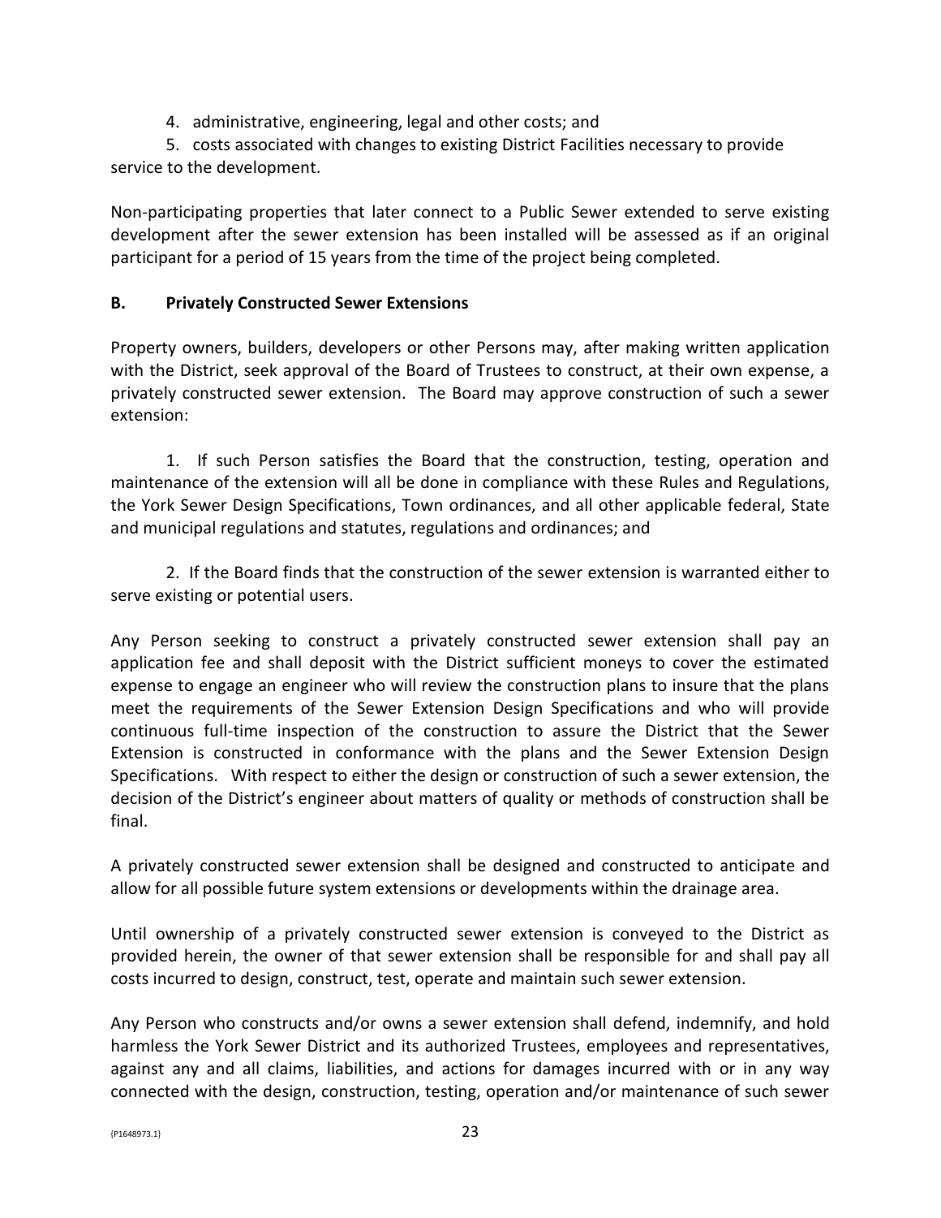4. administrative, engineering, legal and other costs; and

5. costs associated with changes to existing District Facilities necessary to provide service to the development.

Non-participating properties that later connect to a Public Sewer extended to serve existing development after the sewer extension has been installed will be assessed as if an original participant for a period of 15 years from the time of the project being completed.

### B. Privately Constructed Sewer Extensions

Property owners, builders, developers or other Persons may, after making written application with the District, seek approval of the Board of Trustees to construct, at their own expense, a privately constructed sewer extension. The Board may approve construction of such a sewer extension:

1. If such Person satisfies the Board that the construction, testing, operation and maintenance of the extension will all be done in compliance with these Rules and Regulations, the York Sewer Design Specifications, Town ordinances, and all other applicable federal, State and municipal regulations and statutes, regulations and ordinances; and

2. If the Board finds that the construction of the sewer extension is warranted either to serve existing or potential users.

Any Person seeking to construct a privately constructed sewer extension shall pay an application fee and shall deposit with the District sufficient moneys to cover the estimated expense to engage an engineer who will review the construction plans to insure that the plans meet the requirements of the Sewer Extension Design Specifications and who will provide continuous full-time inspection of the construction to assure the District that the Sewer Extension is constructed in conformance with the plans and the Sewer Extension Design Specifications. With respect to either the design or construction of such a sewer extension, the decision of the District's engineer about matters of quality or methods of construction shall be final.

A privately constructed sewer extension shall be designed and constructed to anticipate and allow for all possible future system extensions or developments within the drainage area.

Until ownership of a privately constructed sewer extension is conveyed to the District as provided herein, the owner of that sewer extension shall be responsible for and shall pay all costs incurred to design, construct, test, operate and maintain such sewer extension.

Any Person who constructs and/or owns a sewer extension shall defend, indemnify, and hold harmless the York Sewer District and its authorized Trustees, employees and representatives, against any and all claims, liabilities, and actions for damages incurred with or in any way connected with the design, construction, testing, operation and/or maintenance of such sewer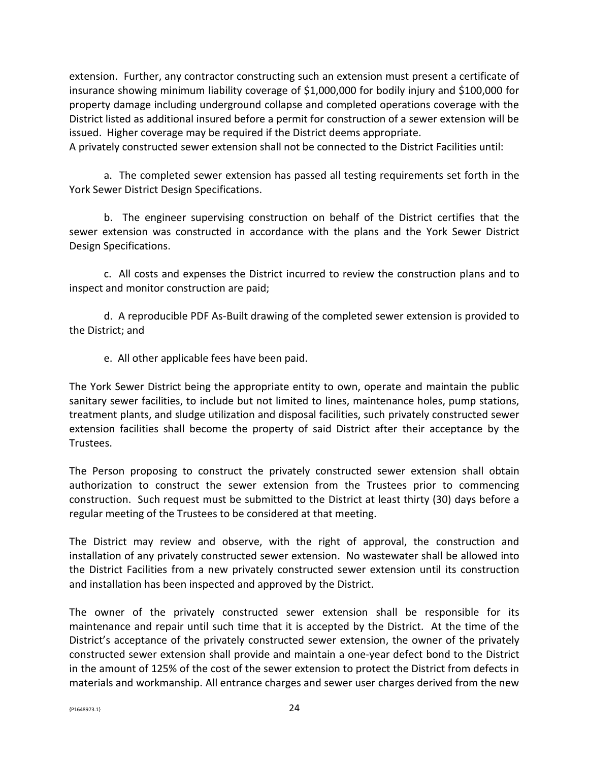extension. Further, any contractor constructing such an extension must present a certificate of insurance showing minimum liability coverage of $1,000,000 for bodily injury and $100,000 for property damage including underground collapse and completed operations coverage with the District listed as additional insured before a permit for construction of a sewer extension will be issued. Higher coverage may be required if the District deems appropriate.
A privately constructed sewer extension shall not be connected to the District Facilities until:

a. The completed sewer extension has passed all testing requirements set forth in the York Sewer District Design Specifications.

b. The engineer supervising construction on behalf of the District certifies that the sewer extension was constructed in accordance with the plans and the York Sewer District Design Specifications.

c. All costs and expenses the District incurred to review the construction plans and to inspect and monitor construction are paid;

d. A reproducible PDF As-Built drawing of the completed sewer extension is provided to the District; and

e. All other applicable fees have been paid.

The York Sewer District being the appropriate entity to own, operate and maintain the public sanitary sewer facilities, to include but not limited to lines, maintenance holes, pump stations, treatment plants, and sludge utilization and disposal facilities, such privately constructed sewer extension facilities shall become the property of said District after their acceptance by the Trustees.

The Person proposing to construct the privately constructed sewer extension shall obtain authorization to construct the sewer extension from the Trustees prior to commencing construction. Such request must be submitted to the District at least thirty (30) days before a regular meeting of the Trustees to be considered at that meeting.

The District may review and observe, with the right of approval, the construction and installation of any privately constructed sewer extension. No wastewater shall be allowed into the District Facilities from a new privately constructed sewer extension until its construction and installation has been inspected and approved by the District.

The owner of the privately constructed sewer extension shall be responsible for its maintenance and repair until such time that it is accepted by the District. At the time of the District's acceptance of the privately constructed sewer extension, the owner of the privately constructed sewer extension shall provide and maintain a one-year defect bond to the District in the amount of 125% of the cost of the sewer extension to protect the District from defects in materials and workmanship. All entrance charges and sewer user charges derived from the new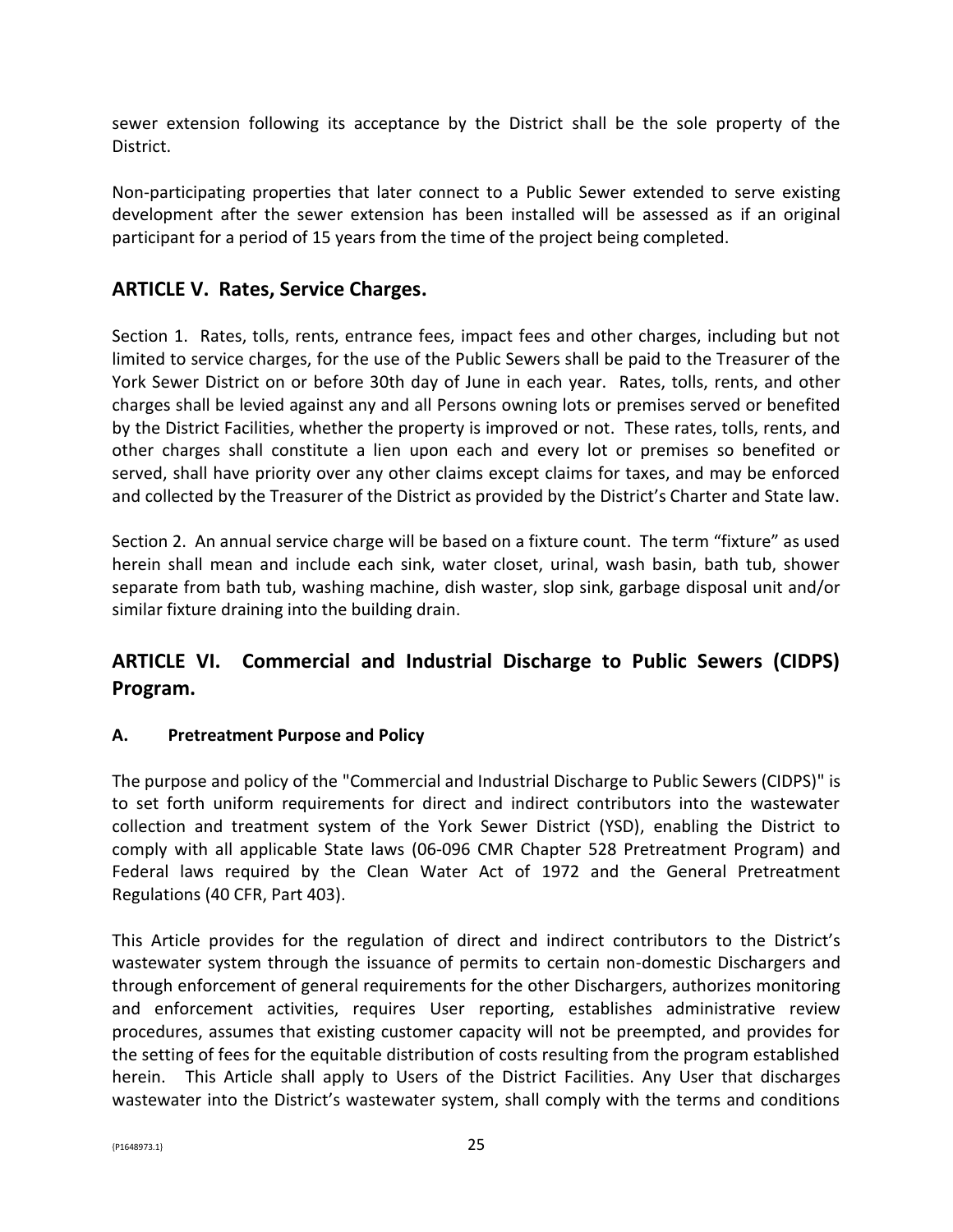sewer extension following its acceptance by the District shall be the sole property of the District.

Non-participating properties that later connect to a Public Sewer extended to serve existing development after the sewer extension has been installed will be assessed as if an original participant for a period of 15 years from the time of the project being completed.

## ARTICLE V. Rates, Service Charges.

Section 1. Rates, tolls, rents, entrance fees, impact fees and other charges, including but not limited to service charges, for the use of the Public Sewers shall be paid to the Treasurer of the York Sewer District on or before 30th day of June in each year. Rates, tolls, rents, and other charges shall be levied against any and all Persons owning lots or premises served or benefited by the District Facilities, whether the property is improved or not. These rates, tolls, rents, and other charges shall constitute a lien upon each and every lot or premises so benefited or served, shall have priority over any other claims except claims for taxes, and may be enforced and collected by the Treasurer of the District as provided by the District's Charter and State law.

Section 2. An annual service charge will be based on a fixture count. The term "fixture" as used herein shall mean and include each sink, water closet, urinal, wash basin, bath tub, shower separate from bath tub, washing machine, dish waster, slop sink, garbage disposal unit and/or similar fixture draining into the building drain.

## ARTICLE VI. Commercial and Industrial Discharge to Public Sewers (CIDPS) Program.

### A. Pretreatment Purpose and Policy

The purpose and policy of the "Commercial and Industrial Discharge to Public Sewers (CIDPS)" is to set forth uniform requirements for direct and indirect contributors into the wastewater collection and treatment system of the York Sewer District (YSD), enabling the District to comply with all applicable State laws (06-096 CMR Chapter 528 Pretreatment Program) and Federal laws required by the Clean Water Act of 1972 and the General Pretreatment Regulations (40 CFR, Part 403).

This Article provides for the regulation of direct and indirect contributors to the District's wastewater system through the issuance of permits to certain non-domestic Dischargers and through enforcement of general requirements for the other Dischargers, authorizes monitoring and enforcement activities, requires User reporting, establishes administrative review procedures, assumes that existing customer capacity will not be preempted, and provides for the setting of fees for the equitable distribution of costs resulting from the program established herein. This Article shall apply to Users of the District Facilities. Any User that discharges wastewater into the District's wastewater system, shall comply with the terms and conditions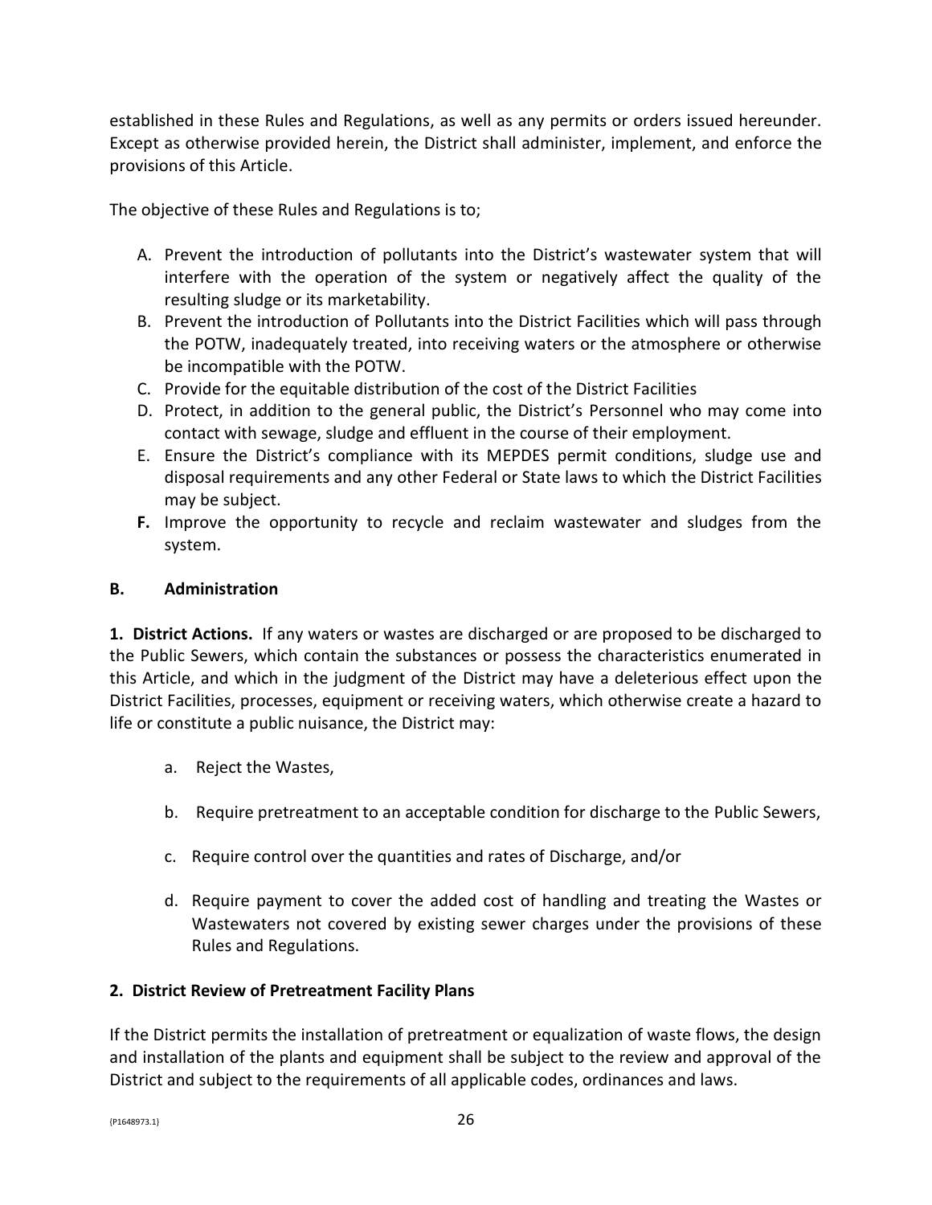established in these Rules and Regulations, as well as any permits or orders issued hereunder. Except as otherwise provided herein, the District shall administer, implement, and enforce the provisions of this Article.

The objective of these Rules and Regulations is to;

A. Prevent the introduction of pollutants into the District's wastewater system that will interfere with the operation of the system or negatively affect the quality of the resulting sludge or its marketability.
B. Prevent the introduction of Pollutants into the District Facilities which will pass through the POTW, inadequately treated, into receiving waters or the atmosphere or otherwise be incompatible with the POTW.
C. Provide for the equitable distribution of the cost of the District Facilities
D. Protect, in addition to the general public, the District's Personnel who may come into contact with sewage, sludge and effluent in the course of their employment.
E. Ensure the District's compliance with its MEPDES permit conditions, sludge use and disposal requirements and any other Federal or State laws to which the District Facilities may be subject.
**F.** Improve the opportunity to recycle and reclaim wastewater and sludges from the system.

**B. Administration**

**1. District Actions.** If any waters or wastes are discharged or are proposed to be discharged to the Public Sewers, which contain the substances or possess the characteristics enumerated in this Article, and which in the judgment of the District may have a deleterious effect upon the District Facilities, processes, equipment or receiving waters, which otherwise create a hazard to life or constitute a public nuisance, the District may:

a. Reject the Wastes,

b. Require pretreatment to an acceptable condition for discharge to the Public Sewers,

c. Require control over the quantities and rates of Discharge, and/or

d. Require payment to cover the added cost of handling and treating the Wastes or Wastewaters not covered by existing sewer charges under the provisions of these Rules and Regulations.

**2. District Review of Pretreatment Facility Plans**

If the District permits the installation of pretreatment or equalization of waste flows, the design and installation of the plants and equipment shall be subject to the review and approval of the District and subject to the requirements of all applicable codes, ordinances and laws.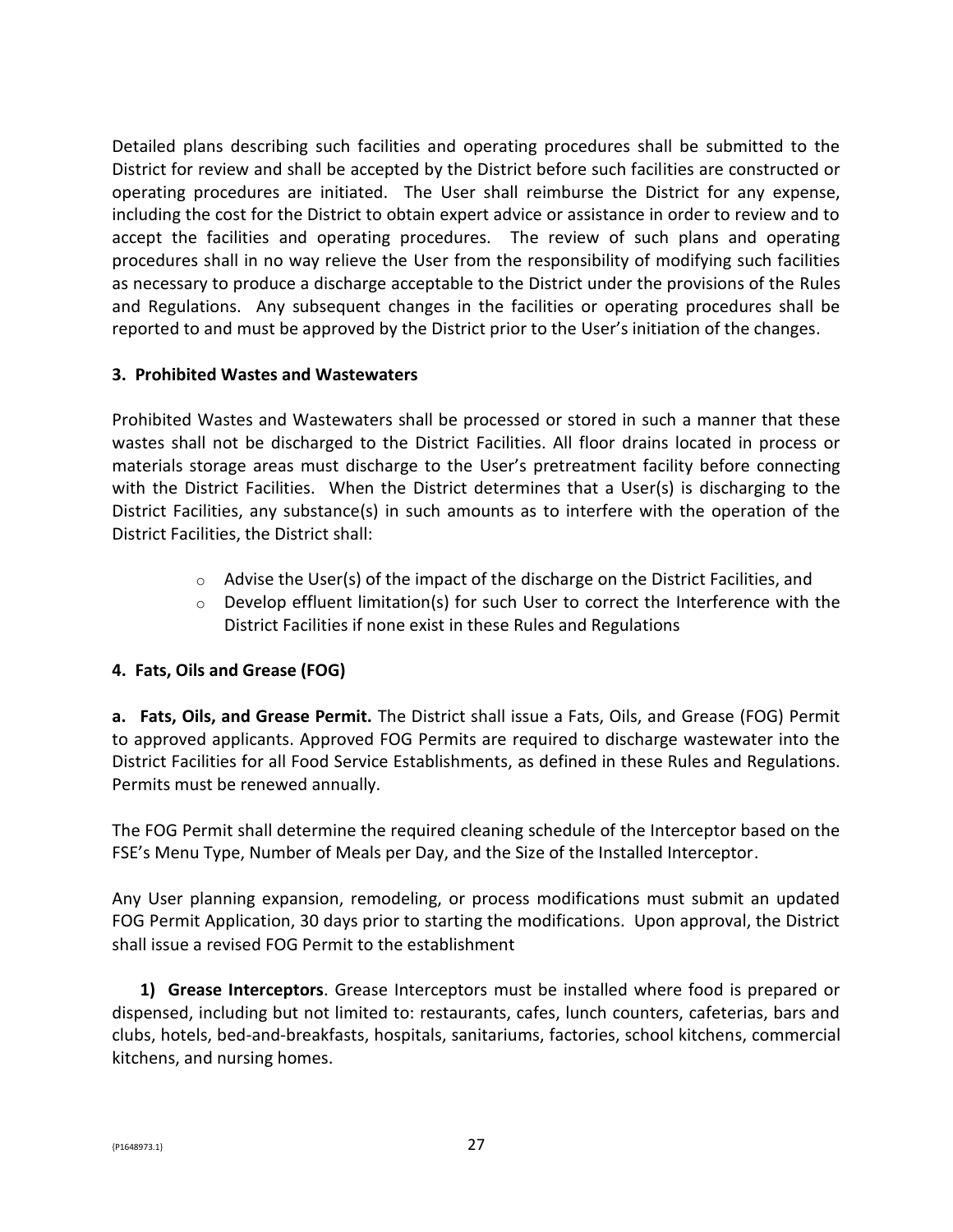Detailed plans describing such facilities and operating procedures shall be submitted to the District for review and shall be accepted by the District before such facilities are constructed or operating procedures are initiated. The User shall reimburse the District for any expense, including the cost for the District to obtain expert advice or assistance in order to review and to accept the facilities and operating procedures. The review of such plans and operating procedures shall in no way relieve the User from the responsibility of modifying such facilities as necessary to produce a discharge acceptable to the District under the provisions of the Rules and Regulations. Any subsequent changes in the facilities or operating procedures shall be reported to and must be approved by the District prior to the User's initiation of the changes.

**3. Prohibited Wastes and Wastewaters**

Prohibited Wastes and Wastewaters shall be processed or stored in such a manner that these wastes shall not be discharged to the District Facilities. All floor drains located in process or materials storage areas must discharge to the User's pretreatment facility before connecting with the District Facilities. When the District determines that a User(s) is discharging to the District Facilities, any substance(s) in such amounts as to interfere with the operation of the District Facilities, the District shall:

- Advise the User(s) of the impact of the discharge on the District Facilities, and
- Develop effluent limitation(s) for such User to correct the Interference with the District Facilities if none exist in these Rules and Regulations

**4. Fats, Oils and Grease (FOG)**

**a. Fats, Oils, and Grease Permit.** The District shall issue a Fats, Oils, and Grease (FOG) Permit to approved applicants. Approved FOG Permits are required to discharge wastewater into the District Facilities for all Food Service Establishments, as defined in these Rules and Regulations. Permits must be renewed annually.

The FOG Permit shall determine the required cleaning schedule of the Interceptor based on the FSE's Menu Type, Number of Meals per Day, and the Size of the Installed Interceptor.

Any User planning expansion, remodeling, or process modifications must submit an updated FOG Permit Application, 30 days prior to starting the modifications. Upon approval, the District shall issue a revised FOG Permit to the establishment

**1) Grease Interceptors**. Grease Interceptors must be installed where food is prepared or dispensed, including but not limited to: restaurants, cafes, lunch counters, cafeterias, bars and clubs, hotels, bed-and-breakfasts, hospitals, sanitariums, factories, school kitchens, commercial kitchens, and nursing homes.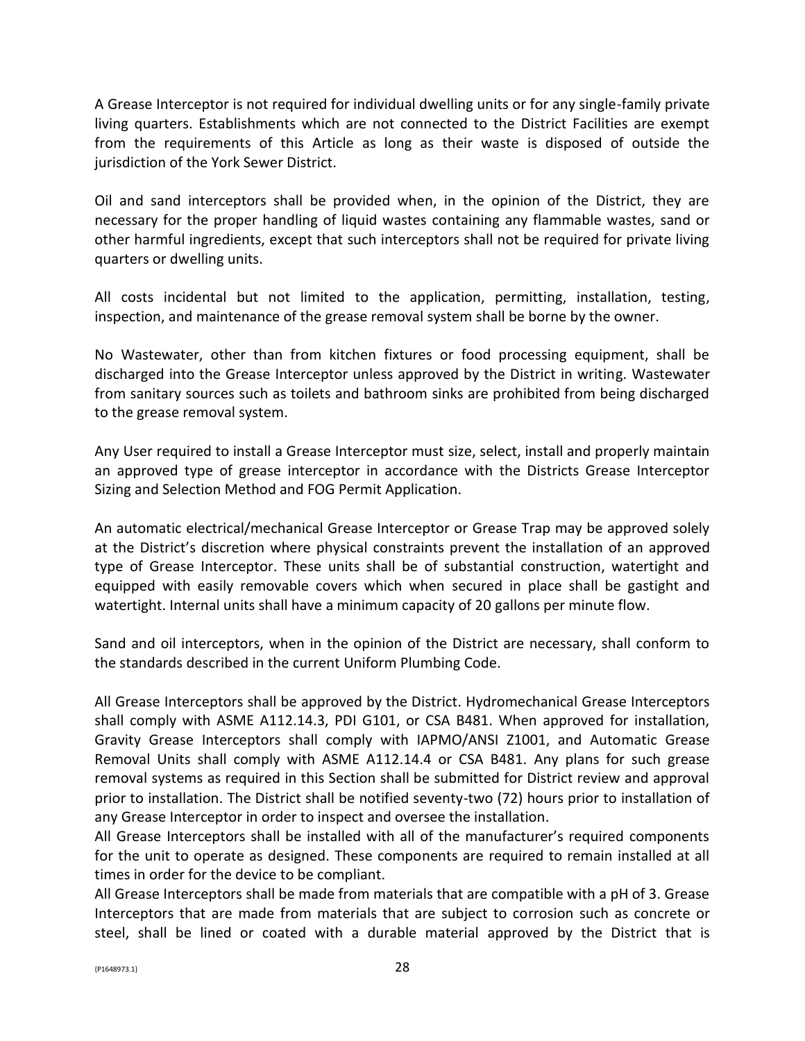A Grease Interceptor is not required for individual dwelling units or for any single-family private living quarters. Establishments which are not connected to the District Facilities are exempt from the requirements of this Article as long as their waste is disposed of outside the jurisdiction of the York Sewer District.

Oil and sand interceptors shall be provided when, in the opinion of the District, they are necessary for the proper handling of liquid wastes containing any flammable wastes, sand or other harmful ingredients, except that such interceptors shall not be required for private living quarters or dwelling units.

All costs incidental but not limited to the application, permitting, installation, testing, inspection, and maintenance of the grease removal system shall be borne by the owner.

No Wastewater, other than from kitchen fixtures or food processing equipment, shall be discharged into the Grease Interceptor unless approved by the District in writing. Wastewater from sanitary sources such as toilets and bathroom sinks are prohibited from being discharged to the grease removal system.

Any User required to install a Grease Interceptor must size, select, install and properly maintain an approved type of grease interceptor in accordance with the Districts Grease Interceptor Sizing and Selection Method and FOG Permit Application.

An automatic electrical/mechanical Grease Interceptor or Grease Trap may be approved solely at the District's discretion where physical constraints prevent the installation of an approved type of Grease Interceptor. These units shall be of substantial construction, watertight and equipped with easily removable covers which when secured in place shall be gastight and watertight. Internal units shall have a minimum capacity of 20 gallons per minute flow.

Sand and oil interceptors, when in the opinion of the District are necessary, shall conform to the standards described in the current Uniform Plumbing Code.

All Grease Interceptors shall be approved by the District. Hydromechanical Grease Interceptors shall comply with ASME A112.14.3, PDI G101, or CSA B481. When approved for installation, Gravity Grease Interceptors shall comply with IAPMO/ANSI Z1001, and Automatic Grease Removal Units shall comply with ASME A112.14.4 or CSA B481. Any plans for such grease removal systems as required in this Section shall be submitted for District review and approval prior to installation. The District shall be notified seventy-two (72) hours prior to installation of any Grease Interceptor in order to inspect and oversee the installation.

All Grease Interceptors shall be installed with all of the manufacturer's required components for the unit to operate as designed. These components are required to remain installed at all times in order for the device to be compliant.

All Grease Interceptors shall be made from materials that are compatible with a pH of 3. Grease Interceptors that are made from materials that are subject to corrosion such as concrete or steel, shall be lined or coated with a durable material approved by the District that is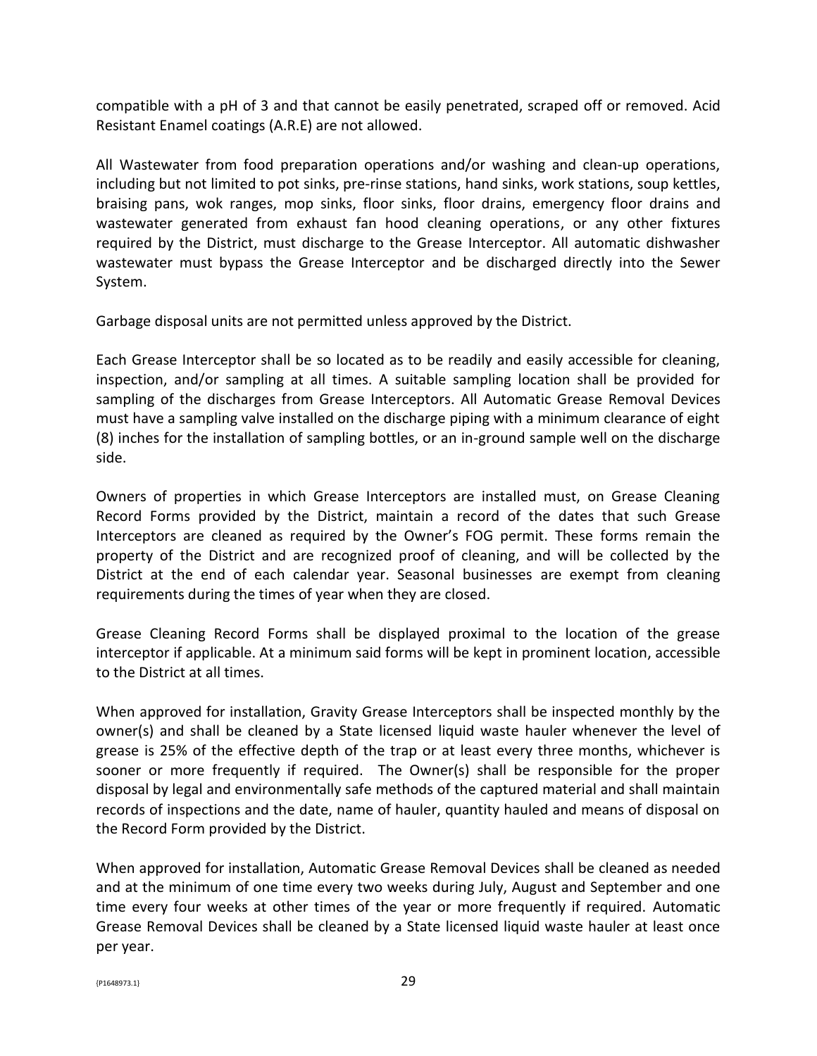compatible with a pH of 3 and that cannot be easily penetrated, scraped off or removed. Acid Resistant Enamel coatings (A.R.E) are not allowed.

All Wastewater from food preparation operations and/or washing and clean-up operations, including but not limited to pot sinks, pre-rinse stations, hand sinks, work stations, soup kettles, braising pans, wok ranges, mop sinks, floor sinks, floor drains, emergency floor drains and wastewater generated from exhaust fan hood cleaning operations, or any other fixtures required by the District, must discharge to the Grease Interceptor. All automatic dishwasher wastewater must bypass the Grease Interceptor and be discharged directly into the Sewer System.

Garbage disposal units are not permitted unless approved by the District.

Each Grease Interceptor shall be so located as to be readily and easily accessible for cleaning, inspection, and/or sampling at all times. A suitable sampling location shall be provided for sampling of the discharges from Grease Interceptors. All Automatic Grease Removal Devices must have a sampling valve installed on the discharge piping with a minimum clearance of eight (8) inches for the installation of sampling bottles, or an in-ground sample well on the discharge side.

Owners of properties in which Grease Interceptors are installed must, on Grease Cleaning Record Forms provided by the District, maintain a record of the dates that such Grease Interceptors are cleaned as required by the Owner's FOG permit. These forms remain the property of the District and are recognized proof of cleaning, and will be collected by the District at the end of each calendar year. Seasonal businesses are exempt from cleaning requirements during the times of year when they are closed.

Grease Cleaning Record Forms shall be displayed proximal to the location of the grease interceptor if applicable. At a minimum said forms will be kept in prominent location, accessible to the District at all times.

When approved for installation, Gravity Grease Interceptors shall be inspected monthly by the owner(s) and shall be cleaned by a State licensed liquid waste hauler whenever the level of grease is 25% of the effective depth of the trap or at least every three months, whichever is sooner or more frequently if required. The Owner(s) shall be responsible for the proper disposal by legal and environmentally safe methods of the captured material and shall maintain records of inspections and the date, name of hauler, quantity hauled and means of disposal on the Record Form provided by the District.

When approved for installation, Automatic Grease Removal Devices shall be cleaned as needed and at the minimum of one time every two weeks during July, August and September and one time every four weeks at other times of the year or more frequently if required. Automatic Grease Removal Devices shall be cleaned by a State licensed liquid waste hauler at least once per year.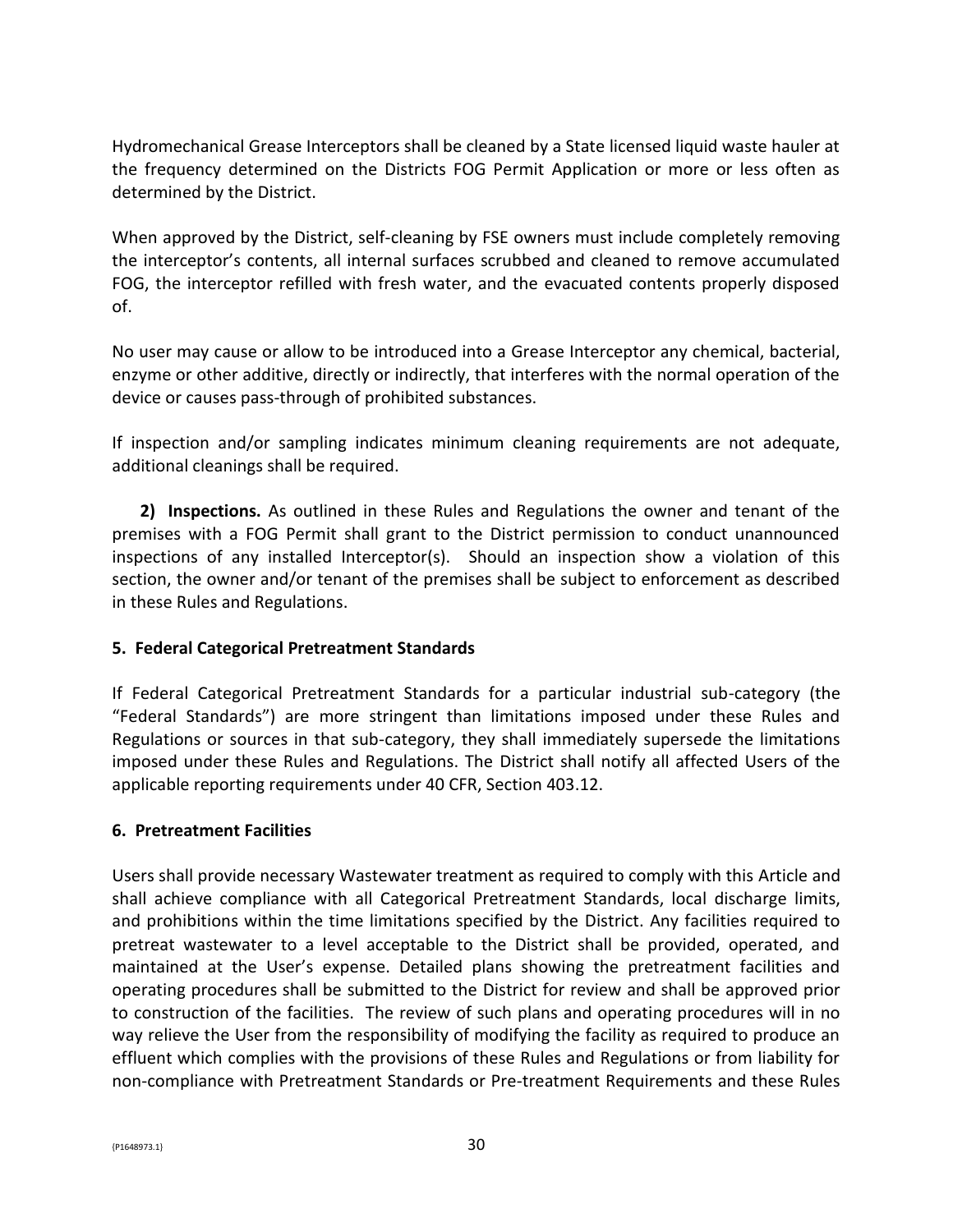Hydromechanical Grease Interceptors shall be cleaned by a State licensed liquid waste hauler at the frequency determined on the Districts FOG Permit Application or more or less often as determined by the District.

When approved by the District, self-cleaning by FSE owners must include completely removing the interceptor's contents, all internal surfaces scrubbed and cleaned to remove accumulated FOG, the interceptor refilled with fresh water, and the evacuated contents properly disposed of.

No user may cause or allow to be introduced into a Grease Interceptor any chemical, bacterial, enzyme or other additive, directly or indirectly, that interferes with the normal operation of the device or causes pass-through of prohibited substances.

If inspection and/or sampling indicates minimum cleaning requirements are not adequate, additional cleanings shall be required.

**2) Inspections.** As outlined in these Rules and Regulations the owner and tenant of the premises with a FOG Permit shall grant to the District permission to conduct unannounced inspections of any installed Interceptor(s). Should an inspection show a violation of this section, the owner and/or tenant of the premises shall be subject to enforcement as described in these Rules and Regulations.

**5. Federal Categorical Pretreatment Standards**

If Federal Categorical Pretreatment Standards for a particular industrial sub-category (the "Federal Standards") are more stringent than limitations imposed under these Rules and Regulations or sources in that sub-category, they shall immediately supersede the limitations imposed under these Rules and Regulations. The District shall notify all affected Users of the applicable reporting requirements under 40 CFR, Section 403.12.

**6. Pretreatment Facilities**

Users shall provide necessary Wastewater treatment as required to comply with this Article and shall achieve compliance with all Categorical Pretreatment Standards, local discharge limits, and prohibitions within the time limitations specified by the District. Any facilities required to pretreat wastewater to a level acceptable to the District shall be provided, operated, and maintained at the User's expense. Detailed plans showing the pretreatment facilities and operating procedures shall be submitted to the District for review and shall be approved prior to construction of the facilities. The review of such plans and operating procedures will in no way relieve the User from the responsibility of modifying the facility as required to produce an effluent which complies with the provisions of these Rules and Regulations or from liability for non-compliance with Pretreatment Standards or Pre-treatment Requirements and these Rules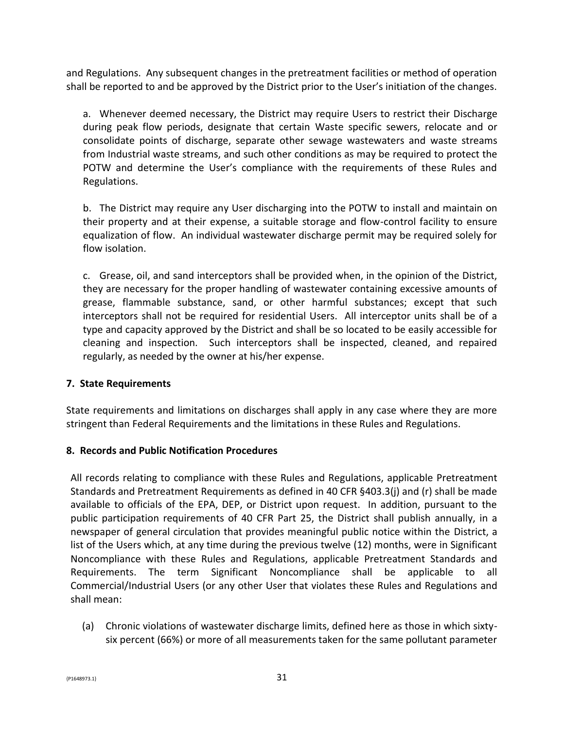and Regulations. Any subsequent changes in the pretreatment facilities or method of operation shall be reported to and be approved by the District prior to the User's initiation of the changes.

a. Whenever deemed necessary, the District may require Users to restrict their Discharge during peak flow periods, designate that certain Waste specific sewers, relocate and or consolidate points of discharge, separate other sewage wastewaters and waste streams from Industrial waste streams, and such other conditions as may be required to protect the POTW and determine the User's compliance with the requirements of these Rules and Regulations.

b. The District may require any User discharging into the POTW to install and maintain on their property and at their expense, a suitable storage and flow-control facility to ensure equalization of flow. An individual wastewater discharge permit may be required solely for flow isolation.

c. Grease, oil, and sand interceptors shall be provided when, in the opinion of the District, they are necessary for the proper handling of wastewater containing excessive amounts of grease, flammable substance, sand, or other harmful substances; except that such interceptors shall not be required for residential Users. All interceptor units shall be of a type and capacity approved by the District and shall be so located to be easily accessible for cleaning and inspection. Such interceptors shall be inspected, cleaned, and repaired regularly, as needed by the owner at his/her expense.

**7. State Requirements**

State requirements and limitations on discharges shall apply in any case where they are more stringent than Federal Requirements and the limitations in these Rules and Regulations.

**8. Records and Public Notification Procedures**

All records relating to compliance with these Rules and Regulations, applicable Pretreatment Standards and Pretreatment Requirements as defined in 40 CFR §403.3(j) and (r) shall be made available to officials of the EPA, DEP, or District upon request. In addition, pursuant to the public participation requirements of 40 CFR Part 25, the District shall publish annually, in a newspaper of general circulation that provides meaningful public notice within the District, a list of the Users which, at any time during the previous twelve (12) months, were in Significant Noncompliance with these Rules and Regulations, applicable Pretreatment Standards and Requirements. The term Significant Noncompliance shall be applicable to all Commercial/Industrial Users (or any other User that violates these Rules and Regulations and shall mean:

(a) Chronic violations of wastewater discharge limits, defined here as those in which sixty-six percent (66%) or more of all measurements taken for the same pollutant parameter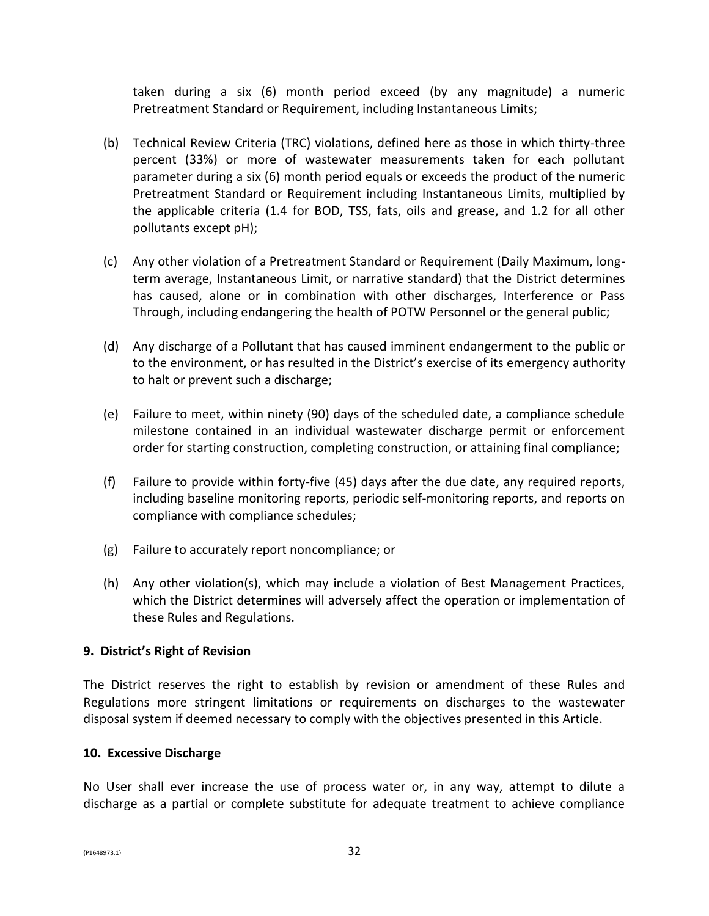taken during a six (6) month period exceed (by any magnitude) a numeric Pretreatment Standard or Requirement, including Instantaneous Limits;

(b) Technical Review Criteria (TRC) violations, defined here as those in which thirty-three percent (33%) or more of wastewater measurements taken for each pollutant parameter during a six (6) month period equals or exceeds the product of the numeric Pretreatment Standard or Requirement including Instantaneous Limits, multiplied by the applicable criteria (1.4 for BOD, TSS, fats, oils and grease, and 1.2 for all other pollutants except pH);

(c) Any other violation of a Pretreatment Standard or Requirement (Daily Maximum, long-term average, Instantaneous Limit, or narrative standard) that the District determines has caused, alone or in combination with other discharges, Interference or Pass Through, including endangering the health of POTW Personnel or the general public;

(d) Any discharge of a Pollutant that has caused imminent endangerment to the public or to the environment, or has resulted in the District's exercise of its emergency authority to halt or prevent such a discharge;

(e) Failure to meet, within ninety (90) days of the scheduled date, a compliance schedule milestone contained in an individual wastewater discharge permit or enforcement order for starting construction, completing construction, or attaining final compliance;

(f) Failure to provide within forty-five (45) days after the due date, any required reports, including baseline monitoring reports, periodic self-monitoring reports, and reports on compliance with compliance schedules;

(g) Failure to accurately report noncompliance; or

(h) Any other violation(s), which may include a violation of Best Management Practices, which the District determines will adversely affect the operation or implementation of these Rules and Regulations.

**9. District's Right of Revision**

The District reserves the right to establish by revision or amendment of these Rules and Regulations more stringent limitations or requirements on discharges to the wastewater disposal system if deemed necessary to comply with the objectives presented in this Article.

**10. Excessive Discharge**

No User shall ever increase the use of process water or, in any way, attempt to dilute a discharge as a partial or complete substitute for adequate treatment to achieve compliance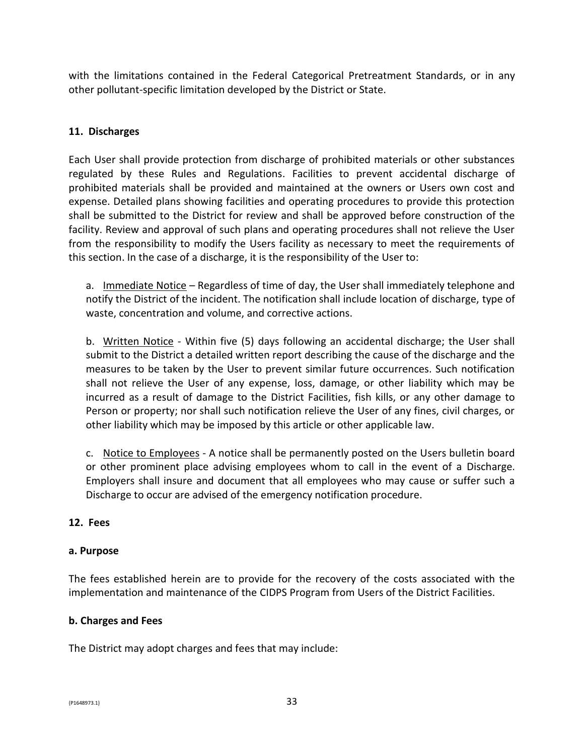with the limitations contained in the Federal Categorical Pretreatment Standards, or in any other pollutant-specific limitation developed by the District or State.

**11. Discharges**

Each User shall provide protection from discharge of prohibited materials or other substances regulated by these Rules and Regulations. Facilities to prevent accidental discharge of prohibited materials shall be provided and maintained at the owners or Users own cost and expense. Detailed plans showing facilities and operating procedures to provide this protection shall be submitted to the District for review and shall be approved before construction of the facility. Review and approval of such plans and operating procedures shall not relieve the User from the responsibility to modify the Users facility as necessary to meet the requirements of this section. In the case of a discharge, it is the responsibility of the User to:

a. Immediate Notice – Regardless of time of day, the User shall immediately telephone and notify the District of the incident. The notification shall include location of discharge, type of waste, concentration and volume, and corrective actions.

b. Written Notice - Within five (5) days following an accidental discharge; the User shall submit to the District a detailed written report describing the cause of the discharge and the measures to be taken by the User to prevent similar future occurrences. Such notification shall not relieve the User of any expense, loss, damage, or other liability which may be incurred as a result of damage to the District Facilities, fish kills, or any other damage to Person or property; nor shall such notification relieve the User of any fines, civil charges, or other liability which may be imposed by this article or other applicable law.

c. Notice to Employees - A notice shall be permanently posted on the Users bulletin board or other prominent place advising employees whom to call in the event of a Discharge. Employers shall insure and document that all employees who may cause or suffer such a Discharge to occur are advised of the emergency notification procedure.

**12. Fees**

**a. Purpose**

The fees established herein are to provide for the recovery of the costs associated with the implementation and maintenance of the CIDPS Program from Users of the District Facilities.

**b. Charges and Fees**

The District may adopt charges and fees that may include: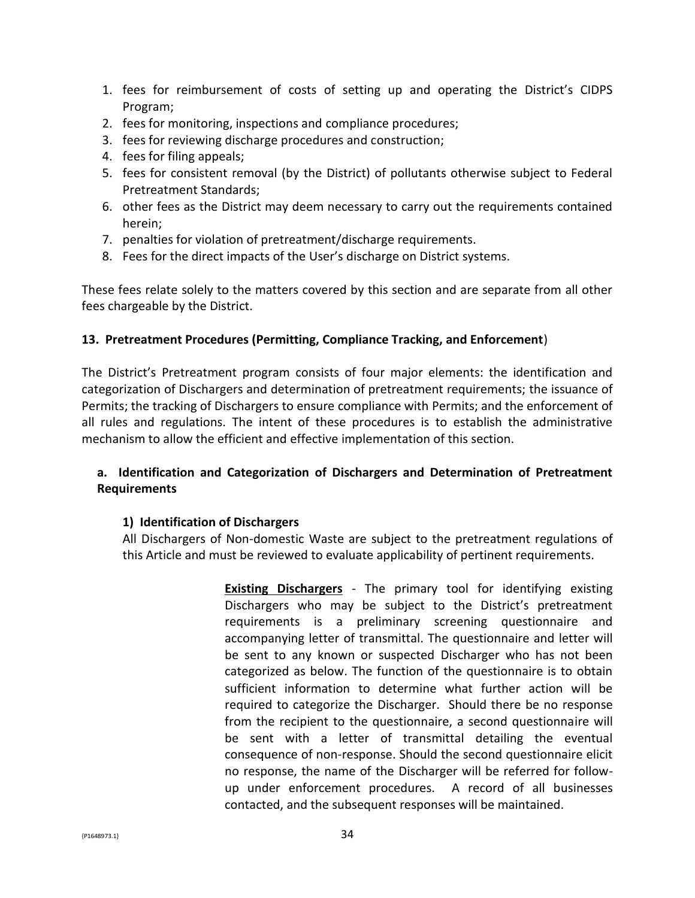1. fees for reimbursement of costs of setting up and operating the District's CIDPS Program;
2. fees for monitoring, inspections and compliance procedures;
3. fees for reviewing discharge procedures and construction;
4. fees for filing appeals;
5. fees for consistent removal (by the District) of pollutants otherwise subject to Federal Pretreatment Standards;
6. other fees as the District may deem necessary to carry out the requirements contained herein;
7. penalties for violation of pretreatment/discharge requirements.
8. Fees for the direct impacts of the User's discharge on District systems.

These fees relate solely to the matters covered by this section and are separate from all other fees chargeable by the District.

**13. Pretreatment Procedures (Permitting, Compliance Tracking, and Enforcement)**

The District's Pretreatment program consists of four major elements: the identification and categorization of Dischargers and determination of pretreatment requirements; the issuance of Permits; the tracking of Dischargers to ensure compliance with Permits; and the enforcement of all rules and regulations. The intent of these procedures is to establish the administrative mechanism to allow the efficient and effective implementation of this section.

**a. Identification and Categorization of Dischargers and Determination of Pretreatment Requirements**

**1) Identification of Dischargers**

All Dischargers of Non-domestic Waste are subject to the pretreatment regulations of this Article and must be reviewed to evaluate applicability of pertinent requirements.

**Existing Dischargers** - The primary tool for identifying existing Dischargers who may be subject to the District's pretreatment requirements is a preliminary screening questionnaire and accompanying letter of transmittal. The questionnaire and letter will be sent to any known or suspected Discharger who has not been categorized as below. The function of the questionnaire is to obtain sufficient information to determine what further action will be required to categorize the Discharger. Should there be no response from the recipient to the questionnaire, a second questionnaire will be sent with a letter of transmittal detailing the eventual consequence of non-response. Should the second questionnaire elicit no response, the name of the Discharger will be referred for follow-up under enforcement procedures. A record of all businesses contacted, and the subsequent responses will be maintained.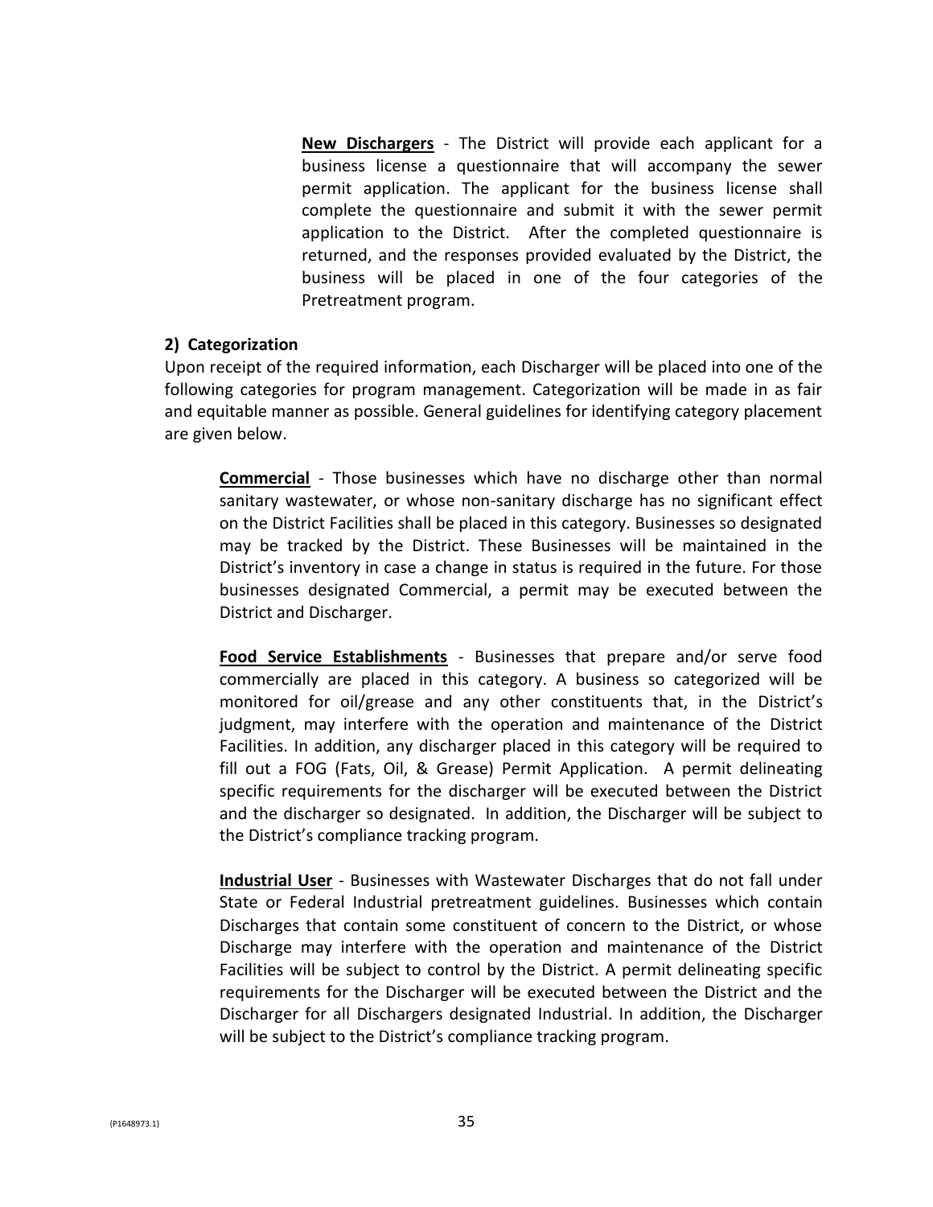**New Dischargers** - The District will provide each applicant for a business license a questionnaire that will accompany the sewer permit application. The applicant for the business license shall complete the questionnaire and submit it with the sewer permit application to the District. After the completed questionnaire is returned, and the responses provided evaluated by the District, the business will be placed in one of the four categories of the Pretreatment program.

**2) Categorization**

Upon receipt of the required information, each Discharger will be placed into one of the following categories for program management. Categorization will be made in as fair and equitable manner as possible. General guidelines for identifying category placement are given below.

**Commercial** - Those businesses which have no discharge other than normal sanitary wastewater, or whose non-sanitary discharge has no significant effect on the District Facilities shall be placed in this category. Businesses so designated may be tracked by the District. These Businesses will be maintained in the District's inventory in case a change in status is required in the future. For those businesses designated Commercial, a permit may be executed between the District and Discharger.

**Food Service Establishments** - Businesses that prepare and/or serve food commercially are placed in this category. A business so categorized will be monitored for oil/grease and any other constituents that, in the District's judgment, may interfere with the operation and maintenance of the District Facilities. In addition, any discharger placed in this category will be required to fill out a FOG (Fats, Oil, & Grease) Permit Application. A permit delineating specific requirements for the discharger will be executed between the District and the discharger so designated. In addition, the Discharger will be subject to the District's compliance tracking program.

**Industrial User** - Businesses with Wastewater Discharges that do not fall under State or Federal Industrial pretreatment guidelines. Businesses which contain Discharges that contain some constituent of concern to the District, or whose Discharge may interfere with the operation and maintenance of the District Facilities will be subject to control by the District. A permit delineating specific requirements for the Discharger will be executed between the District and the Discharger for all Dischargers designated Industrial. In addition, the Discharger will be subject to the District's compliance tracking program.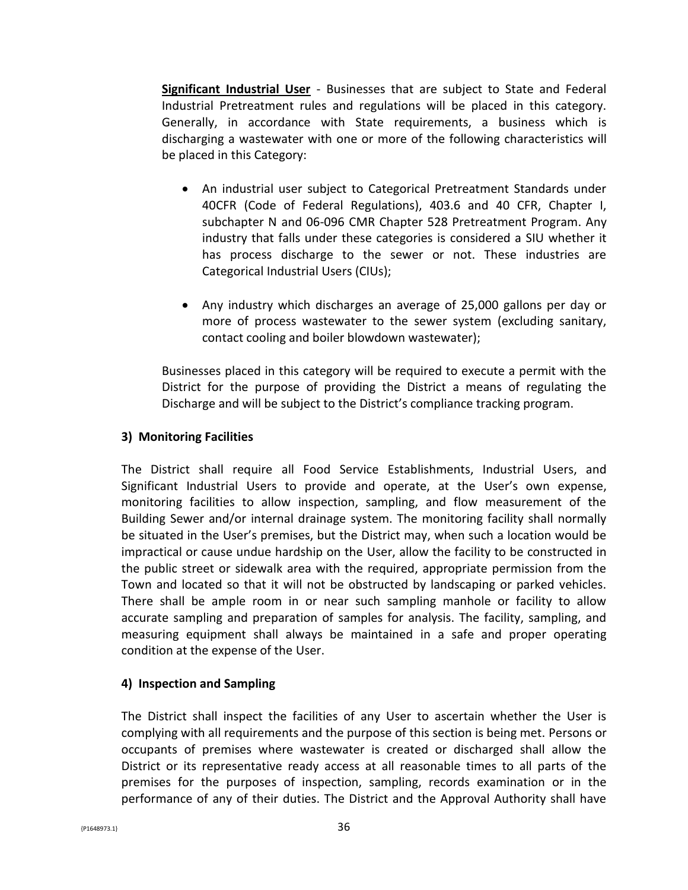**Significant Industrial User** - Businesses that are subject to State and Federal Industrial Pretreatment rules and regulations will be placed in this category. Generally, in accordance with State requirements, a business which is discharging a wastewater with one or more of the following characteristics will be placed in this Category:

- An industrial user subject to Categorical Pretreatment Standards under 40CFR (Code of Federal Regulations), 403.6 and 40 CFR, Chapter I, subchapter N and 06-096 CMR Chapter 528 Pretreatment Program. Any industry that falls under these categories is considered a SIU whether it has process discharge to the sewer or not. These industries are Categorical Industrial Users (CIUs);

- Any industry which discharges an average of 25,000 gallons per day or more of process wastewater to the sewer system (excluding sanitary, contact cooling and boiler blowdown wastewater);

Businesses placed in this category will be required to execute a permit with the District for the purpose of providing the District a means of regulating the Discharge and will be subject to the District's compliance tracking program.

### 3) Monitoring Facilities

The District shall require all Food Service Establishments, Industrial Users, and Significant Industrial Users to provide and operate, at the User's own expense, monitoring facilities to allow inspection, sampling, and flow measurement of the Building Sewer and/or internal drainage system. The monitoring facility shall normally be situated in the User's premises, but the District may, when such a location would be impractical or cause undue hardship on the User, allow the facility to be constructed in the public street or sidewalk area with the required, appropriate permission from the Town and located so that it will not be obstructed by landscaping or parked vehicles. There shall be ample room in or near such sampling manhole or facility to allow accurate sampling and preparation of samples for analysis. The facility, sampling, and measuring equipment shall always be maintained in a safe and proper operating condition at the expense of the User.

### 4) Inspection and Sampling

The District shall inspect the facilities of any User to ascertain whether the User is complying with all requirements and the purpose of this section is being met. Persons or occupants of premises where wastewater is created or discharged shall allow the District or its representative ready access at all reasonable times to all parts of the premises for the purposes of inspection, sampling, records examination or in the performance of any of their duties. The District and the Approval Authority shall have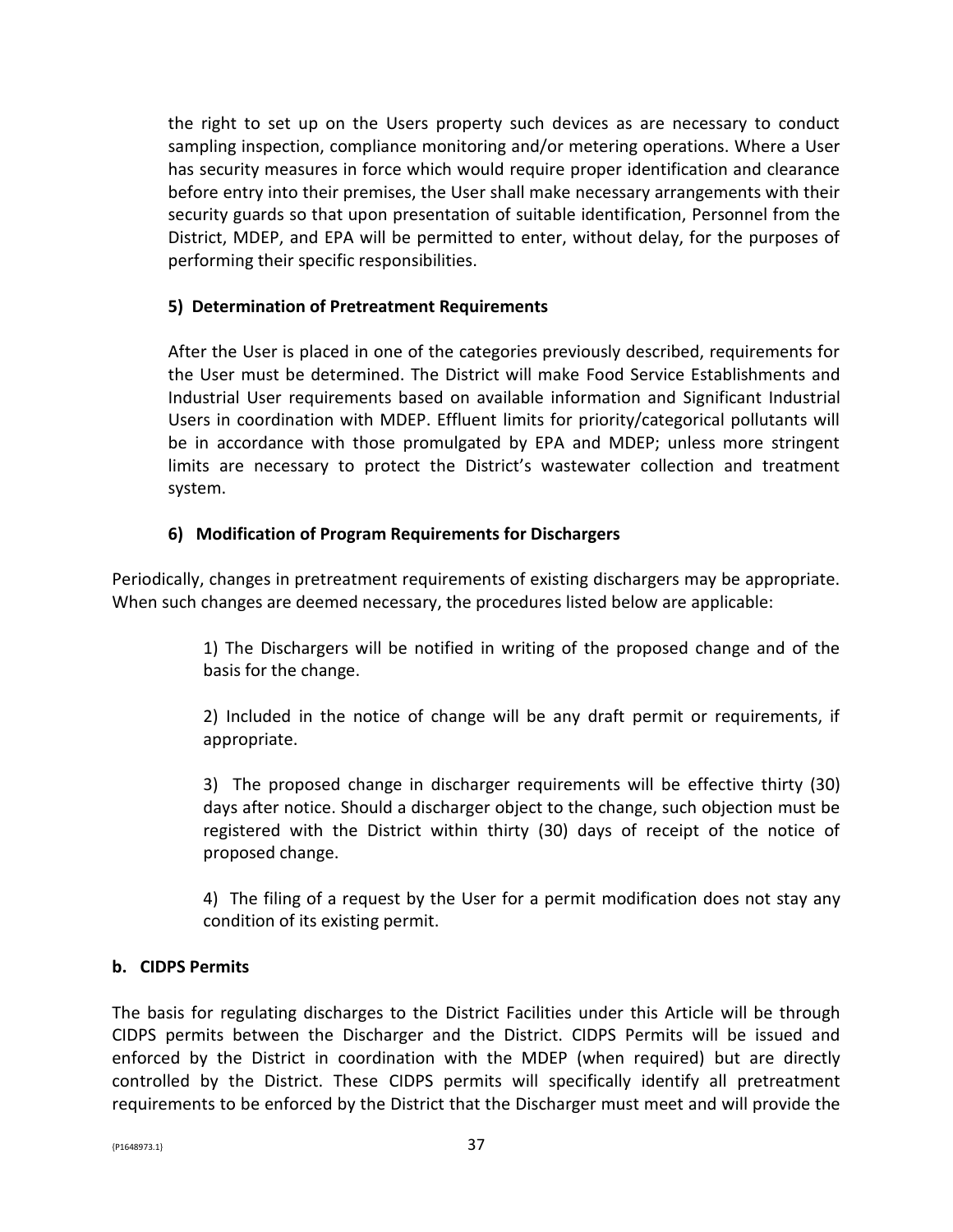the right to set up on the Users property such devices as are necessary to conduct sampling inspection, compliance monitoring and/or metering operations. Where a User has security measures in force which would require proper identification and clearance before entry into their premises, the User shall make necessary arrangements with their security guards so that upon presentation of suitable identification, Personnel from the District, MDEP, and EPA will be permitted to enter, without delay, for the purposes of performing their specific responsibilities.

**5) Determination of Pretreatment Requirements**

After the User is placed in one of the categories previously described, requirements for the User must be determined. The District will make Food Service Establishments and Industrial User requirements based on available information and Significant Industrial Users in coordination with MDEP. Effluent limits for priority/categorical pollutants will be in accordance with those promulgated by EPA and MDEP; unless more stringent limits are necessary to protect the District's wastewater collection and treatment system.

**6) Modification of Program Requirements for Dischargers**

Periodically, changes in pretreatment requirements of existing dischargers may be appropriate. When such changes are deemed necessary, the procedures listed below are applicable:

1) The Dischargers will be notified in writing of the proposed change and of the basis for the change.

2) Included in the notice of change will be any draft permit or requirements, if appropriate.

3) The proposed change in discharger requirements will be effective thirty (30) days after notice. Should a discharger object to the change, such objection must be registered with the District within thirty (30) days of receipt of the notice of proposed change.

4) The filing of a request by the User for a permit modification does not stay any condition of its existing permit.

**b. CIDPS Permits**

The basis for regulating discharges to the District Facilities under this Article will be through CIDPS permits between the Discharger and the District. CIDPS Permits will be issued and enforced by the District in coordination with the MDEP (when required) but are directly controlled by the District. These CIDPS permits will specifically identify all pretreatment requirements to be enforced by the District that the Discharger must meet and will provide the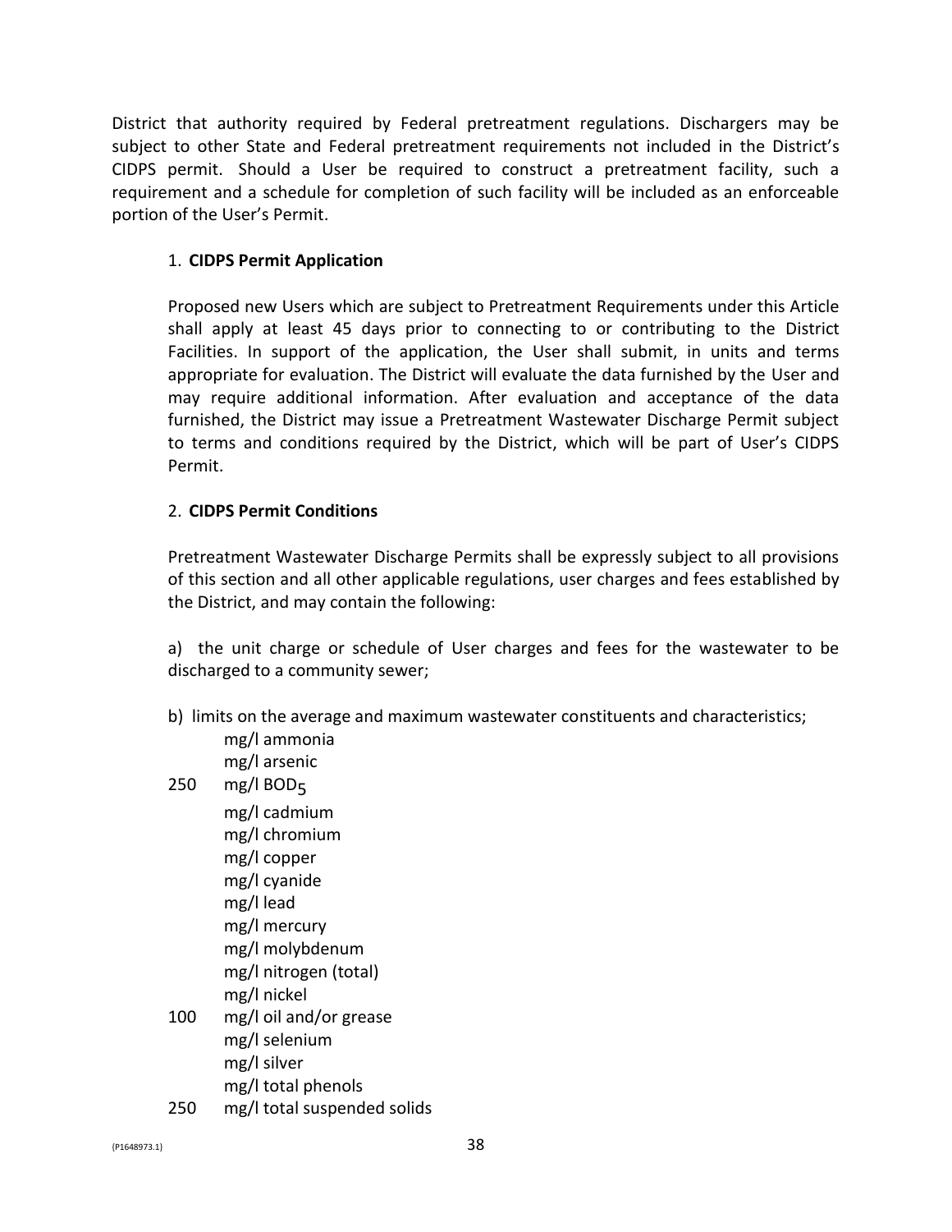District that authority required by Federal pretreatment regulations. Dischargers may be subject to other State and Federal pretreatment requirements not included in the District's CIDPS permit. Should a User be required to construct a pretreatment facility, such a requirement and a schedule for completion of such facility will be included as an enforceable portion of the User's Permit.

1. **CIDPS Permit Application**

Proposed new Users which are subject to Pretreatment Requirements under this Article shall apply at least 45 days prior to connecting to or contributing to the District Facilities. In support of the application, the User shall submit, in units and terms appropriate for evaluation. The District will evaluate the data furnished by the User and may require additional information. After evaluation and acceptance of the data furnished, the District may issue a Pretreatment Wastewater Discharge Permit subject to terms and conditions required by the District, which will be part of User's CIDPS Permit.

2. **CIDPS Permit Conditions**

Pretreatment Wastewater Discharge Permits shall be expressly subject to all provisions of this section and all other applicable regulations, user charges and fees established by the District, and may contain the following:

a) the unit charge or schedule of User charges and fees for the wastewater to be discharged to a community sewer;

b) limits on the average and maximum wastewater constituents and characteristics;

| | |
|---|---|
| | mg/l ammonia |
| | mg/l arsenic |
| 250 | mg/l $BOD_5$ |
| | mg/l cadmium |
| | mg/l chromium |
| | mg/l copper |
| | mg/l cyanide |
| | mg/l lead |
| | mg/l mercury |
| | mg/l molybdenum |
| | mg/l nitrogen (total) |
| | mg/l nickel |
| 100 | mg/l oil and/or grease |
| | mg/l selenium |
| | mg/l silver |
| | mg/l total phenols |
| 250 | mg/l total suspended solids |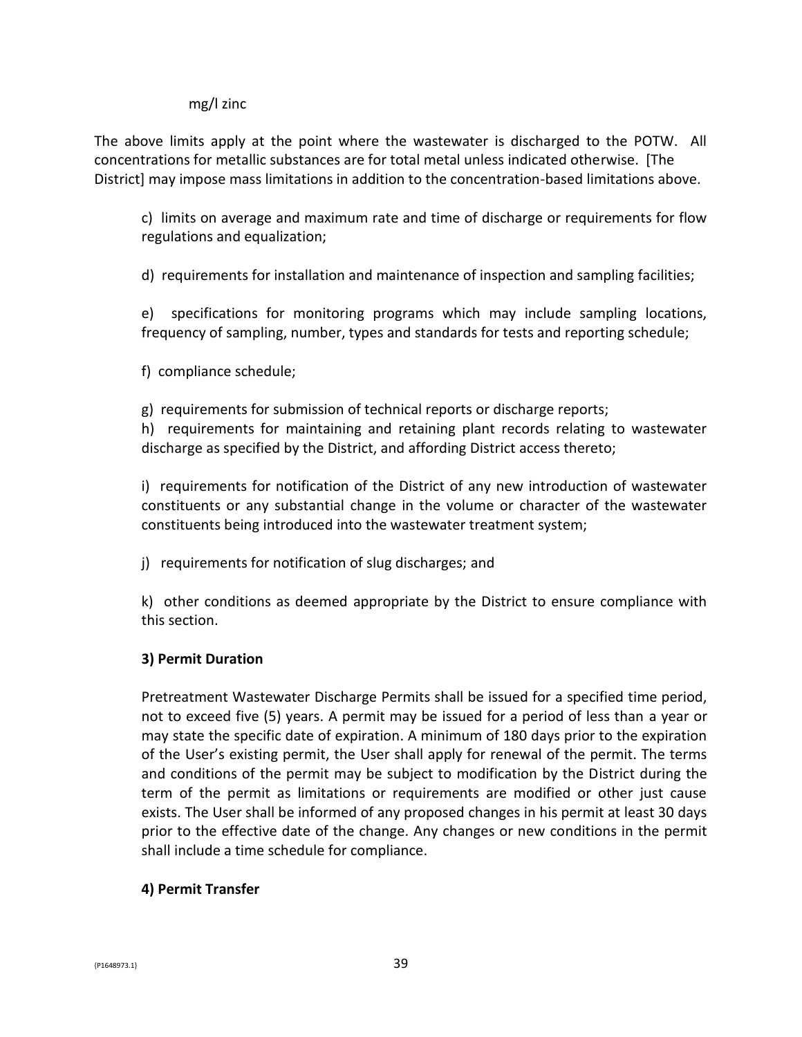mg/l zinc

The above limits apply at the point where the wastewater is discharged to the POTW. All concentrations for metallic substances are for total metal unless indicated otherwise. [The District] may impose mass limitations in addition to the concentration-based limitations above.

c) limits on average and maximum rate and time of discharge or requirements for flow regulations and equalization;

d) requirements for installation and maintenance of inspection and sampling facilities;

e) specifications for monitoring programs which may include sampling locations, frequency of sampling, number, types and standards for tests and reporting schedule;

f) compliance schedule;

g) requirements for submission of technical reports or discharge reports;

h) requirements for maintaining and retaining plant records relating to wastewater discharge as specified by the District, and affording District access thereto;

i) requirements for notification of the District of any new introduction of wastewater constituents or any substantial change in the volume or character of the wastewater constituents being introduced into the wastewater treatment system;

j) requirements for notification of slug discharges; and

k) other conditions as deemed appropriate by the District to ensure compliance with this section.

**3) Permit Duration**

Pretreatment Wastewater Discharge Permits shall be issued for a specified time period, not to exceed five (5) years. A permit may be issued for a period of less than a year or may state the specific date of expiration. A minimum of 180 days prior to the expiration of the User's existing permit, the User shall apply for renewal of the permit. The terms and conditions of the permit may be subject to modification by the District during the term of the permit as limitations or requirements are modified or other just cause exists. The User shall be informed of any proposed changes in his permit at least 30 days prior to the effective date of the change. Any changes or new conditions in the permit shall include a time schedule for compliance.

**4) Permit Transfer**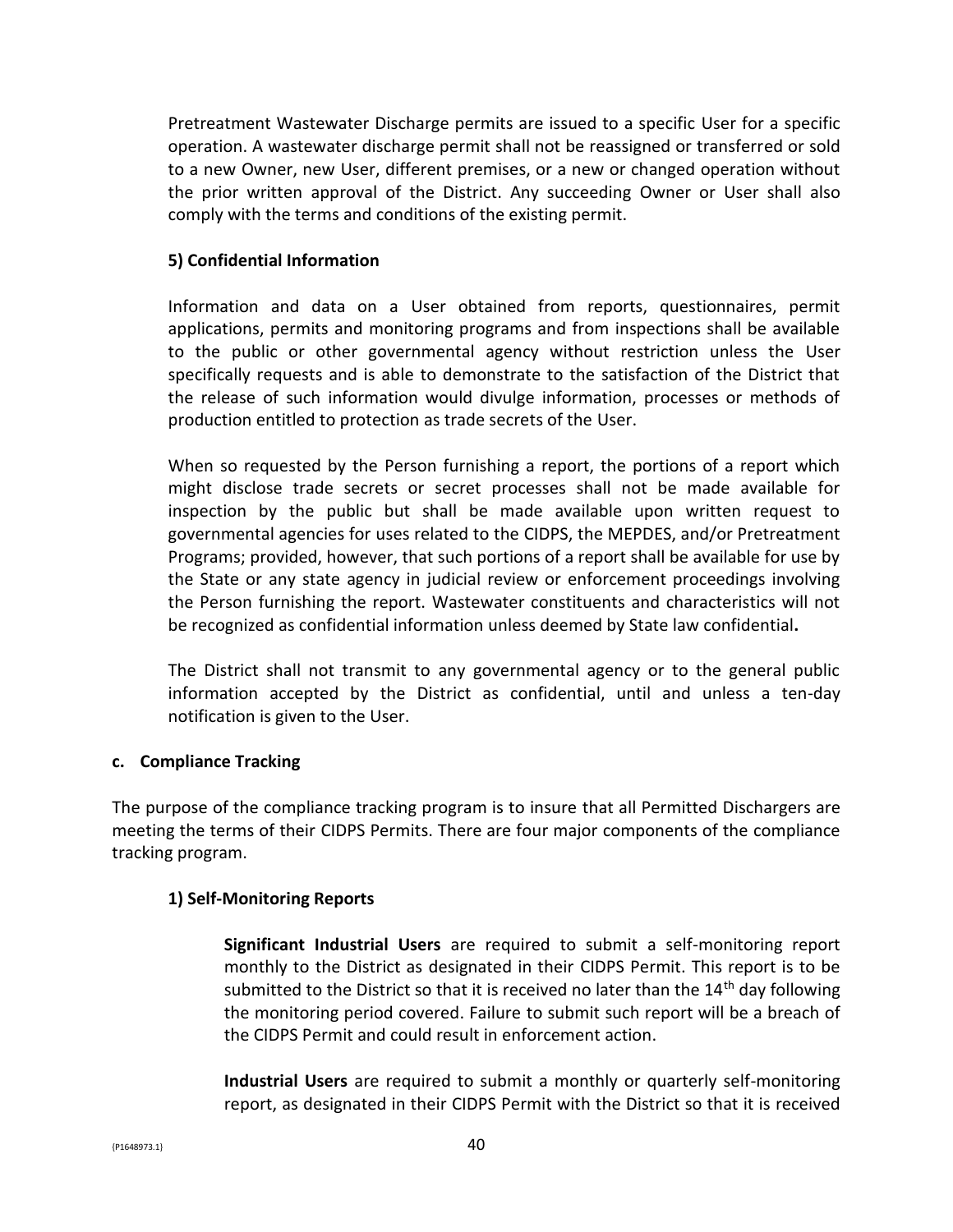Pretreatment Wastewater Discharge permits are issued to a specific User for a specific operation. A wastewater discharge permit shall not be reassigned or transferred or sold to a new Owner, new User, different premises, or a new or changed operation without the prior written approval of the District. Any succeeding Owner or User shall also comply with the terms and conditions of the existing permit.

**5) Confidential Information**

Information and data on a User obtained from reports, questionnaires, permit applications, permits and monitoring programs and from inspections shall be available to the public or other governmental agency without restriction unless the User specifically requests and is able to demonstrate to the satisfaction of the District that the release of such information would divulge information, processes or methods of production entitled to protection as trade secrets of the User.

When so requested by the Person furnishing a report, the portions of a report which might disclose trade secrets or secret processes shall not be made available for inspection by the public but shall be made available upon written request to governmental agencies for uses related to the CIDPS, the MEPDES, and/or Pretreatment Programs; provided, however, that such portions of a report shall be available for use by the State or any state agency in judicial review or enforcement proceedings involving the Person furnishing the report. Wastewater constituents and characteristics will not be recognized as confidential information unless deemed by State law confidential**.**

The District shall not transmit to any governmental agency or to the general public information accepted by the District as confidential, until and unless a ten-day notification is given to the User.

**c. Compliance Tracking**

The purpose of the compliance tracking program is to insure that all Permitted Dischargers are meeting the terms of their CIDPS Permits. There are four major components of the compliance tracking program.

**1) Self-Monitoring Reports**

**Significant Industrial Users** are required to submit a self-monitoring report monthly to the District as designated in their CIDPS Permit. This report is to be submitted to the District so that it is received no later than the 14th day following the monitoring period covered. Failure to submit such report will be a breach of the CIDPS Permit and could result in enforcement action.

**Industrial Users** are required to submit a monthly or quarterly self-monitoring report, as designated in their CIDPS Permit with the District so that it is received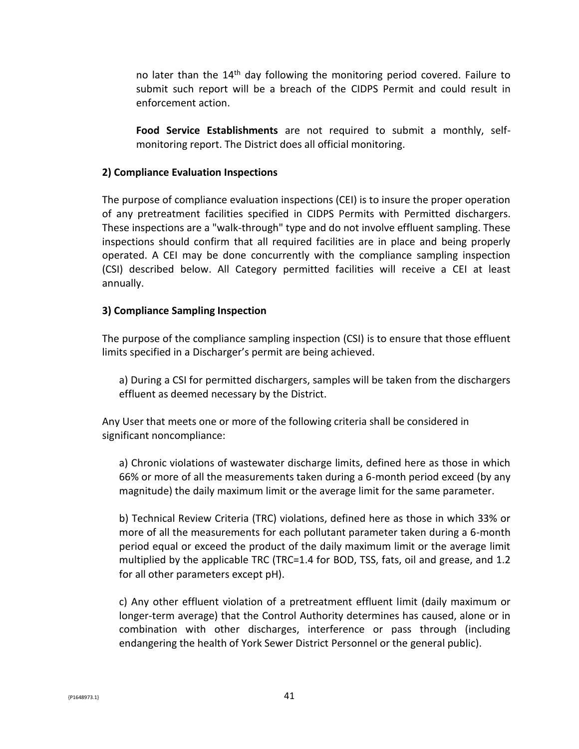no later than the 14th day following the monitoring period covered. Failure to submit such report will be a breach of the CIDPS Permit and could result in enforcement action.

**Food Service Establishments** are not required to submit a monthly, self-monitoring report. The District does all official monitoring.

**2) Compliance Evaluation Inspections**

The purpose of compliance evaluation inspections (CEI) is to insure the proper operation of any pretreatment facilities specified in CIDPS Permits with Permitted dischargers. These inspections are a "walk-through" type and do not involve effluent sampling. These inspections should confirm that all required facilities are in place and being properly operated. A CEI may be done concurrently with the compliance sampling inspection (CSI) described below. All Category permitted facilities will receive a CEI at least annually.

**3) Compliance Sampling Inspection**

The purpose of the compliance sampling inspection (CSI) is to ensure that those effluent limits specified in a Discharger's permit are being achieved.

a) During a CSI for permitted dischargers, samples will be taken from the dischargers effluent as deemed necessary by the District.

Any User that meets one or more of the following criteria shall be considered in significant noncompliance:

a) Chronic violations of wastewater discharge limits, defined here as those in which 66% or more of all the measurements taken during a 6-month period exceed (by any magnitude) the daily maximum limit or the average limit for the same parameter.

b) Technical Review Criteria (TRC) violations, defined here as those in which 33% or more of all the measurements for each pollutant parameter taken during a 6-month period equal or exceed the product of the daily maximum limit or the average limit multiplied by the applicable TRC (TRC=1.4 for BOD, TSS, fats, oil and grease, and 1.2 for all other parameters except pH).

c) Any other effluent violation of a pretreatment effluent limit (daily maximum or longer-term average) that the Control Authority determines has caused, alone or in combination with other discharges, interference or pass through (including endangering the health of York Sewer District Personnel or the general public).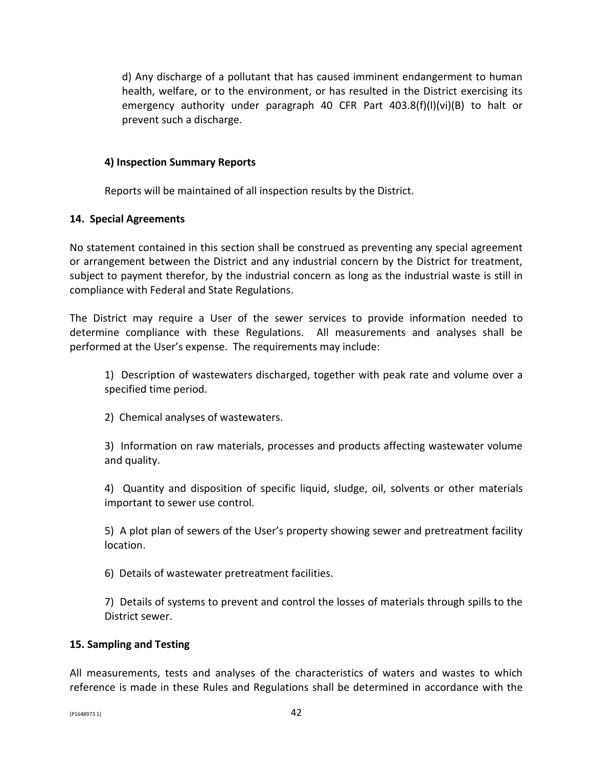d) Any discharge of a pollutant that has caused imminent endangerment to human health, welfare, or to the environment, or has resulted in the District exercising its emergency authority under paragraph 40 CFR Part 403.8(f)(l)(vi)(B) to halt or prevent such a discharge.

**4) Inspection Summary Reports**

Reports will be maintained of all inspection results by the District.

**14. Special Agreements**

No statement contained in this section shall be construed as preventing any special agreement or arrangement between the District and any industrial concern by the District for treatment, subject to payment therefor, by the industrial concern as long as the industrial waste is still in compliance with Federal and State Regulations.

The District may require a User of the sewer services to provide information needed to determine compliance with these Regulations. All measurements and analyses shall be performed at the User's expense. The requirements may include:

1) Description of wastewaters discharged, together with peak rate and volume over a specified time period.

2) Chemical analyses of wastewaters.

3) Information on raw materials, processes and products affecting wastewater volume and quality.

4) Quantity and disposition of specific liquid, sludge, oil, solvents or other materials important to sewer use control.

5) A plot plan of sewers of the User's property showing sewer and pretreatment facility location.

6) Details of wastewater pretreatment facilities.

7) Details of systems to prevent and control the losses of materials through spills to the District sewer.

**15. Sampling and Testing**

All measurements, tests and analyses of the characteristics of waters and wastes to which reference is made in these Rules and Regulations shall be determined in accordance with the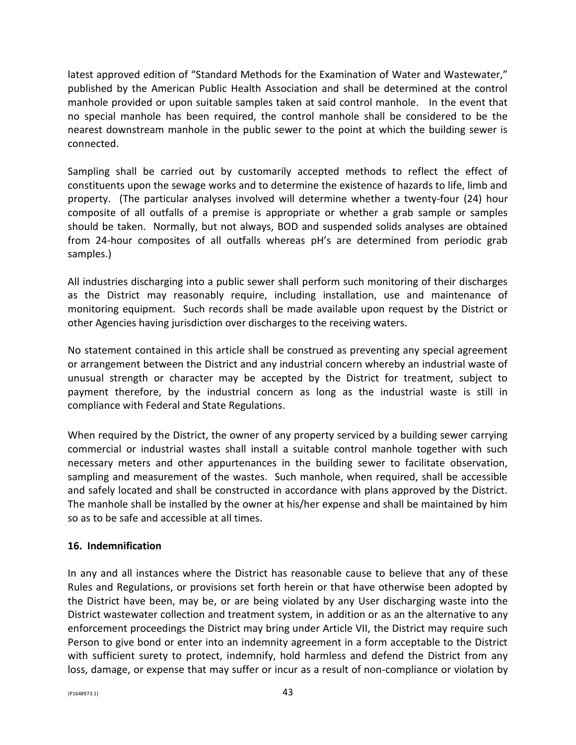latest approved edition of "Standard Methods for the Examination of Water and Wastewater," published by the American Public Health Association and shall be determined at the control manhole provided or upon suitable samples taken at said control manhole. In the event that no special manhole has been required, the control manhole shall be considered to be the nearest downstream manhole in the public sewer to the point at which the building sewer is connected.

Sampling shall be carried out by customarily accepted methods to reflect the effect of constituents upon the sewage works and to determine the existence of hazards to life, limb and property. (The particular analyses involved will determine whether a twenty-four (24) hour composite of all outfalls of a premise is appropriate or whether a grab sample or samples should be taken. Normally, but not always, BOD and suspended solids analyses are obtained from 24-hour composites of all outfalls whereas pH's are determined from periodic grab samples.)

All industries discharging into a public sewer shall perform such monitoring of their discharges as the District may reasonably require, including installation, use and maintenance of monitoring equipment. Such records shall be made available upon request by the District or other Agencies having jurisdiction over discharges to the receiving waters.

No statement contained in this article shall be construed as preventing any special agreement or arrangement between the District and any industrial concern whereby an industrial waste of unusual strength or character may be accepted by the District for treatment, subject to payment therefore, by the industrial concern as long as the industrial waste is still in compliance with Federal and State Regulations.

When required by the District, the owner of any property serviced by a building sewer carrying commercial or industrial wastes shall install a suitable control manhole together with such necessary meters and other appurtenances in the building sewer to facilitate observation, sampling and measurement of the wastes. Such manhole, when required, shall be accessible and safely located and shall be constructed in accordance with plans approved by the District. The manhole shall be installed by the owner at his/her expense and shall be maintained by him so as to be safe and accessible at all times.

**16. Indemnification**

In any and all instances where the District has reasonable cause to believe that any of these Rules and Regulations, or provisions set forth herein or that have otherwise been adopted by the District have been, may be, or are being violated by any User discharging waste into the District wastewater collection and treatment system, in addition or as an the alternative to any enforcement proceedings the District may bring under Article VII, the District may require such Person to give bond or enter into an indemnity agreement in a form acceptable to the District with sufficient surety to protect, indemnify, hold harmless and defend the District from any loss, damage, or expense that may suffer or incur as a result of non-compliance or violation by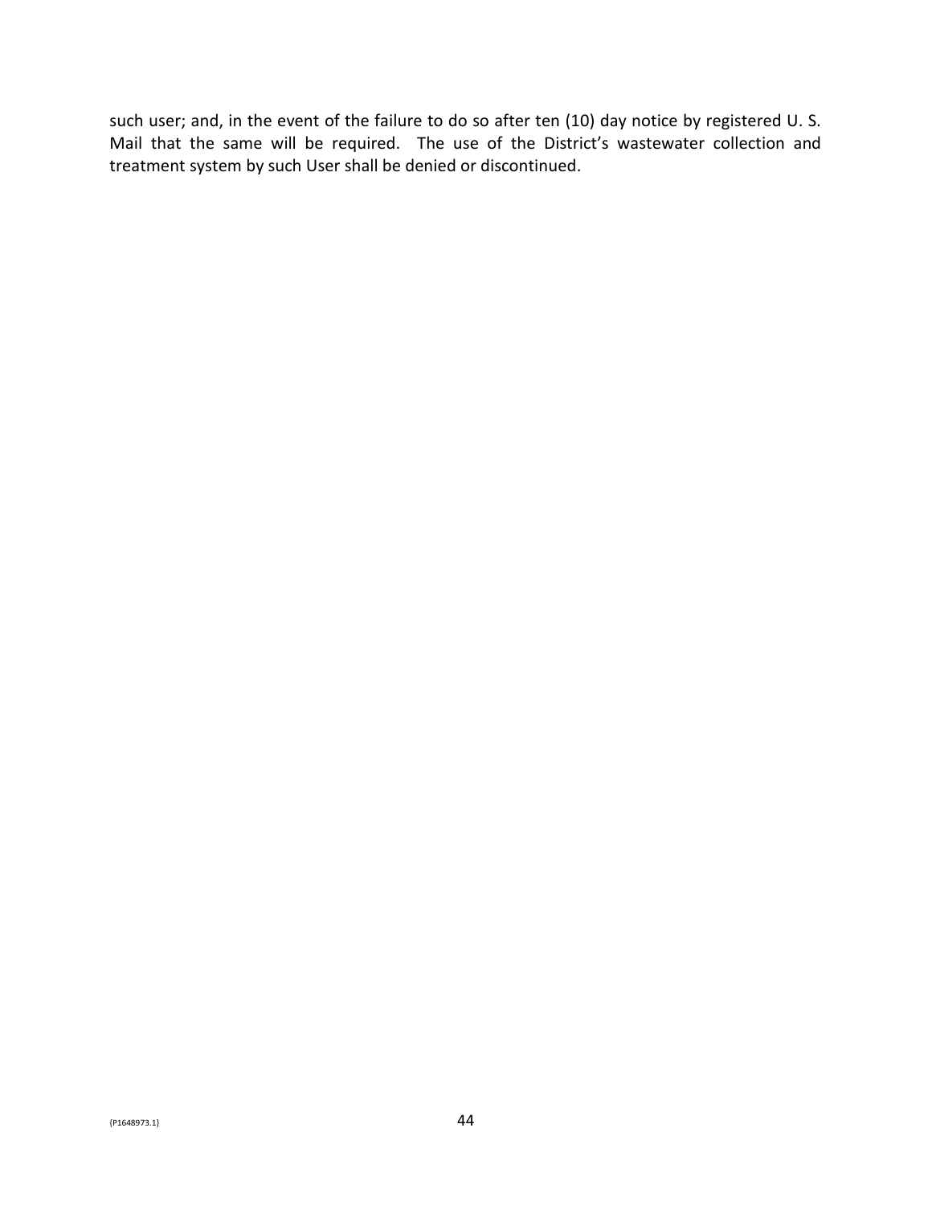such user; and, in the event of the failure to do so after ten (10) day notice by registered U. S. Mail that the same will be required. The use of the District's wastewater collection and treatment system by such User shall be denied or discontinued.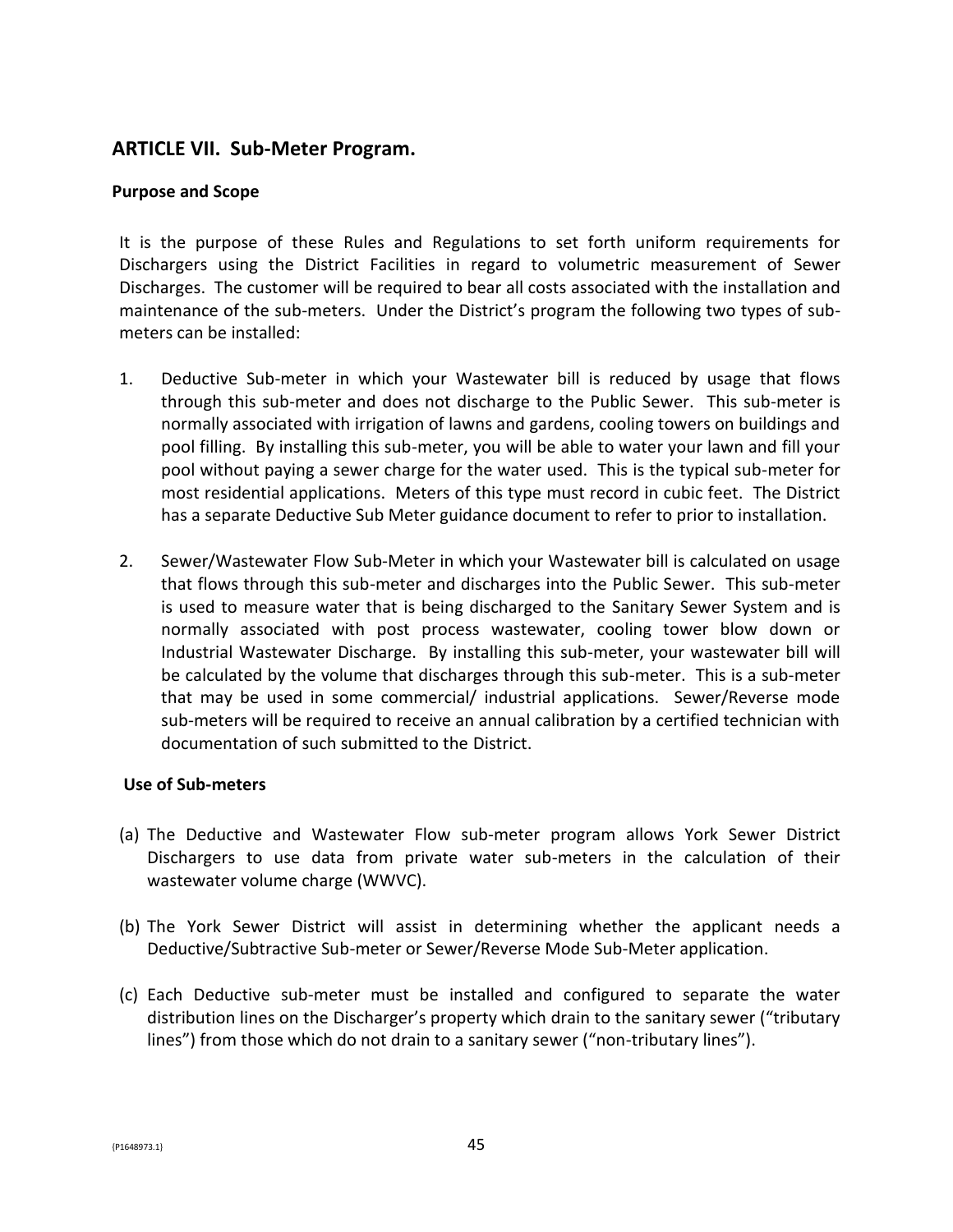## ARTICLE VII. Sub-Meter Program.

### Purpose and Scope

It is the purpose of these Rules and Regulations to set forth uniform requirements for Dischargers using the District Facilities in regard to volumetric measurement of Sewer Discharges. The customer will be required to bear all costs associated with the installation and maintenance of the sub-meters. Under the District's program the following two types of sub-meters can be installed:

1. Deductive Sub-meter in which your Wastewater bill is reduced by usage that flows through this sub-meter and does not discharge to the Public Sewer. This sub-meter is normally associated with irrigation of lawns and gardens, cooling towers on buildings and pool filling. By installing this sub-meter, you will be able to water your lawn and fill your pool without paying a sewer charge for the water used. This is the typical sub-meter for most residential applications. Meters of this type must record in cubic feet. The District has a separate Deductive Sub Meter guidance document to refer to prior to installation.

2. Sewer/Wastewater Flow Sub-Meter in which your Wastewater bill is calculated on usage that flows through this sub-meter and discharges into the Public Sewer. This sub-meter is used to measure water that is being discharged to the Sanitary Sewer System and is normally associated with post process wastewater, cooling tower blow down or Industrial Wastewater Discharge. By installing this sub-meter, your wastewater bill will be calculated by the volume that discharges through this sub-meter. This is a sub-meter that may be used in some commercial/ industrial applications. Sewer/Reverse mode sub-meters will be required to receive an annual calibration by a certified technician with documentation of such submitted to the District.

### Use of Sub-meters

(a) The Deductive and Wastewater Flow sub-meter program allows York Sewer District Dischargers to use data from private water sub-meters in the calculation of their wastewater volume charge (WWVC).

(b) The York Sewer District will assist in determining whether the applicant needs a Deductive/Subtractive Sub-meter or Sewer/Reverse Mode Sub-Meter application.

(c) Each Deductive sub-meter must be installed and configured to separate the water distribution lines on the Discharger's property which drain to the sanitary sewer ("tributary lines") from those which do not drain to a sanitary sewer ("non-tributary lines").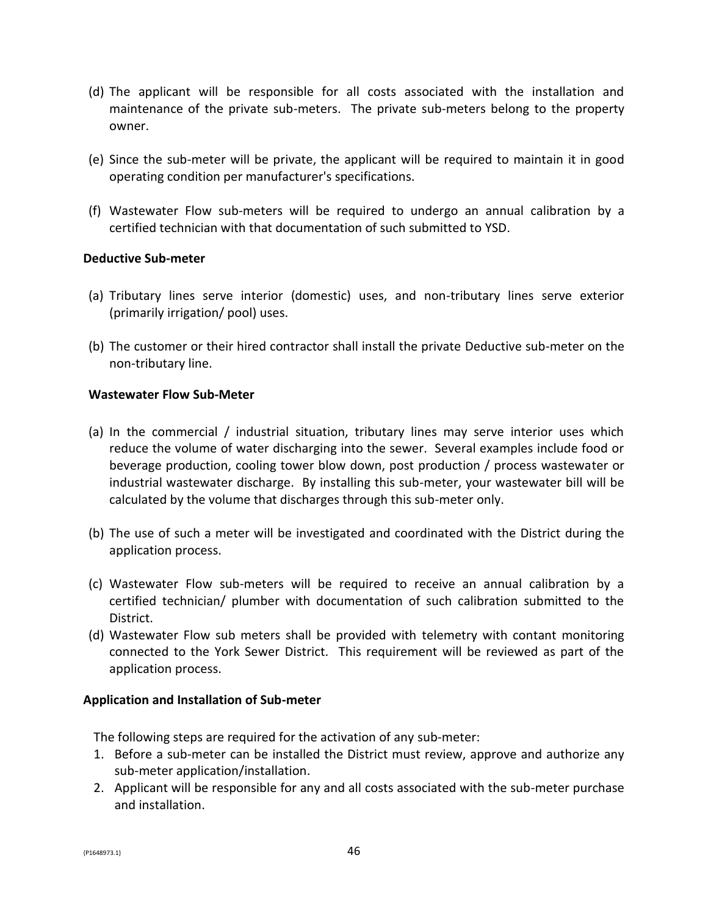(d) The applicant will be responsible for all costs associated with the installation and maintenance of the private sub-meters. The private sub-meters belong to the property owner.

(e) Since the sub-meter will be private, the applicant will be required to maintain it in good operating condition per manufacturer's specifications.

(f) Wastewater Flow sub-meters will be required to undergo an annual calibration by a certified technician with that documentation of such submitted to YSD.

**Deductive Sub-meter**

(a) Tributary lines serve interior (domestic) uses, and non-tributary lines serve exterior (primarily irrigation/ pool) uses.

(b) The customer or their hired contractor shall install the private Deductive sub-meter on the non-tributary line.

**Wastewater Flow Sub-Meter**

(a) In the commercial / industrial situation, tributary lines may serve interior uses which reduce the volume of water discharging into the sewer. Several examples include food or beverage production, cooling tower blow down, post production / process wastewater or industrial wastewater discharge. By installing this sub-meter, your wastewater bill will be calculated by the volume that discharges through this sub-meter only.

(b) The use of such a meter will be investigated and coordinated with the District during the application process.

(c) Wastewater Flow sub-meters will be required to receive an annual calibration by a certified technician/ plumber with documentation of such calibration submitted to the District.

(d) Wastewater Flow sub meters shall be provided with telemetry with contant monitoring connected to the York Sewer District. This requirement will be reviewed as part of the application process.

**Application and Installation of Sub-meter**

The following steps are required for the activation of any sub-meter:

1. Before a sub-meter can be installed the District must review, approve and authorize any sub-meter application/installation.
2. Applicant will be responsible for any and all costs associated with the sub-meter purchase and installation.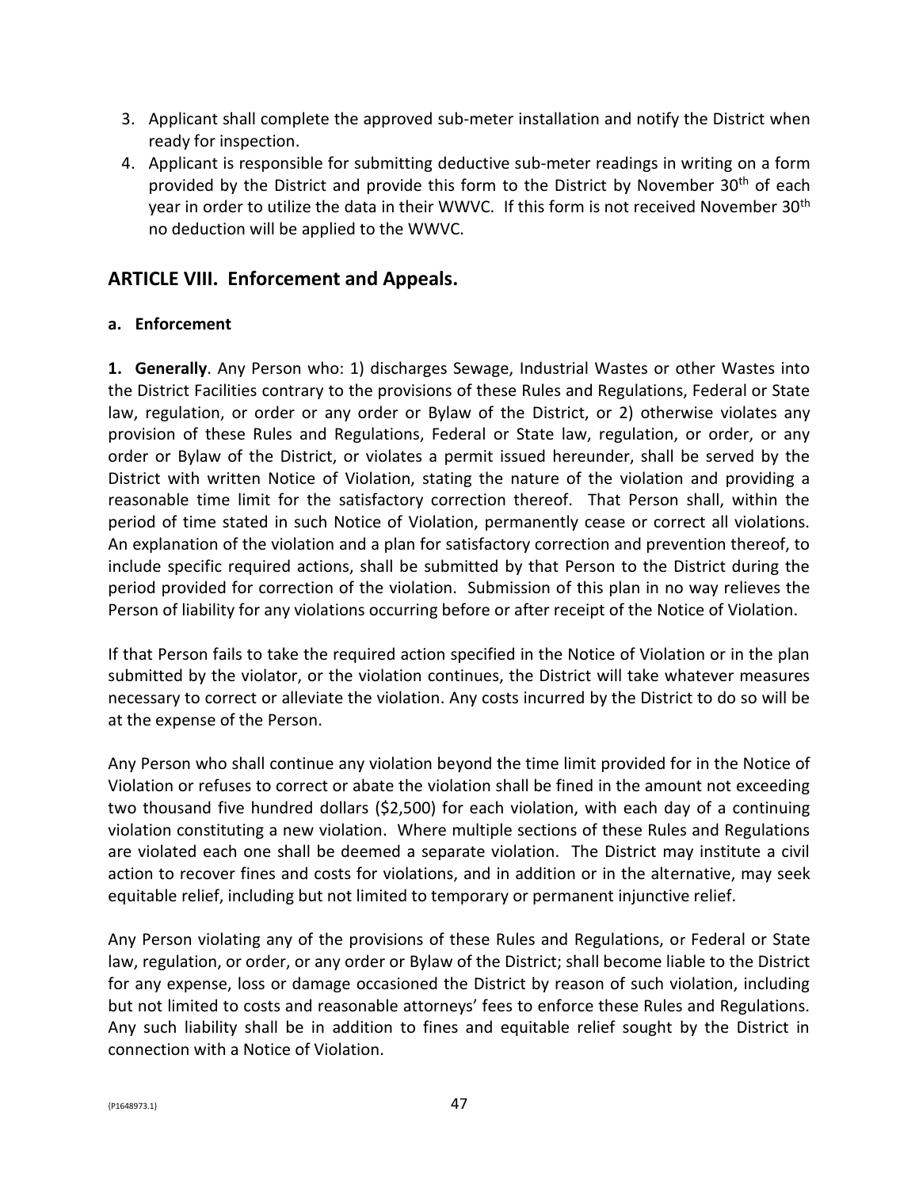3. Applicant shall complete the approved sub-meter installation and notify the District when ready for inspection.
4. Applicant is responsible for submitting deductive sub-meter readings in writing on a form provided by the District and provide this form to the District by November 30th of each year in order to utilize the data in their WWVC. If this form is not received November 30th no deduction will be applied to the WWVC.

## ARTICLE VIII. Enforcement and Appeals.

### a. Enforcement

**1. Generally**. Any Person who: 1) discharges Sewage, Industrial Wastes or other Wastes into the District Facilities contrary to the provisions of these Rules and Regulations, Federal or State law, regulation, or order or any order or Bylaw of the District, or 2) otherwise violates any provision of these Rules and Regulations, Federal or State law, regulation, or order, or any order or Bylaw of the District, or violates a permit issued hereunder, shall be served by the District with written Notice of Violation, stating the nature of the violation and providing a reasonable time limit for the satisfactory correction thereof. That Person shall, within the period of time stated in such Notice of Violation, permanently cease or correct all violations. An explanation of the violation and a plan for satisfactory correction and prevention thereof, to include specific required actions, shall be submitted by that Person to the District during the period provided for correction of the violation. Submission of this plan in no way relieves the Person of liability for any violations occurring before or after receipt of the Notice of Violation.

If that Person fails to take the required action specified in the Notice of Violation or in the plan submitted by the violator, or the violation continues, the District will take whatever measures necessary to correct or alleviate the violation. Any costs incurred by the District to do so will be at the expense of the Person.

Any Person who shall continue any violation beyond the time limit provided for in the Notice of Violation or refuses to correct or abate the violation shall be fined in the amount not exceeding two thousand five hundred dollars ($2,500) for each violation, with each day of a continuing violation constituting a new violation. Where multiple sections of these Rules and Regulations are violated each one shall be deemed a separate violation. The District may institute a civil action to recover fines and costs for violations, and in addition or in the alternative, may seek equitable relief, including but not limited to temporary or permanent injunctive relief.

Any Person violating any of the provisions of these Rules and Regulations, or Federal or State law, regulation, or order, or any order or Bylaw of the District; shall become liable to the District for any expense, loss or damage occasioned the District by reason of such violation, including but not limited to costs and reasonable attorneys' fees to enforce these Rules and Regulations. Any such liability shall be in addition to fines and equitable relief sought by the District in connection with a Notice of Violation.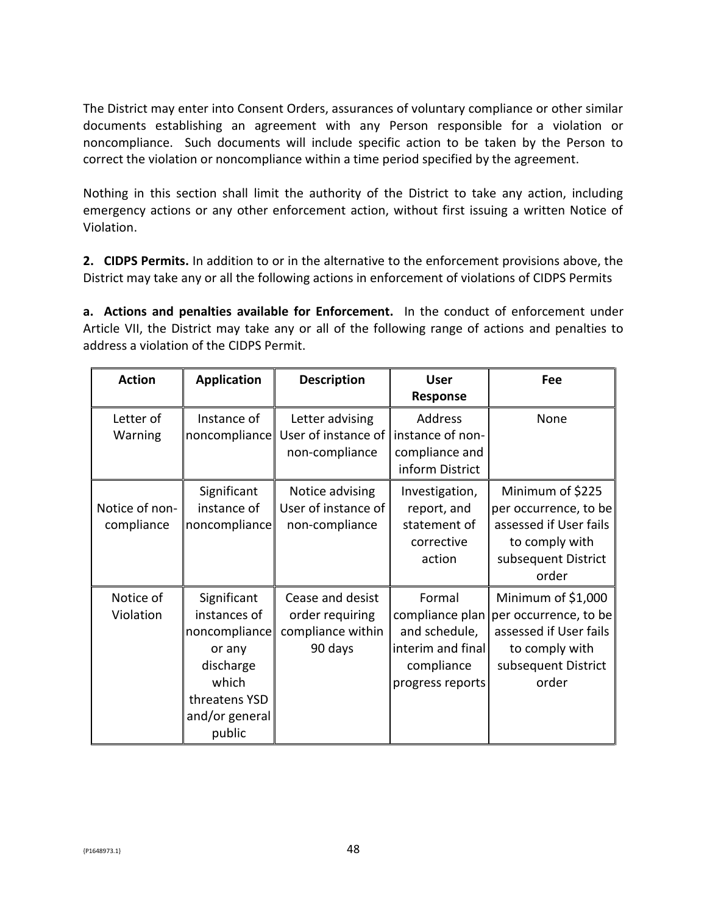The District may enter into Consent Orders, assurances of voluntary compliance or other similar documents establishing an agreement with any Person responsible for a violation or noncompliance. Such documents will include specific action to be taken by the Person to correct the violation or noncompliance within a time period specified by the agreement.

Nothing in this section shall limit the authority of the District to take any action, including emergency actions or any other enforcement action, without first issuing a written Notice of Violation.

**2. CIDPS Permits.** In addition to or in the alternative to the enforcement provisions above, the District may take any or all the following actions in enforcement of violations of CIDPS Permits

**a. Actions and penalties available for Enforcement.** In the conduct of enforcement under Article VII, the District may take any or all of the following range of actions and penalties to address a violation of the CIDPS Permit.

| Action | Application | Description | User Response | Fee |
|---|---|---|---|---|
| Letter of Warning | Instance of noncompliance | Letter advising User of instance of non-compliance | Address instance of non-compliance and inform District | None |
| Notice of non-compliance | Significant instance of noncompliance | Notice advising User of instance of non-compliance | Investigation, report, and statement of corrective action | Minimum of $225 per occurrence, to be assessed if User fails to comply with subsequent District order |
| Notice of Violation | Significant instances of noncompliance or any discharge which threatens YSD and/or general public | Cease and desist order requiring compliance within 90 days | Formal compliance plan and schedule, interim and final compliance progress reports | Minimum of $1,000 per occurrence, to be assessed if User fails to comply with subsequent District order |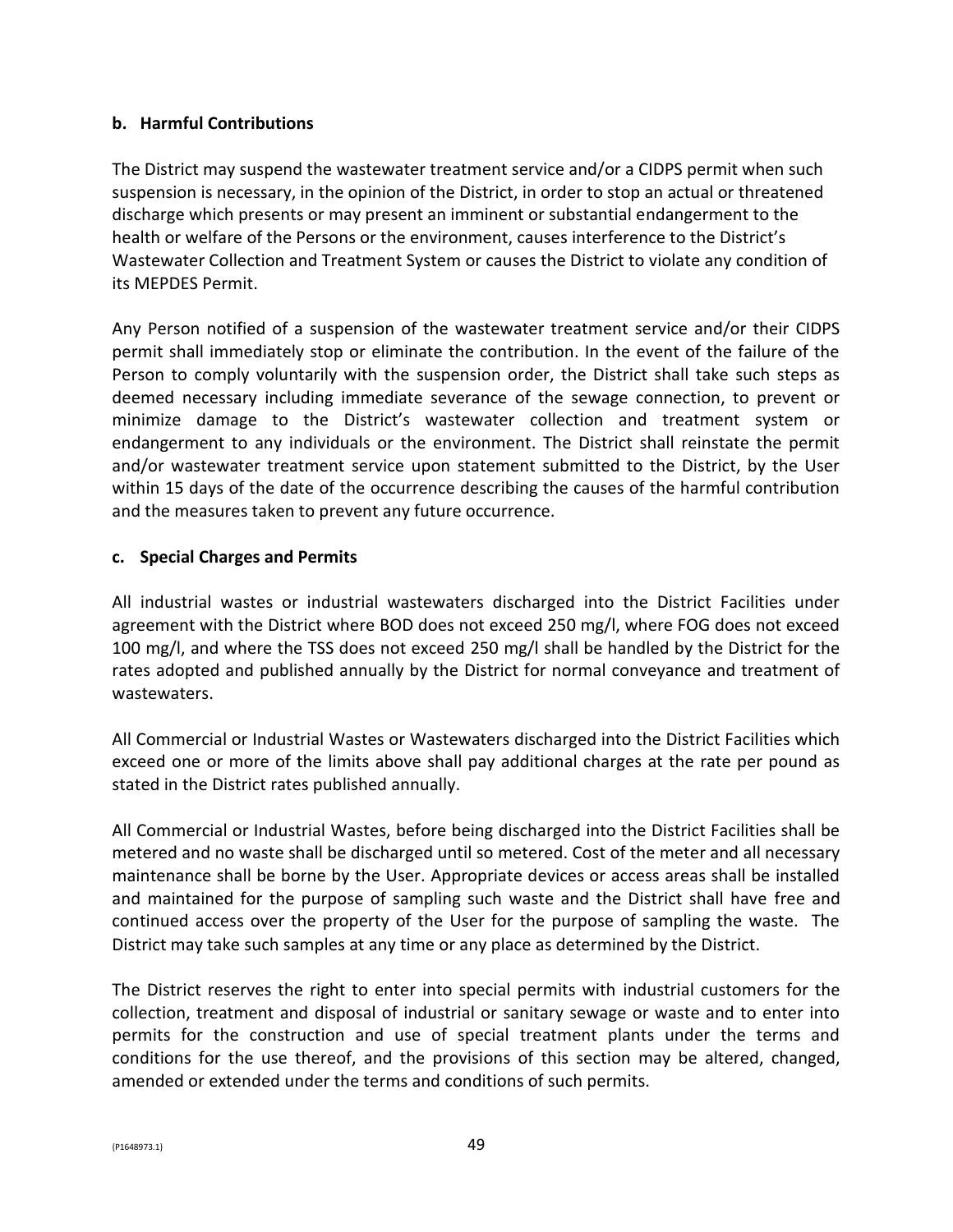**b. Harmful Contributions**

The District may suspend the wastewater treatment service and/or a CIDPS permit when such suspension is necessary, in the opinion of the District, in order to stop an actual or threatened discharge which presents or may present an imminent or substantial endangerment to the health or welfare of the Persons or the environment, causes interference to the District's Wastewater Collection and Treatment System or causes the District to violate any condition of its MEPDES Permit.

Any Person notified of a suspension of the wastewater treatment service and/or their CIDPS permit shall immediately stop or eliminate the contribution. In the event of the failure of the Person to comply voluntarily with the suspension order, the District shall take such steps as deemed necessary including immediate severance of the sewage connection, to prevent or minimize damage to the District's wastewater collection and treatment system or endangerment to any individuals or the environment. The District shall reinstate the permit and/or wastewater treatment service upon statement submitted to the District, by the User within 15 days of the date of the occurrence describing the causes of the harmful contribution and the measures taken to prevent any future occurrence.

**c. Special Charges and Permits**

All industrial wastes or industrial wastewaters discharged into the District Facilities under agreement with the District where BOD does not exceed 250 mg/l, where FOG does not exceed 100 mg/l, and where the TSS does not exceed 250 mg/l shall be handled by the District for the rates adopted and published annually by the District for normal conveyance and treatment of wastewaters.

All Commercial or Industrial Wastes or Wastewaters discharged into the District Facilities which exceed one or more of the limits above shall pay additional charges at the rate per pound as stated in the District rates published annually.

All Commercial or Industrial Wastes, before being discharged into the District Facilities shall be metered and no waste shall be discharged until so metered. Cost of the meter and all necessary maintenance shall be borne by the User. Appropriate devices or access areas shall be installed and maintained for the purpose of sampling such waste and the District shall have free and continued access over the property of the User for the purpose of sampling the waste. The District may take such samples at any time or any place as determined by the District.

The District reserves the right to enter into special permits with industrial customers for the collection, treatment and disposal of industrial or sanitary sewage or waste and to enter into permits for the construction and use of special treatment plants under the terms and conditions for the use thereof, and the provisions of this section may be altered, changed, amended or extended under the terms and conditions of such permits.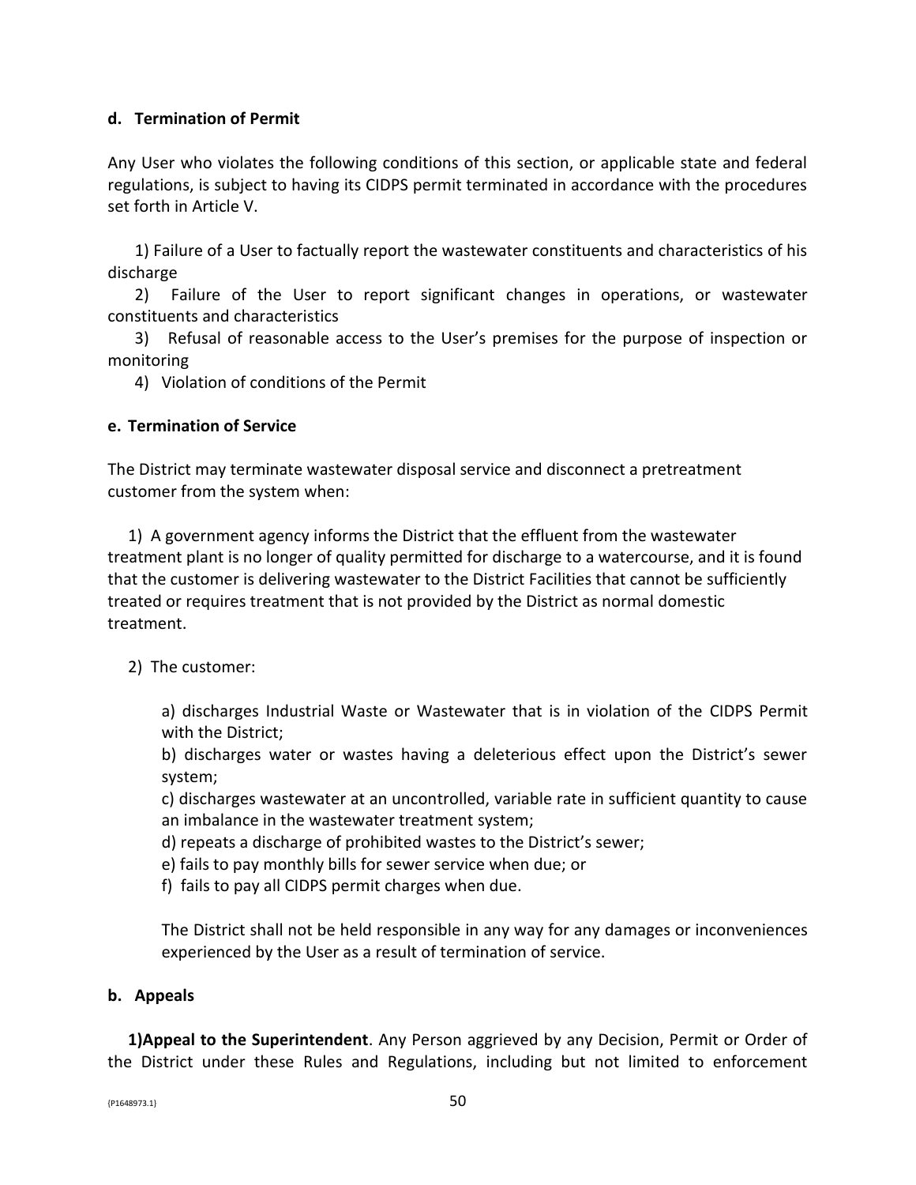#### d. Termination of Permit

Any User who violates the following conditions of this section, or applicable state and federal regulations, is subject to having its CIDPS permit terminated in accordance with the procedures set forth in Article V.

1) Failure of a User to factually report the wastewater constituents and characteristics of his discharge
2) Failure of the User to report significant changes in operations, or wastewater constituents and characteristics
3) Refusal of reasonable access to the User's premises for the purpose of inspection or monitoring
4) Violation of conditions of the Permit

#### e. Termination of Service

The District may terminate wastewater disposal service and disconnect a pretreatment customer from the system when:

1) A government agency informs the District that the effluent from the wastewater treatment plant is no longer of quality permitted for discharge to a watercourse, and it is found that the customer is delivering wastewater to the District Facilities that cannot be sufficiently treated or requires treatment that is not provided by the District as normal domestic treatment.

2) The customer:

a) discharges Industrial Waste or Wastewater that is in violation of the CIDPS Permit with the District;
b) discharges water or wastes having a deleterious effect upon the District's sewer system;
c) discharges wastewater at an uncontrolled, variable rate in sufficient quantity to cause an imbalance in the wastewater treatment system;
d) repeats a discharge of prohibited wastes to the District's sewer;
e) fails to pay monthly bills for sewer service when due; or
f) fails to pay all CIDPS permit charges when due.

The District shall not be held responsible in any way for any damages or inconveniences experienced by the User as a result of termination of service.

#### b. Appeals

**1)Appeal to the Superintendent**. Any Person aggrieved by any Decision, Permit or Order of the District under these Rules and Regulations, including but not limited to enforcement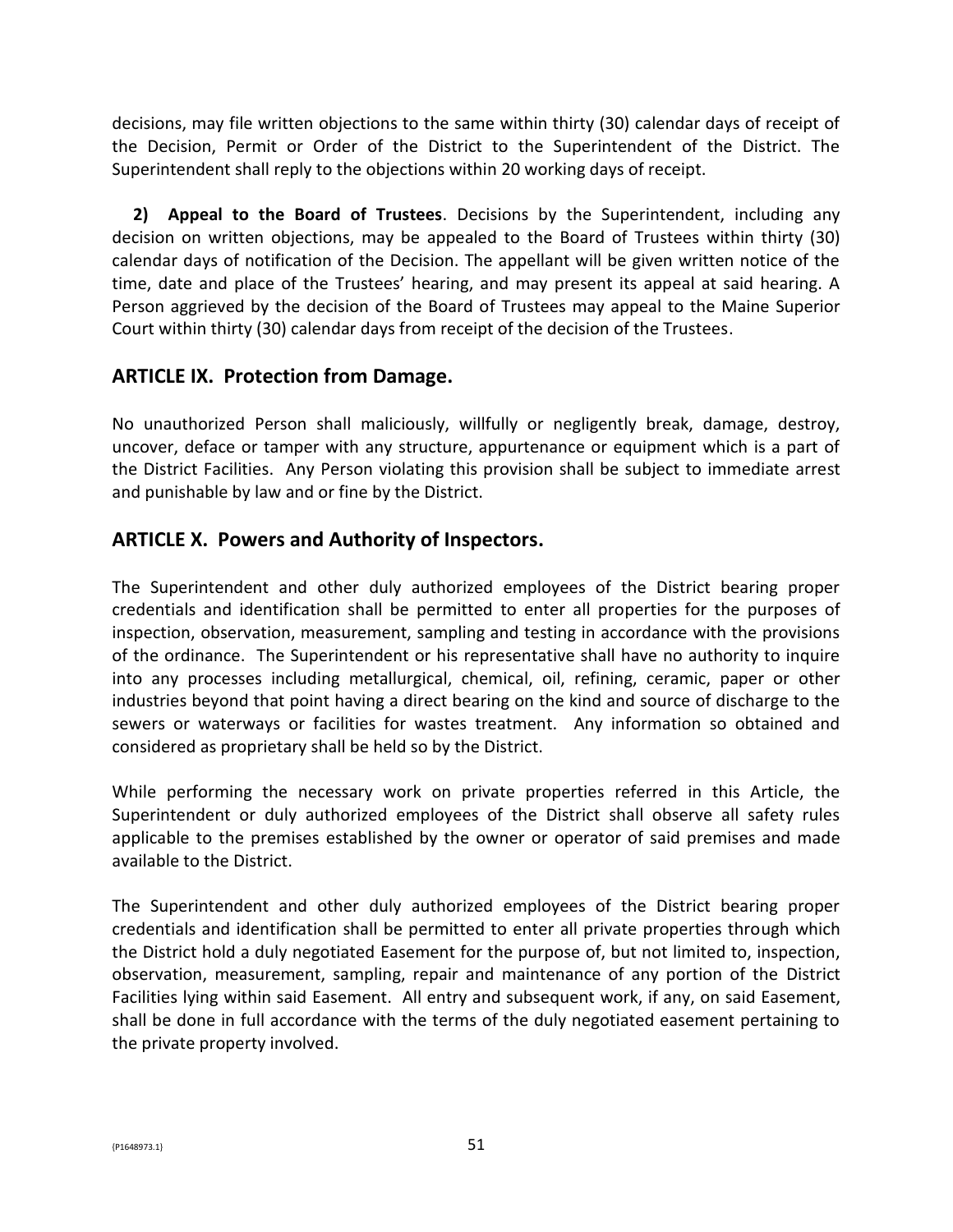decisions, may file written objections to the same within thirty (30) calendar days of receipt of the Decision, Permit or Order of the District to the Superintendent of the District. The Superintendent shall reply to the objections within 20 working days of receipt.

**2) Appeal to the Board of Trustees**. Decisions by the Superintendent, including any decision on written objections, may be appealed to the Board of Trustees within thirty (30) calendar days of notification of the Decision. The appellant will be given written notice of the time, date and place of the Trustees' hearing, and may present its appeal at said hearing. A Person aggrieved by the decision of the Board of Trustees may appeal to the Maine Superior Court within thirty (30) calendar days from receipt of the decision of the Trustees.

## ARTICLE IX. Protection from Damage.

No unauthorized Person shall maliciously, willfully or negligently break, damage, destroy, uncover, deface or tamper with any structure, appurtenance or equipment which is a part of the District Facilities. Any Person violating this provision shall be subject to immediate arrest and punishable by law and or fine by the District.

## ARTICLE X. Powers and Authority of Inspectors.

The Superintendent and other duly authorized employees of the District bearing proper credentials and identification shall be permitted to enter all properties for the purposes of inspection, observation, measurement, sampling and testing in accordance with the provisions of the ordinance. The Superintendent or his representative shall have no authority to inquire into any processes including metallurgical, chemical, oil, refining, ceramic, paper or other industries beyond that point having a direct bearing on the kind and source of discharge to the sewers or waterways or facilities for wastes treatment. Any information so obtained and considered as proprietary shall be held so by the District.

While performing the necessary work on private properties referred in this Article, the Superintendent or duly authorized employees of the District shall observe all safety rules applicable to the premises established by the owner or operator of said premises and made available to the District.

The Superintendent and other duly authorized employees of the District bearing proper credentials and identification shall be permitted to enter all private properties through which the District hold a duly negotiated Easement for the purpose of, but not limited to, inspection, observation, measurement, sampling, repair and maintenance of any portion of the District Facilities lying within said Easement. All entry and subsequent work, if any, on said Easement, shall be done in full accordance with the terms of the duly negotiated easement pertaining to the private property involved.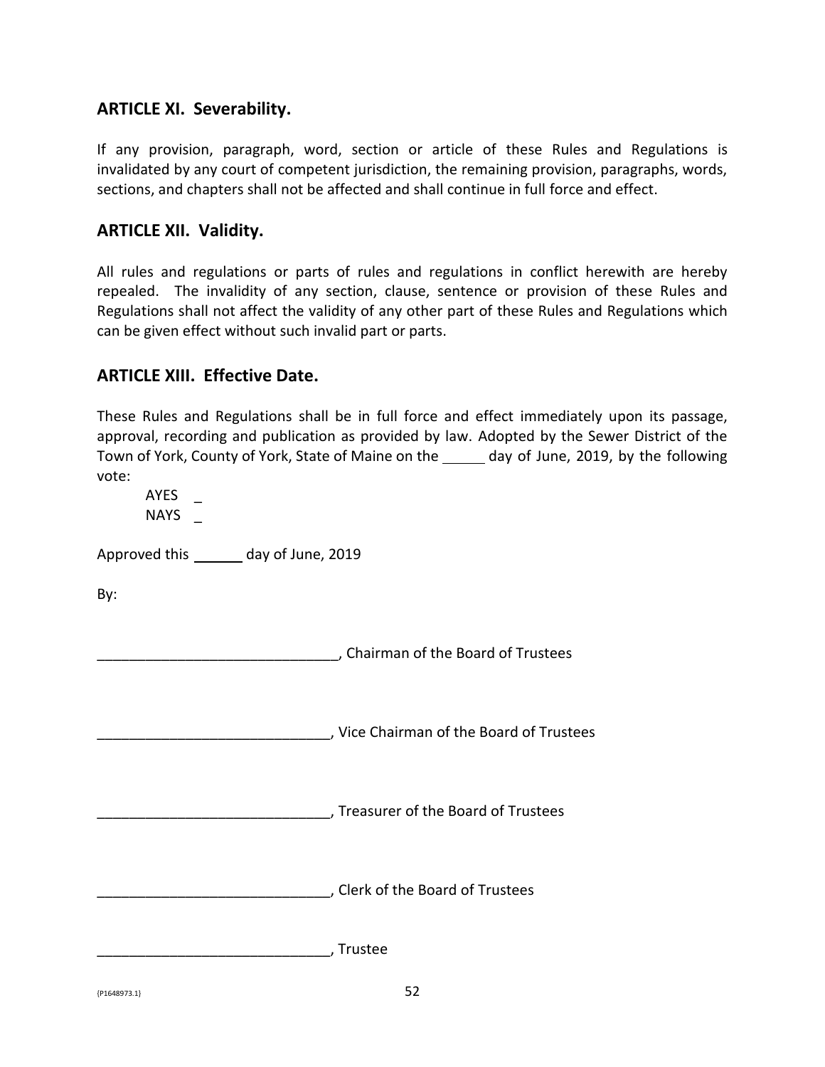## ARTICLE XI. Severability.

If any provision, paragraph, word, section or article of these Rules and Regulations is invalidated by any court of competent jurisdiction, the remaining provision, paragraphs, words, sections, and chapters shall not be affected and shall continue in full force and effect.

## ARTICLE XII. Validity.

All rules and regulations or parts of rules and regulations in conflict herewith are hereby repealed. The invalidity of any section, clause, sentence or provision of these Rules and Regulations shall not affect the validity of any other part of these Rules and Regulations which can be given effect without such invalid part or parts.

## ARTICLE XIII. Effective Date.

These Rules and Regulations shall be in full force and effect immediately upon its passage, approval, recording and publication as provided by law. Adopted by the Sewer District of the Town of York, County of York, State of Maine on the _____ day of June, 2019, by the following vote:

AYES _
NAYS _

Approved this ______ day of June, 2019

By:

______________________________, Chairman of the Board of Trustees

______________________________, Vice Chairman of the Board of Trustees

______________________________, Treasurer of the Board of Trustees

______________________________, Clerk of the Board of Trustees

______________________________, Trustee

{P1648973.1}